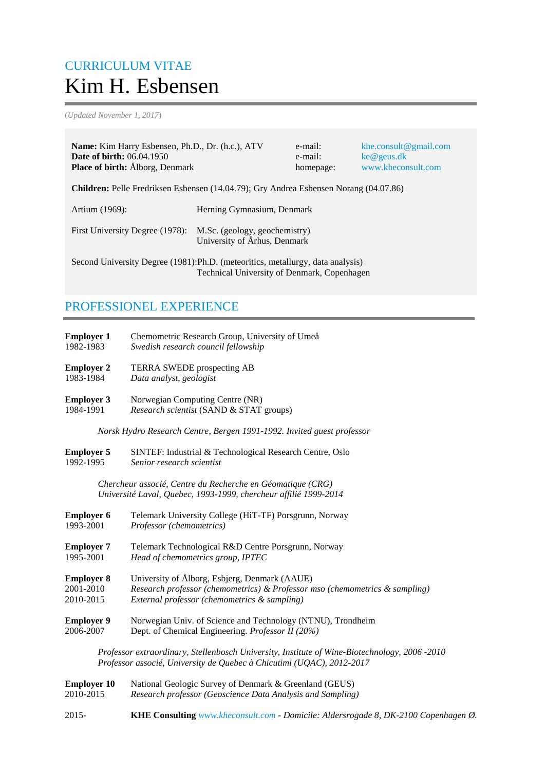CURRICULUM VITAE

# Kim H. Esbensen

(*Updated November 1, 2017*)

**Name:** Kim Harry Esbensen, Ph.D., Dr. (h.c.), ATV
**Date of birth:** 06.04.1950
**Place of birth:** Ålborg, Denmark

e-mail: khe.consult@gmail.com
e-mail: ke@geus.dk
homepage: www.kheconsult.com

**Children:** Pelle Fredriksen Esbensen (14.04.79); Gry Andrea Esbensen Norang (04.07.86)

| | |
|---|---|
| Artium (1969): | Herning Gymnasium, Denmark |
| First University Degree (1978): | M.Sc. (geology, geochemistry)<br>University of Århus, Denmark |
| Second University Degree (1981): | Ph.D. (meteoritics, metallurgy, data analysis)<br>Technical University of Denmark, Copenhagen |

## PROFESSIONEL EXPERIENCE

**Employer 1** — Chemometric Research Group, University of Umeå
1982-1983 — *Swedish research council fellowship*

**Employer 2** — TERRA SWEDE prospecting AB
1983-1984 — *Data analyst, geologist*

**Employer 3** — Norwegian Computing Centre (NR)
1984-1991 — *Research scientist* (SAND & STAT groups)

*Norsk Hydro Research Centre, Bergen 1991-1992. Invited guest professor*

**Employer 5** — SINTEF: Industrial & Technological Research Centre, Oslo
1992-1995 — *Senior research scientist*

*Chercheur associé, Centre du Recherche en Géomatique (CRG)*
*Université Laval, Quebec, 1993-1999, chercheur affilié 1999-2014*

**Employer 6** — Telemark University College (HiT-TF) Porsgrunn, Norway
1993-2001 — *Professor (chemometrics)*

**Employer 7** — Telemark Technological R&D Centre Porsgrunn, Norway
1995-2001 — *Head of chemometrics group, IPTEC*

**Employer 8** — University of Ålborg, Esbjerg, Denmark (AAUE)
2001-2010 — *Research professor (chemometrics) & Professor mso (chemometrics & sampling)*
2010-2015 — *External professor (chemometrics & sampling)*

**Employer 9** — Norwegian Univ. of Science and Technology (NTNU), Trondheim
2006-2007 — Dept. of Chemical Engineering. *Professor II (20%)*

*Professor extraordinary, Stellenbosch University, Institute of Wine-Biotechnology, 2006 -2010*
*Professor associé, University de Quebec à Chicutimi (UQAC), 2012-2017*

**Employer 10** — National Geologic Survey of Denmark & Greenland (GEUS)
2010-2015 — *Research professor (Geoscience Data Analysis and Sampling)*

2015- — **KHE Consulting** *www.kheconsult.com - Domicile: Aldersrogade 8, DK-2100 Copenhagen Ø.*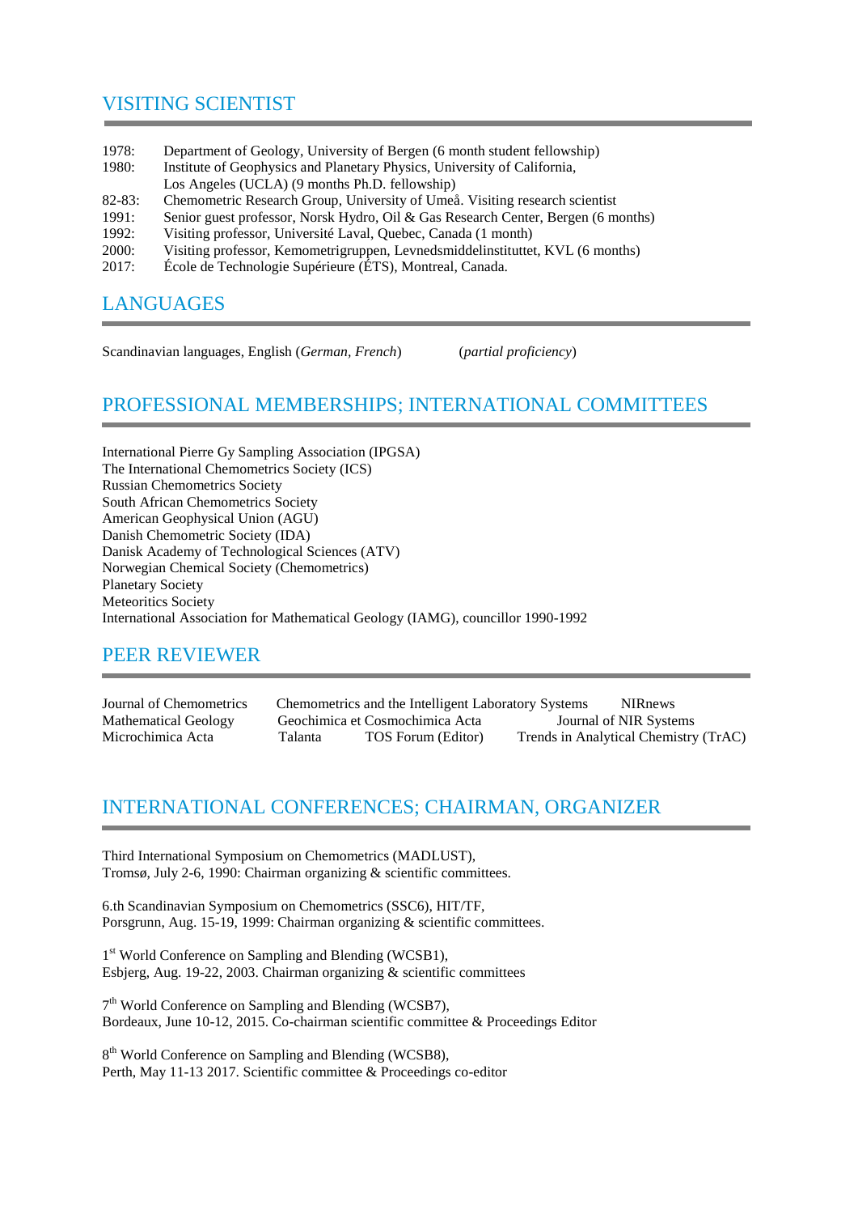## VISITING SCIENTIST

1978: Department of Geology, University of Bergen (6 month student fellowship)
1980: Institute of Geophysics and Planetary Physics, University of California, Los Angeles (UCLA) (9 months Ph.D. fellowship)
82-83: Chemometric Research Group, University of Umeå. Visiting research scientist
1991: Senior guest professor, Norsk Hydro, Oil & Gas Research Center, Bergen (6 months)
1992: Visiting professor, Université Laval, Quebec, Canada (1 month)
2000: Visiting professor, Kemometrigruppen, Levnedsmiddelinstituttet, KVL (6 months)
2017: École de Technologie Supérieure (ÉTS), Montreal, Canada.

## LANGUAGES

Scandinavian languages, English (*German, French*) (*partial proficiency*)

## PROFESSIONAL MEMBERSHIPS; INTERNATIONAL COMMITTEES

International Pierre Gy Sampling Association (IPGSA)
The International Chemometrics Society (ICS)
Russian Chemometrics Society
South African Chemometrics Society
American Geophysical Union (AGU)
Danish Chemometric Society (IDA)
Danish Academy of Technological Sciences (ATV)
Norwegian Chemical Society (Chemometrics)
Planetary Society
Meteoritics Society
International Association for Mathematical Geology (IAMG), councillor 1990-1992

## PEER REVIEWER

Journal of Chemometrics
Chemometrics and the Intelligent Laboratory Systems
NIRnews
Mathematical Geology
Geochimica et Cosmochimica Acta
Journal of NIR Systems
Microchimica Acta
Talanta
TOS Forum (Editor)
Trends in Analytical Chemistry (TrAC)

## INTERNATIONAL CONFERENCES; CHAIRMAN, ORGANIZER

Third International Symposium on Chemometrics (MADLUST),
Tromsø, July 2-6, 1990: Chairman organizing & scientific committees.

6.th Scandinavian Symposium on Chemometrics (SSC6), HIT/TF,
Porsgrunn, Aug. 15-19, 1999: Chairman organizing & scientific committees.

1st World Conference on Sampling and Blending (WCSB1),
Esbjerg, Aug. 19-22, 2003. Chairman organizing & scientific committees

7th World Conference on Sampling and Blending (WCSB7),
Bordeaux, June 10-12, 2015. Co-chairman scientific committee & Proceedings Editor

8th World Conference on Sampling and Blending (WCSB8),
Perth, May 11-13 2017. Scientific committee & Proceedings co-editor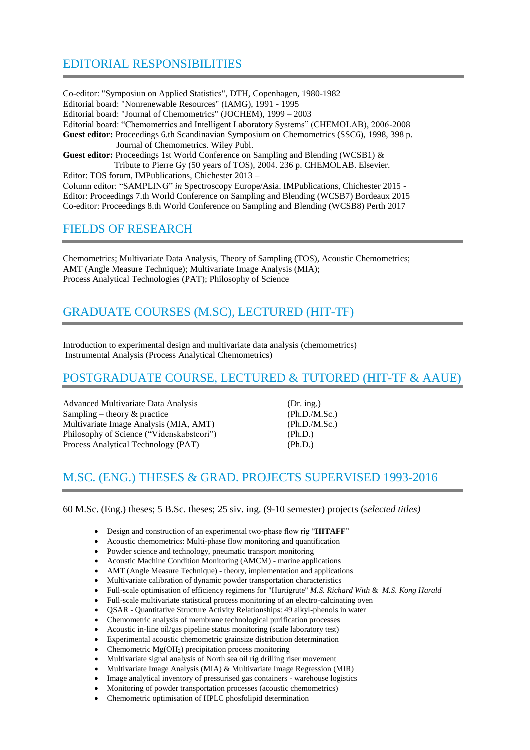## EDITORIAL RESPONSIBILITIES

Co-editor: "Symposiun on Applied Statistics", DTH, Copenhagen, 1980-1982
Editorial board: "Nonrenewable Resources" (IAMG), 1991 - 1995
Editorial board: "Journal of Chemometrics" (JOCHEM), 1999 – 2003
Editorial board: "Chemometrics and Intelligent Laboratory Systems" (CHEMOLAB), 2006-2008
**Guest editor:** Proceedings 6.th Scandinavian Symposium on Chemometrics (SSC6), 1998, 398 p. Journal of Chemometrics. Wiley Publ.
**Guest editor:** Proceedings 1st World Conference on Sampling and Blending (WCSB1) & Tribute to Pierre Gy (50 years of TOS), 2004. 236 p. CHEMOLAB. Elsevier.
Editor: TOS forum, IMPublications, Chichester 2013 –
Column editor: "SAMPLING" *in* Spectroscopy Europe/Asia. IMPublications, Chichester 2015 -
Editor: Proceedings 7.th World Conference on Sampling and Blending (WCSB7) Bordeaux 2015
Co-editor: Proceedings 8.th World Conference on Sampling and Blending (WCSB8) Perth 2017

## FIELDS OF RESEARCH

Chemometrics; Multivariate Data Analysis, Theory of Sampling (TOS), Acoustic Chemometrics; AMT (Angle Measure Technique); Multivariate Image Analysis (MIA); Process Analytical Technologies (PAT); Philosophy of Science

## GRADUATE COURSES (M.SC), LECTURED (HIT-TF)

Introduction to experimental design and multivariate data analysis (chemometrics)
Instrumental Analysis (Process Analytical Chemometrics)

## POSTGRADUATE COURSE, LECTURED & TUTORED (HIT-TF & AAUE)

| | |
|---|---|
| Advanced Multivariate Data Analysis | (Dr. ing.) |
| Sampling – theory & practice | (Ph.D./M.Sc.) |
| Multivariate Image Analysis (MIA, AMT) | (Ph.D./M.Sc.) |
| Philosophy of Science ("Videnskabsteori") | (Ph.D.) |
| Process Analytical Technology (PAT) | (Ph.D.) |

## M.SC. (ENG.) THESES & GRAD. PROJECTS SUPERVISED 1993-2016

60 M.Sc. (Eng.) theses; 5 B.Sc. theses; 25 siv. ing. (9-10 semester) projects (s*elected titles)*

- Design and construction of an experimental two-phase flow rig "**HITAFF**"
- Acoustic chemometrics: Multi-phase flow monitoring and quantification
- Powder science and technology, pneumatic transport monitoring
- Acoustic Machine Condition Monitoring (AMCM) - marine applications
- AMT (Angle Measure Technique) - theory, implementation and applications
- Multivariate calibration of dynamic powder transportation characteristics
- Full-scale optimisation of efficiency regimens for "Hurtigrute" *M.S. Richard With* & *M.S. Kong Harald*
- Full-scale multivariate statistical process monitoring of an electro-calcinating oven
- QSAR - Quantitative Structure Activity Relationships: 49 alkyl-phenols in water
- Chemometric analysis of membrane technological purification processes
- Acoustic in-line oil/gas pipeline status monitoring (scale laboratory test)
- Experimental acoustic chemometric grainsize distribution determination
- Chemometric $Mg(OH_2)$ precipitation process monitoring
- Multivariate signal analysis of North sea oil rig drilling riser movement
- Multivariate Image Analysis (MIA) & Multivariate Image Regression (MIR)
- Image analytical inventory of pressurised gas containers - warehouse logistics
- Monitoring of powder transportation processes (acoustic chemometrics)
- Chemometric optimisation of HPLC phosfolipid determination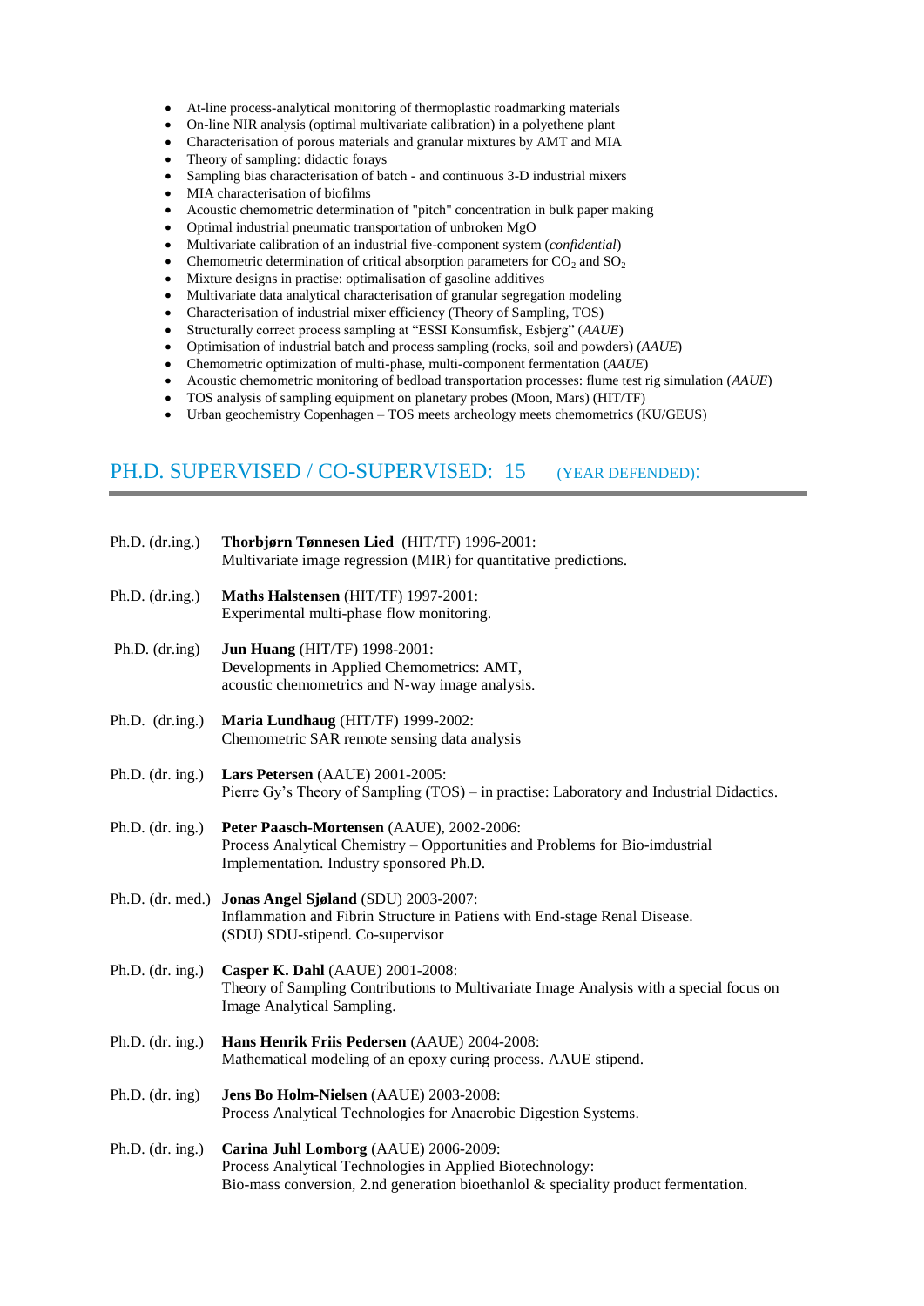- At-line process-analytical monitoring of thermoplastic roadmarking materials
- On-line NIR analysis (optimal multivariate calibration) in a polyethene plant
- Characterisation of porous materials and granular mixtures by AMT and MIA
- Theory of sampling: didactic forays
- Sampling bias characterisation of batch - and continuous 3-D industrial mixers
- MIA characterisation of biofilms
- Acoustic chemometric determination of "pitch" concentration in bulk paper making
- Optimal industrial pneumatic transportation of unbroken MgO
- Multivariate calibration of an industrial five-component system (*confidential*)
- Chemometric determination of critical absorption parameters for $CO_2$ and $SO_2$
- Mixture designs in practise: optimalisation of gasoline additives
- Multivariate data analytical characterisation of granular segregation modeling
- Characterisation of industrial mixer efficiency (Theory of Sampling, TOS)
- Structurally correct process sampling at "ESSI Konsumfisk, Esbjerg" (*AAUE*)
- Optimisation of industrial batch and process sampling (rocks, soil and powders) (*AAUE*)
- Chemometric optimization of multi-phase, multi-component fermentation (*AAUE*)
- Acoustic chemometric monitoring of bedload transportation processes: flume test rig simulation (*AAUE*)
- TOS analysis of sampling equipment on planetary probes (Moon, Mars) (HIT/TF)
- Urban geochemistry Copenhagen – TOS meets archeology meets chemometrics (KU/GEUS)

## PH.D. SUPERVISED / CO-SUPERVISED: 15 (YEAR DEFENDED):

Ph.D. (dr.ing.) **Thorbjørn Tønnesen Lied** (HIT/TF) 1996-2001:
Multivariate image regression (MIR) for quantitative predictions.

Ph.D. (dr.ing.) **Maths Halstensen** (HIT/TF) 1997-2001:
Experimental multi-phase flow monitoring.

Ph.D. (dr.ing) **Jun Huang** (HIT/TF) 1998-2001:
Developments in Applied Chemometrics: AMT, acoustic chemometrics and N-way image analysis.

Ph.D. (dr.ing.) **Maria Lundhaug** (HIT/TF) 1999-2002:
Chemometric SAR remote sensing data analysis

Ph.D. (dr. ing.) **Lars Petersen** (AAUE) 2001-2005:
Pierre Gy's Theory of Sampling (TOS) – in practise: Laboratory and Industrial Didactics.

Ph.D. (dr. ing.) **Peter Paasch-Mortensen** (AAUE), 2002-2006:
Process Analytical Chemistry – Opportunities and Problems for Bio-imdustrial Implementation. Industry sponsored Ph.D.

Ph.D. (dr. med.) **Jonas Angel Sjøland** (SDU) 2003-2007:
Inflammation and Fibrin Structure in Patiens with End-stage Renal Disease. (SDU) SDU-stipend. Co-supervisor

Ph.D. (dr. ing.) **Casper K. Dahl** (AAUE) 2001-2008:
Theory of Sampling Contributions to Multivariate Image Analysis with a special focus on Image Analytical Sampling.

Ph.D. (dr. ing.) **Hans Henrik Friis Pedersen** (AAUE) 2004-2008:
Mathematical modeling of an epoxy curing process. AAUE stipend.

Ph.D. (dr. ing) **Jens Bo Holm-Nielsen** (AAUE) 2003-2008:
Process Analytical Technologies for Anaerobic Digestion Systems.

Ph.D. (dr. ing.) **Carina Juhl Lomborg** (AAUE) 2006-2009:
Process Analytical Technologies in Applied Biotechnology:
Bio-mass conversion, 2.nd generation bioethanlol & speciality product fermentation.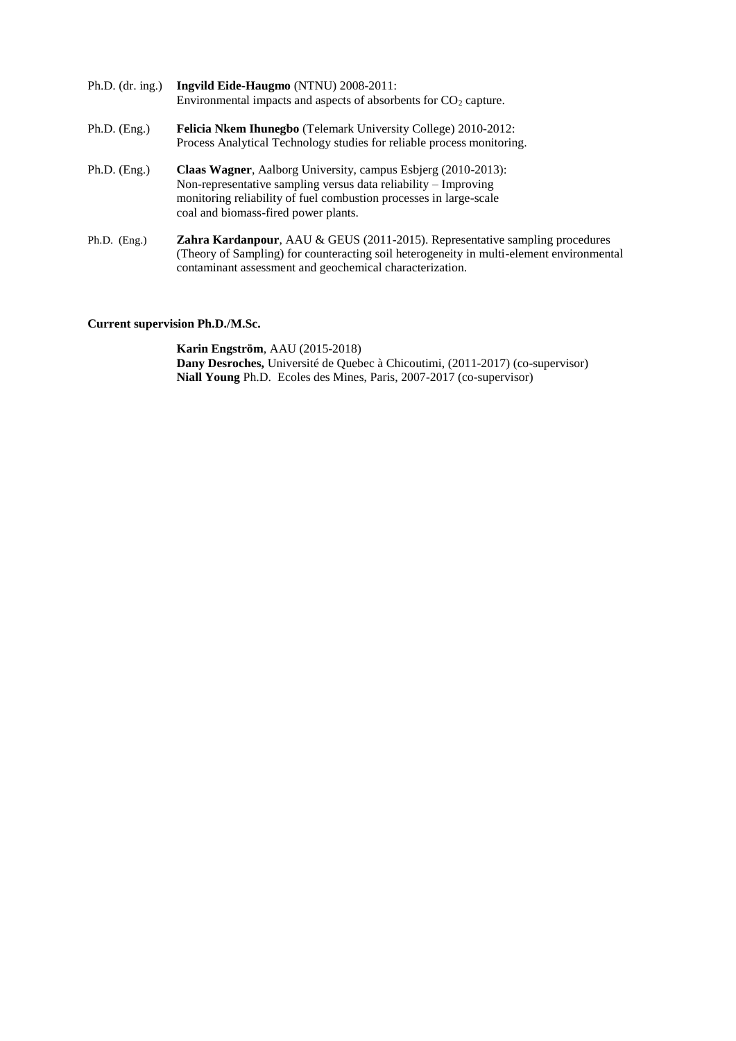Ph.D. (dr. ing.) **Ingvild Eide-Haugmo** (NTNU) 2008-2011:
Environmental impacts and aspects of absorbents for $CO_2$ capture.

Ph.D. (Eng.) **Felicia Nkem Ihunegbo** (Telemark University College) 2010-2012:
Process Analytical Technology studies for reliable process monitoring.

Ph.D. (Eng.) **Claas Wagner**, Aalborg University, campus Esbjerg (2010-2013):
Non-representative sampling versus data reliability – Improving monitoring reliability of fuel combustion processes in large-scale coal and biomass-fired power plants.

Ph.D. (Eng.) **Zahra Kardanpour**, AAU & GEUS (2011-2015). Representative sampling procedures (Theory of Sampling) for counteracting soil heterogeneity in multi-element environmental contaminant assessment and geochemical characterization.

**Current supervision Ph.D./M.Sc.**

**Karin Engström**, AAU (2015-2018)
**Dany Desroches,** Université de Quebec à Chicoutimi, (2011-2017) (co-supervisor)
**Niall Young** Ph.D. Ecoles des Mines, Paris, 2007-2017 (co-supervisor)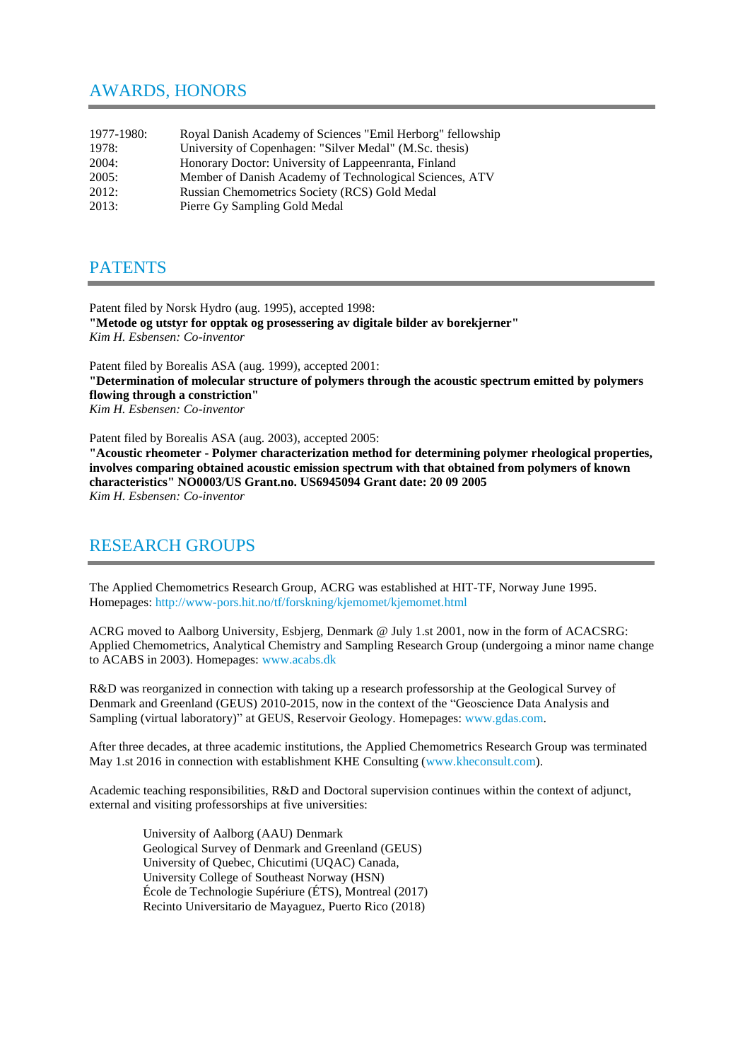## AWARDS, HONORS

| | |
|---|---|
| 1977-1980: | Royal Danish Academy of Sciences "Emil Herborg" fellowship |
| 1978: | University of Copenhagen: "Silver Medal" (M.Sc. thesis) |
| 2004: | Honorary Doctor: University of Lappeenranta, Finland |
| 2005: | Member of Danish Academy of Technological Sciences, ATV |
| 2012: | Russian Chemometrics Society (RCS) Gold Medal |
| 2013: | Pierre Gy Sampling Gold Medal |

## PATENTS

Patent filed by Norsk Hydro (aug. 1995), accepted 1998:
**"Metode og utstyr for opptak og prosessering av digitale bilder av borekjerner"**
*Kim H. Esbensen: Co-inventor*

Patent filed by Borealis ASA (aug. 1999), accepted 2001:
**"Determination of molecular structure of polymers through the acoustic spectrum emitted by polymers flowing through a constriction"**
*Kim H. Esbensen: Co-inventor*

Patent filed by Borealis ASA (aug. 2003), accepted 2005:
**"Acoustic rheometer - Polymer characterization method for determining polymer rheological properties, involves comparing obtained acoustic emission spectrum with that obtained from polymers of known characteristics" NO0003/US Grant.no. US6945094 Grant date: 20 09 2005**
*Kim H. Esbensen: Co-inventor*

## RESEARCH GROUPS

The Applied Chemometrics Research Group, ACRG was established at HIT-TF, Norway June 1995. Homepages: http://www-pors.hit.no/tf/forskning/kjemomet/kjemomet.html

ACRG moved to Aalborg University, Esbjerg, Denmark @ July 1.st 2001, now in the form of ACACSRG: Applied Chemometrics, Analytical Chemistry and Sampling Research Group (undergoing a minor name change to ACABS in 2003). Homepages: www.acabs.dk

R&D was reorganized in connection with taking up a research professorship at the Geological Survey of Denmark and Greenland (GEUS) 2010-2015, now in the context of the "Geoscience Data Analysis and Sampling (virtual laboratory)" at GEUS, Reservoir Geology. Homepages: www.gdas.com.

After three decades, at three academic institutions, the Applied Chemometrics Research Group was terminated May 1.st 2016 in connection with establishment KHE Consulting (www.kheconsult.com).

Academic teaching responsibilities, R&D and Doctoral supervision continues within the context of adjunct, external and visiting professorships at five universities:

University of Aalborg (AAU) Denmark
Geological Survey of Denmark and Greenland (GEUS)
University of Quebec, Chicutimi (UQAC) Canada,
University College of Southeast Norway (HSN)
École de Technologie Supériure (ÉTS), Montreal (2017)
Recinto Universitario de Mayaguez, Puerto Rico (2018)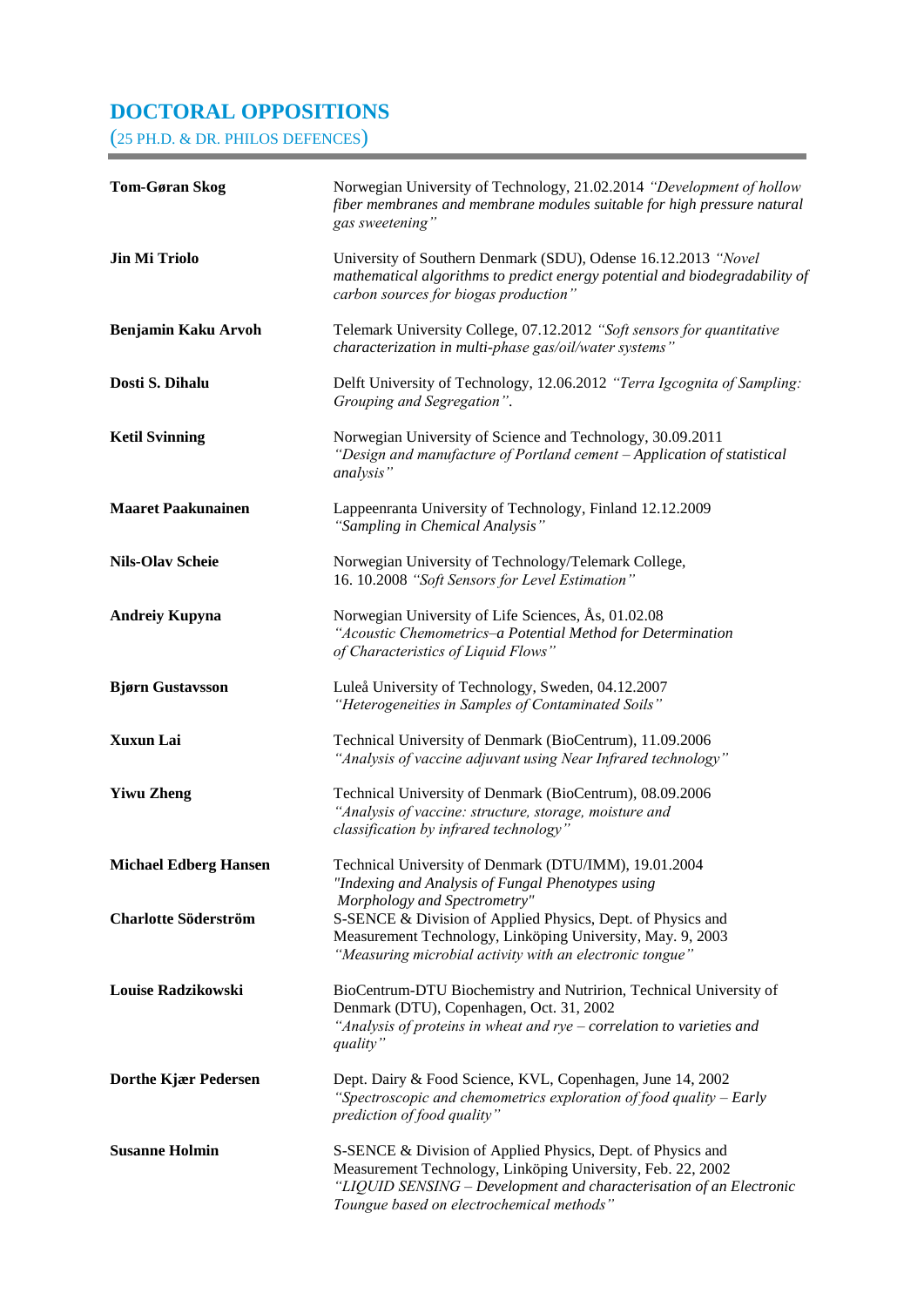# DOCTORAL OPPOSITIONS

(25 PH.D. & DR. PHILOS DEFENCES)

| | |
|---|---|
| **Tom-Gøran Skog** | Norwegian University of Technology, 21.02.2014 *"Development of hollow fiber membranes and membrane modules suitable for high pressure natural gas sweetening"* |
| **Jin Mi Triolo** | University of Southern Denmark (SDU), Odense 16.12.2013 *"Novel mathematical algorithms to predict energy potential and biodegradability of carbon sources for biogas production"* |
| **Benjamin Kaku Arvoh** | Telemark University College, 07.12.2012 *"Soft sensors for quantitative characterization in multi-phase gas/oil/water systems"* |
| **Dosti S. Dihalu** | Delft University of Technology, 12.06.2012 *"Terra Igcognita of Sampling: Grouping and Segregation"*. |
| **Ketil Svinning** | Norwegian University of Science and Technology, 30.09.2011 *"Design and manufacture of Portland cement – Application of statistical analysis"* |
| **Maaret Paakunainen** | Lappeenranta University of Technology, Finland 12.12.2009 *"Sampling in Chemical Analysis"* |
| **Nils-Olav Scheie** | Norwegian University of Technology/Telemark College, 16. 10.2008 *"Soft Sensors for Level Estimation"* |
| **Andreiy Kupyna** | Norwegian University of Life Sciences, Ås, 01.02.08 *"Acoustic Chemometrics–a Potential Method for Determination of Characteristics of Liquid Flows"* |
| **Bjørn Gustavsson** | Luleå University of Technology, Sweden, 04.12.2007 *"Heterogeneities in Samples of Contaminated Soils"* |
| **Xuxun Lai** | Technical University of Denmark (BioCentrum), 11.09.2006 *"Analysis of vaccine adjuvant using Near Infrared technology"* |
| **Yiwu Zheng** | Technical University of Denmark (BioCentrum), 08.09.2006 *"Analysis of vaccine: structure, storage, moisture and classification by infrared technology"* |
| **Michael Edberg Hansen** | Technical University of Denmark (DTU/IMM), 19.01.2004 *"Indexing and Analysis of Fungal Phenotypes using Morphology and Spectrometry"* |
| **Charlotte Söderström** | S-SENCE & Division of Applied Physics, Dept. of Physics and Measurement Technology, Linköping University, May. 9, 2003 *"Measuring microbial activity with an electronic tongue"* |
| **Louise Radzikowski** | BioCentrum-DTU Biochemistry and Nutririon, Technical University of Denmark (DTU), Copenhagen, Oct. 31, 2002 *"Analysis of proteins in wheat and rye – correlation to varieties and quality"* |
| **Dorthe Kjær Pedersen** | Dept. Dairy & Food Science, KVL, Copenhagen, June 14, 2002 *"Spectroscopic and chemometrics exploration of food quality – Early prediction of food quality"* |
| **Susanne Holmin** | S-SENCE & Division of Applied Physics, Dept. of Physics and Measurement Technology, Linköping University, Feb. 22, 2002 *"LIQUID SENSING – Development and characterisation of an Electronic Toungue based on electrochemical methods"* |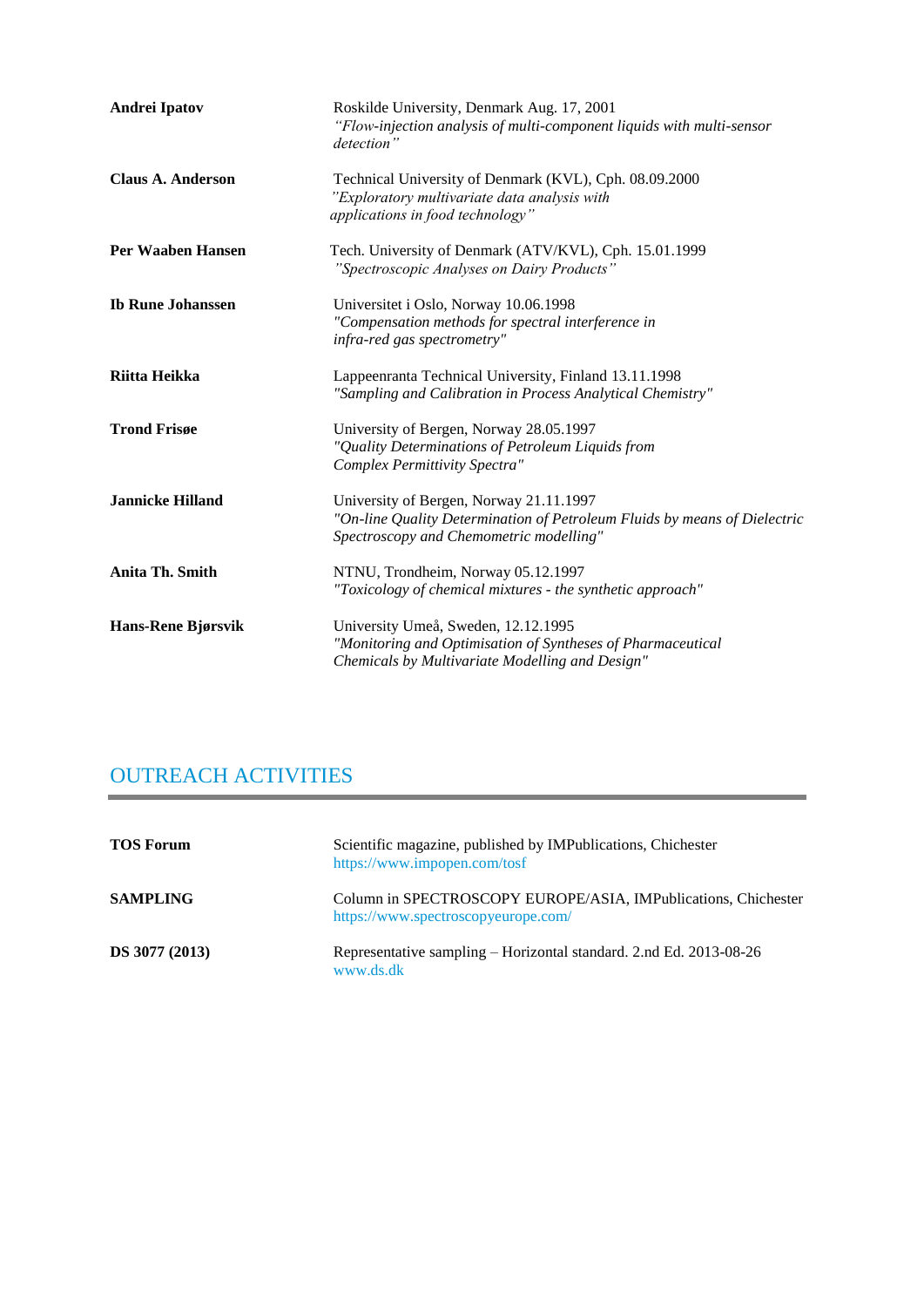**Andrei Ipatov** | Roskilde University, Denmark Aug. 17, 2001
*"Flow-injection analysis of multi-component liquids with multi-sensor detection"*

**Claus A. Anderson** | Technical University of Denmark (KVL), Cph. 08.09.2000
*"Exploratory multivariate data analysis with applications in food technology"*

**Per Waaben Hansen** | Tech. University of Denmark (ATV/KVL), Cph. 15.01.1999
*"Spectroscopic Analyses on Dairy Products"*

**Ib Rune Johanssen** | Universitet i Oslo, Norway 10.06.1998
*"Compensation methods for spectral interference in infra-red gas spectrometry"*

**Riitta Heikka** | Lappeenranta Technical University, Finland 13.11.1998
*"Sampling and Calibration in Process Analytical Chemistry"*

**Trond Frisøe** | University of Bergen, Norway 28.05.1997
*"Quality Determinations of Petroleum Liquids from Complex Permittivity Spectra"*

**Jannicke Hilland** | University of Bergen, Norway 21.11.1997
*"On-line Quality Determination of Petroleum Fluids by means of Dielectric Spectroscopy and Chemometric modelling"*

**Anita Th. Smith** | NTNU, Trondheim, Norway 05.12.1997
*"Toxicology of chemical mixtures - the synthetic approach"*

**Hans-Rene Bjørsvik** | University Umeå, Sweden, 12.12.1995
*"Monitoring and Optimisation of Syntheses of Pharmaceutical Chemicals by Multivariate Modelling and Design"*

## OUTREACH ACTIVITIES

**TOS Forum** | Scientific magazine, published by IMPublications, Chichester
https://www.impopen.com/tosf

**SAMPLING** | Column in SPECTROSCOPY EUROPE/ASIA, IMPublications, Chichester
https://www.spectroscopyeurope.com/

**DS 3077 (2013)** | Representative sampling – Horizontal standard. 2.nd Ed. 2013-08-26
www.ds.dk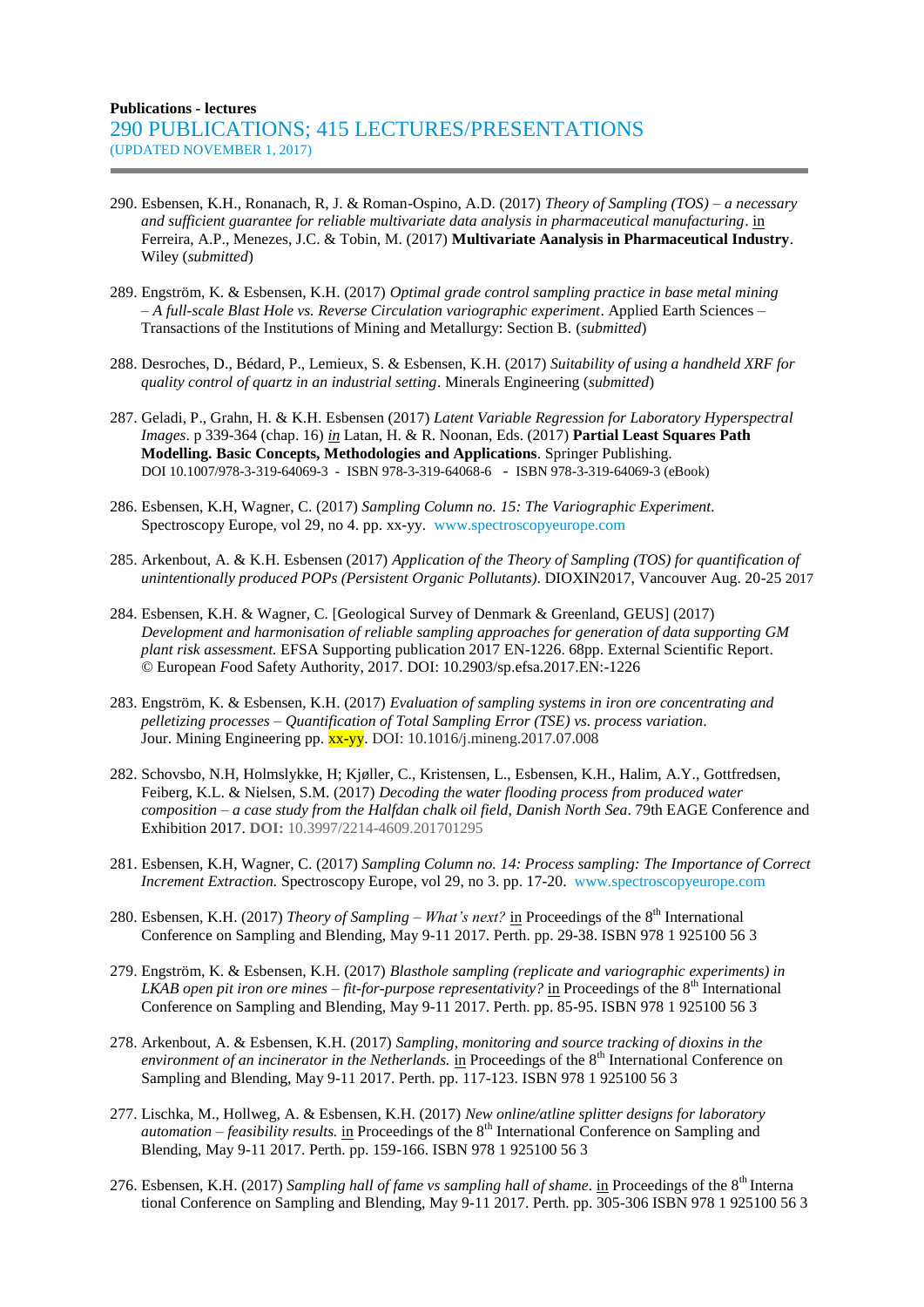**Publications - lectures**

290 PUBLICATIONS; 415 LECTURES/PRESENTATIONS
(UPDATED NOVEMBER 1, 2017)

290. Esbensen, K.H., Ronanach, R, J. & Roman-Ospino, A.D. (2017) *Theory of Sampling (TOS) – a necessary and sufficient guarantee for reliable multivariate data analysis in pharmaceutical manufacturing*. in Ferreira, A.P., Menezes, J.C. & Tobin, M. (2017) **Multivariate Aanalysis in Pharmaceutical Industry**. Wiley (*submitted*)

289. Engström, K. & Esbensen, K.H. (2017) *Optimal grade control sampling practice in base metal mining – A full-scale Blast Hole vs. Reverse Circulation variographic experiment*. Applied Earth Sciences – Transactions of the Institutions of Mining and Metallurgy: Section B. (*submitted*)

288. Desroches, D., Bédard, P., Lemieux, S. & Esbensen, K.H. (2017) *Suitability of using a handheld XRF for quality control of quartz in an industrial setting*. Minerals Engineering (*submitted*)

287. Geladi, P., Grahn, H. & K.H. Esbensen (2017) *Latent Variable Regression for Laboratory Hyperspectral Images*. p 339-364 (chap. 16) *in* Latan, H. & R. Noonan, Eds. (2017) **Partial Least Squares Path Modelling. Basic Concepts, Methodologies and Applications**. Springer Publishing. DOI 10.1007/978-3-319-64069-3 - ISBN 978-3-319-64068-6 - ISBN 978-3-319-64069-3 (eBook)

286. Esbensen, K.H, Wagner, C. (2017) *Sampling Column no. 15: The Variographic Experiment.* Spectroscopy Europe, vol 29, no 4. pp. xx-yy. www.spectroscopyeurope.com

285. Arkenbout, A. & K.H. Esbensen (2017) *Application of the Theory of Sampling (TOS) for quantification of unintentionally produced POPs (Persistent Organic Pollutants)*. DIOXIN2017, Vancouver Aug. 20-25 2017

284. Esbensen, K.H. & Wagner, C. [Geological Survey of Denmark & Greenland, GEUS] (2017) *Development and harmonisation of reliable sampling approaches for generation of data supporting GM plant risk assessment.* EFSA Supporting publication 2017 EN-1226. 68pp. External Scientific Report. © European Food Safety Authority, 2017. DOI: 10.2903/sp.efsa.2017.EN:-1226

283. Engström, K. & Esbensen, K.H. (2017) *Evaluation of sampling systems in iron ore concentrating and pelletizing processes – Quantification of Total Sampling Error (TSE) vs. process variation*. Jour. Mining Engineering pp. xx-yy. DOI: 10.1016/j.mineng.2017.07.008

282. Schovsbo, N.H, Holmslykke, H; Kjøller, C., Kristensen, L., Esbensen, K.H., Halim, A.Y., Gottfredsen, Feiberg, K.L. & Nielsen, S.M. (2017) *Decoding the water flooding process from produced water composition – a case study from the Halfdan chalk oil field, Danish North Sea*. 79th EAGE Conference and Exhibition 2017. **DOI:** 10.3997/2214-4609.201701295

281. Esbensen, K.H, Wagner, C. (2017) *Sampling Column no. 14: Process sampling: The Importance of Correct Increment Extraction.* Spectroscopy Europe, vol 29, no 3. pp. 17-20. www.spectroscopyeurope.com

280. Esbensen, K.H. (2017) *Theory of Sampling – What's next?* in Proceedings of the 8th International Conference on Sampling and Blending, May 9-11 2017. Perth. pp. 29-38. ISBN 978 1 925100 56 3

279. Engström, K. & Esbensen, K.H. (2017) *Blasthole sampling (replicate and variographic experiments) in LKAB open pit iron ore mines – fit-for-purpose representativity?* in Proceedings of the 8th International Conference on Sampling and Blending, May 9-11 2017. Perth. pp. 85-95. ISBN 978 1 925100 56 3

278. Arkenbout, A. & Esbensen, K.H. (2017) *Sampling, monitoring and source tracking of dioxins in the environment of an incinerator in the Netherlands.* in Proceedings of the 8th International Conference on Sampling and Blending, May 9-11 2017. Perth. pp. 117-123. ISBN 978 1 925100 56 3

277. Lischka, M., Hollweg, A. & Esbensen, K.H. (2017) *New online/atline splitter designs for laboratory automation – feasibility results.* in Proceedings of the 8th International Conference on Sampling and Blending, May 9-11 2017. Perth. pp. 159-166. ISBN 978 1 925100 56 3

276. Esbensen, K.H. (2017) *Sampling hall of fame vs sampling hall of shame*. in Proceedings of the 8th International Conference on Sampling and Blending, May 9-11 2017. Perth. pp. 305-306 ISBN 978 1 925100 56 3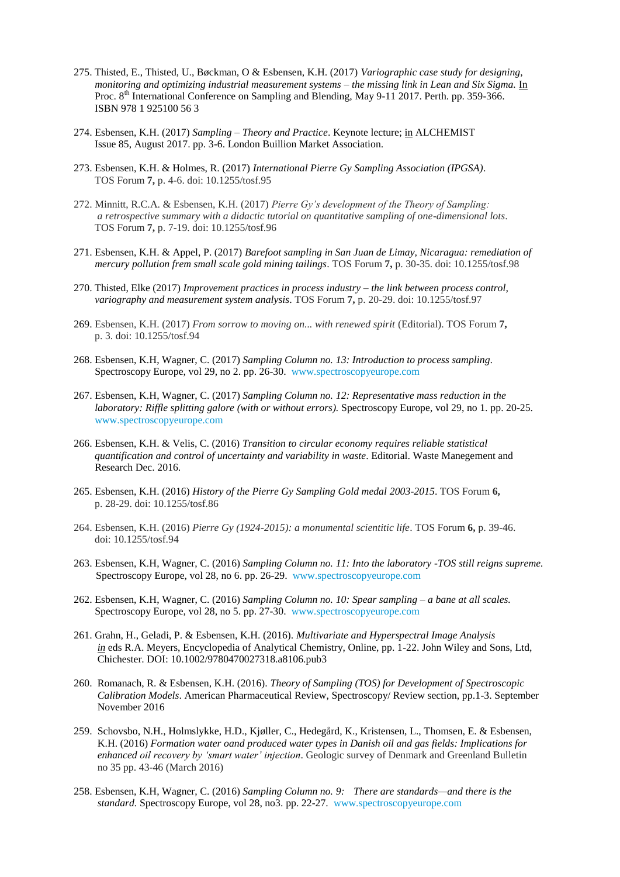275. Thisted, E., Thisted, U., Bøckman, O & Esbensen, K.H. (2017) *Variographic case study for designing, monitoring and optimizing industrial measurement systems – the missing link in Lean and Six Sigma.* In Proc. 8th International Conference on Sampling and Blending, May 9-11 2017. Perth. pp. 359-366. ISBN 978 1 925100 56 3

274. Esbensen, K.H. (2017) *Sampling – Theory and Practice*. Keynote lecture; in ALCHEMIST Issue 85, August 2017. pp. 3-6. London Buillion Market Association.

273. Esbensen, K.H. & Holmes, R. (2017) *International Pierre Gy Sampling Association (IPGSA)*. TOS Forum **7,** p. 4-6. doi: 10.1255/tosf.95

272. Minnitt, R.C.A. & Esbensen, K.H. (2017) *Pierre Gy's development of the Theory of Sampling: a retrospective summary with a didactic tutorial on quantitative sampling of one-dimensional lots*. TOS Forum **7,** p. 7-19. doi: 10.1255/tosf.96

271. Esbensen, K.H. & Appel, P. (2017) *Barefoot sampling in San Juan de Limay, Nicaragua: remediation of mercury pollution frem small scale gold mining tailings*. TOS Forum **7,** p. 30-35. doi: 10.1255/tosf.98

270. Thisted, Elke (2017) *Improvement practices in process industry – the link between process control, variography and measurement system analysis*. TOS Forum **7,** p. 20-29. doi: 10.1255/tosf.97

269. Esbensen, K.H. (2017) *From sorrow to moving on... with renewed spirit* (Editorial). TOS Forum **7,** p. 3. doi: 10.1255/tosf.94

268. Esbensen, K.H, Wagner, C. (2017) *Sampling Column no. 13: Introduction to process sampling*. Spectroscopy Europe, vol 29, no 2. pp. 26-30. www.spectroscopyeurope.com

267. Esbensen, K.H, Wagner, C. (2017) *Sampling Column no. 12: Representative mass reduction in the laboratory: Riffle splitting galore (with or without errors).* Spectroscopy Europe, vol 29, no 1. pp. 20-25. www.spectroscopyeurope.com

266. Esbensen, K.H. & Velis, C. (2016) *Transition to circular economy requires reliable statistical quantification and control of uncertainty and variability in waste*. Editorial. Waste Manegement and Research Dec. 2016.

265. Esbensen, K.H. (2016) *History of the Pierre Gy Sampling Gold medal 2003-2015*. TOS Forum **6,** p. 28-29. doi: 10.1255/tosf.86

264. Esbensen, K.H. (2016) *Pierre Gy (1924-2015): a monumental scientitic life*. TOS Forum **6,** p. 39-46. doi: 10.1255/tosf.94

263. Esbensen, K.H, Wagner, C. (2016) *Sampling Column no. 11: Into the laboratory -TOS still reigns supreme.* Spectroscopy Europe, vol 28, no 6. pp. 26-29. www.spectroscopyeurope.com

262. Esbensen, K.H, Wagner, C. (2016) *Sampling Column no. 10: Spear sampling – a bane at all scales.* Spectroscopy Europe, vol 28, no 5. pp. 27-30. www.spectroscopyeurope.com

261. Grahn, H., Geladi, P. & Esbensen, K.H. (2016). *Multivariate and Hyperspectral Image Analysis* *in* eds R.A. Meyers, Encyclopedia of Analytical Chemistry, Online, pp. 1-22. John Wiley and Sons, Ltd, Chichester. DOI: 10.1002/9780470027318.a8106.pub3

260. Romanach, R. & Esbensen, K.H. (2016). *Theory of Sampling (TOS) for Development of Spectroscopic Calibration Models*. American Pharmaceutical Review, Spectroscopy/ Review section, pp.1-3. September November 2016

259. Schovsbo, N.H., Holmslykke, H.D., Kjøller, C., Hedegård, K., Kristensen, L., Thomsen, E. & Esbensen, K.H. (2016) *Formation water oand produced water types in Danish oil and gas fields: Implications for enhanced oil recovery by 'smart water' injection*. Geologic survey of Denmark and Greenland Bulletin no 35 pp. 43-46 (March 2016)

258. Esbensen, K.H, Wagner, C. (2016) *Sampling Column no. 9: There are standards—and there is the standard.* Spectroscopy Europe, vol 28, no3. pp. 22-27. www.spectroscopyeurope.com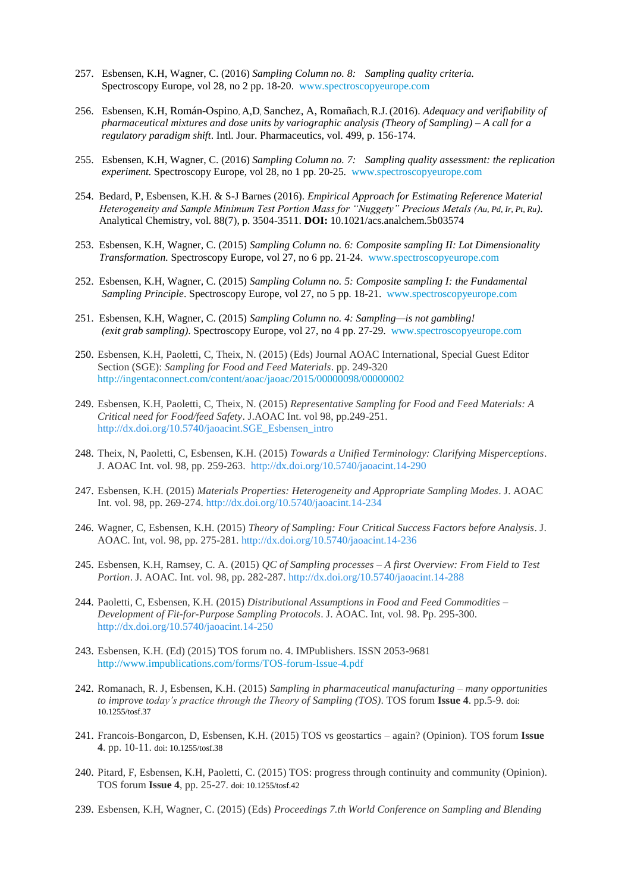257. Esbensen, K.H, Wagner, C. (2016) *Sampling Column no. 8: Sampling quality criteria.* Spectroscopy Europe, vol 28, no 2 pp. 18-20. www.spectroscopyeurope.com

256. Esbensen, K.H, Román-Ospino, A,D, Sanchez, A, Romañach, R.J. (2016). *Adequacy and verifiability of pharmaceutical mixtures and dose units by variographic analysis (Theory of Sampling) – A call for a regulatory paradigm shift*. Intl. Jour. Pharmaceutics, vol. 499, p. 156-174.

255. Esbensen, K.H, Wagner, C. (2016) *Sampling Column no. 7: Sampling quality assessment: the replication experiment.* Spectroscopy Europe, vol 28, no 1 pp. 20-25. www.spectroscopyeurope.com

254. Bedard, P, Esbensen, K.H. & S-J Barnes (2016). *Empirical Approach for Estimating Reference Material Heterogeneity and Sample Minimum Test Portion Mass for "Nuggety" Precious Metals (Au, Pd, Ir, Pt, Ru).* Analytical Chemistry, vol. 88(7), p. 3504-3511. **DOI:** 10.1021/acs.analchem.5b03574

253. Esbensen, K.H, Wagner, C. (2015) *Sampling Column no. 6: Composite sampling II: Lot Dimensionality Transformation.* Spectroscopy Europe, vol 27, no 6 pp. 21-24. www.spectroscopyeurope.com

252. Esbensen, K.H, Wagner, C. (2015) *Sampling Column no. 5: Composite sampling I: the Fundamental Sampling Principle*. Spectroscopy Europe, vol 27, no 5 pp. 18-21. www.spectroscopyeurope.com

251. Esbensen, K.H, Wagner, C. (2015) *Sampling Column no. 4: Sampling—is not gambling! (exit grab sampling).* Spectroscopy Europe, vol 27, no 4 pp. 27-29. www.spectroscopyeurope.com

250. Esbensen, K.H, Paoletti, C, Theix, N. (2015) (Eds) Journal AOAC International, Special Guest Editor Section (SGE): *Sampling for Food and Feed Materials*. pp. 249-320 http://ingentaconnect.com/content/aoac/jaoac/2015/00000098/00000002

249. Esbensen, K.H, Paoletti, C, Theix, N. (2015) *Representative Sampling for Food and Feed Materials: A Critical need for Food/feed Safety*. J.AOAC Int. vol 98, pp.249-251. http://dx.doi.org/10.5740/jaoacint.SGE_Esbensen_intro

248. Theix, N, Paoletti, C, Esbensen, K.H. (2015) *Towards a Unified Terminology: Clarifying Misperceptions*. J. AOAC Int. vol. 98, pp. 259-263. http://dx.doi.org/10.5740/jaoacint.14-290

247. Esbensen, K.H. (2015) *Materials Properties: Heterogeneity and Appropriate Sampling Modes*. J. AOAC Int. vol. 98, pp. 269-274. http://dx.doi.org/10.5740/jaoacint.14-234

246. Wagner, C, Esbensen, K.H. (2015) *Theory of Sampling: Four Critical Success Factors before Analysis*. J. AOAC. Int, vol. 98, pp. 275-281. http://dx.doi.org/10.5740/jaoacint.14-236

245. Esbensen, K.H, Ramsey, C. A. (2015) *QC of Sampling processes – A first Overview: From Field to Test Portion*. J. AOAC. Int. vol. 98, pp. 282-287. http://dx.doi.org/10.5740/jaoacint.14-288

244. Paoletti, C, Esbensen, K.H. (2015) *Distributional Assumptions in Food and Feed Commodities – Development of Fit-for-Purpose Sampling Protocols*. J. AOAC. Int, vol. 98. Pp. 295-300. http://dx.doi.org/10.5740/jaoacint.14-250

243. Esbensen, K.H. (Ed) (2015) TOS forum no. 4. IMPublishers. ISSN 2053-9681 http://www.impublications.com/forms/TOS-forum-Issue-4.pdf

242. Romanach, R. J, Esbensen, K.H. (2015) *Sampling in pharmaceutical manufacturing – many opportunities to improve today's practice through the Theory of Sampling (TOS)*. TOS forum **Issue 4**. pp.5-9. doi: 10.1255/tosf.37

241. Francois-Bongarcon, D, Esbensen, K.H. (2015) TOS vs geostartics – again? (Opinion). TOS forum **Issue 4**. pp. 10-11. doi: 10.1255/tosf.38

240. Pitard, F, Esbensen, K.H, Paoletti, C. (2015) TOS: progress through continuity and community (Opinion). TOS forum **Issue 4**, pp. 25-27. doi: 10.1255/tosf.42

239. Esbensen, K.H, Wagner, C. (2015) (Eds) *Proceedings 7.th World Conference on Sampling and Blending*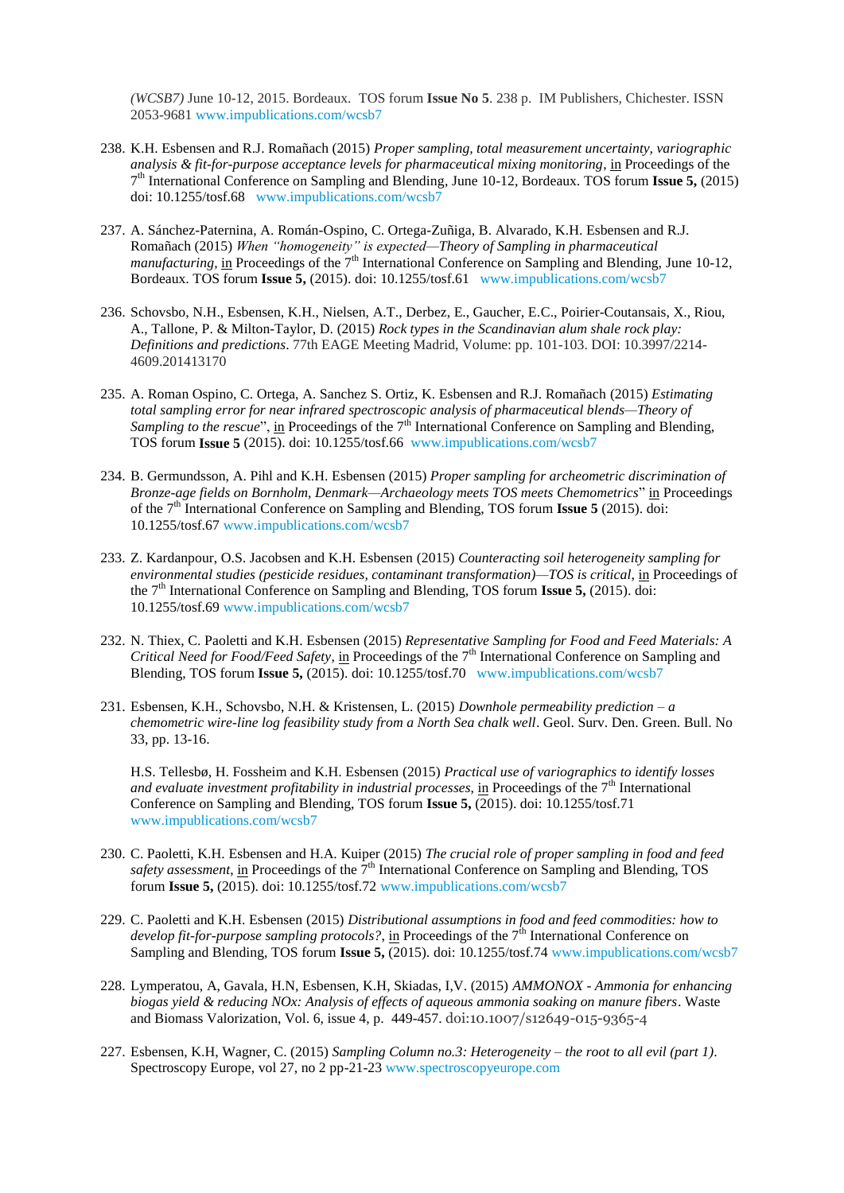*(WCSB7)* June 10-12, 2015. Bordeaux. TOS forum **Issue No 5**. 238 p. IM Publishers, Chichester. ISSN 2053-9681 www.impublications.com/wcsb7

238. K.H. Esbensen and R.J. Romañach (2015) *Proper sampling, total measurement uncertainty, variographic analysis & fit-for-purpose acceptance levels for pharmaceutical mixing monitoring*, in Proceedings of the 7th International Conference on Sampling and Blending, June 10-12, Bordeaux. TOS forum **Issue 5,** (2015) doi: 10.1255/tosf.68 www.impublications.com/wcsb7

237. A. Sánchez-Paternina, A. Román-Ospino, C. Ortega-Zuñiga, B. Alvarado, K.H. Esbensen and R.J. Romañach (2015) *When "homogeneity" is expected—Theory of Sampling in pharmaceutical manufacturing*, in Proceedings of the 7th International Conference on Sampling and Blending, June 10-12, Bordeaux. TOS forum **Issue 5,** (2015). doi: 10.1255/tosf.61 www.impublications.com/wcsb7

236. Schovsbo, N.H., Esbensen, K.H., Nielsen, A.T., Derbez, E., Gaucher, E.C., Poirier-Coutansais, X., Riou, A., Tallone, P. & Milton-Taylor, D. (2015) *Rock types in the Scandinavian alum shale rock play: Definitions and predictions*. 77th EAGE Meeting Madrid, Volume: pp. 101-103. DOI: 10.3997/2214-4609.201413170

235. A. Roman Ospino, C. Ortega, A. Sanchez S. Ortiz, K. Esbensen and R.J. Romañach (2015) *Estimating total sampling error for near infrared spectroscopic analysis of pharmaceutical blends—Theory of Sampling to the rescue*", in Proceedings of the 7th International Conference on Sampling and Blending, TOS forum **Issue 5** (2015). doi: 10.1255/tosf.66 www.impublications.com/wcsb7

234. B. Germundsson, A. Pihl and K.H. Esbensen (2015) *Proper sampling for archeometric discrimination of Bronze-age fields on Bornholm, Denmark—Archaeology meets TOS meets Chemometrics*" in Proceedings of the 7th International Conference on Sampling and Blending, TOS forum **Issue 5** (2015). doi: 10.1255/tosf.67 www.impublications.com/wcsb7

233. Z. Kardanpour, O.S. Jacobsen and K.H. Esbensen (2015) *Counteracting soil heterogeneity sampling for environmental studies (pesticide residues, contaminant transformation)—TOS is critical*, in Proceedings of the 7th International Conference on Sampling and Blending, TOS forum **Issue 5,** (2015). doi: 10.1255/tosf.69 www.impublications.com/wcsb7

232. N. Thiex, C. Paoletti and K.H. Esbensen (2015) *Representative Sampling for Food and Feed Materials: A Critical Need for Food/Feed Safety*, in Proceedings of the 7th International Conference on Sampling and Blending, TOS forum **Issue 5,** (2015). doi: 10.1255/tosf.70 www.impublications.com/wcsb7

231. Esbensen, K.H., Schovsbo, N.H. & Kristensen, L. (2015) *Downhole permeability prediction – a chemometric wire-line log feasibility study from a North Sea chalk well*. Geol. Surv. Den. Green. Bull. No 33, pp. 13-16.

H.S. Tellesbø, H. Fossheim and K.H. Esbensen (2015) *Practical use of variographics to identify losses and evaluate investment profitability in industrial processes*, in Proceedings of the 7th International Conference on Sampling and Blending, TOS forum **Issue 5,** (2015). doi: 10.1255/tosf.71 www.impublications.com/wcsb7

230. C. Paoletti, K.H. Esbensen and H.A. Kuiper (2015) *The crucial role of proper sampling in food and feed safety assessment*, in Proceedings of the 7th International Conference on Sampling and Blending, TOS forum **Issue 5,** (2015). doi: 10.1255/tosf.72 www.impublications.com/wcsb7

229. C. Paoletti and K.H. Esbensen (2015) *Distributional assumptions in food and feed commodities: how to develop fit-for-purpose sampling protocols?*, in Proceedings of the 7th International Conference on Sampling and Blending, TOS forum **Issue 5,** (2015). doi: 10.1255/tosf.74 www.impublications.com/wcsb7

228. Lymperatou, A, Gavala, H.N, Esbensen, K.H, Skiadas, I,V. (2015) *AMMONOX - Ammonia for enhancing biogas yield & reducing NOx: Analysis of effects of aqueous ammonia soaking on manure fibers*. Waste and Biomass Valorization, Vol. 6, issue 4, p. 449-457. doi:10.1007/s12649-015-9365-4

227. Esbensen, K.H, Wagner, C. (2015) *Sampling Column no.3: Heterogeneity – the root to all evil (part 1)*. Spectroscopy Europe, vol 27, no 2 pp-21-23 www.spectroscopyeurope.com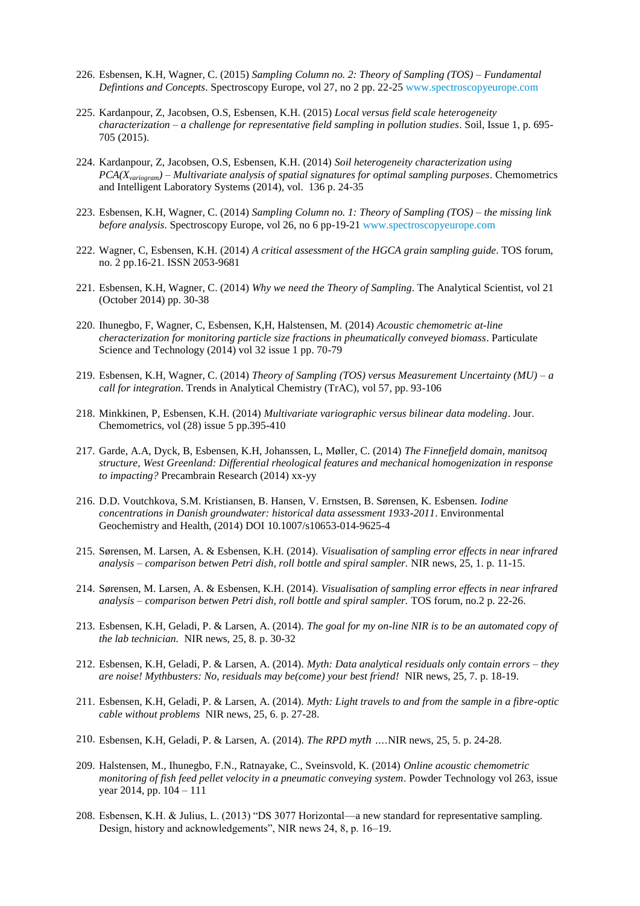226. Esbensen, K.H, Wagner, C. (2015) *Sampling Column no. 2: Theory of Sampling (TOS) – Fundamental Defintions and Concepts*. Spectroscopy Europe, vol 27, no 2 pp. 22-25 www.spectroscopyeurope.com

225. Kardanpour, Z, Jacobsen, O.S, Esbensen, K.H. (2015) *Local versus field scale heterogeneity characterization – a challenge for representative field sampling in pollution studies*. Soil, Issue 1, p. 695-705 (2015).

224. Kardanpour, Z, Jacobsen, O.S, Esbensen, K.H. (2014) *Soil heterogeneity characterization using PCA($X_{variogram}$) – Multivariate analysis of spatial signatures for optimal sampling purposes*. Chemometrics and Intelligent Laboratory Systems (2014), vol. 136 p. 24-35

223. Esbensen, K.H, Wagner, C. (2014) *Sampling Column no. 1: Theory of Sampling (TOS) – the missing link before analysis*. Spectroscopy Europe, vol 26, no 6 pp-19-21 www.spectroscopyeurope.com

222. Wagner, C, Esbensen, K.H. (2014) *A critical assessment of the HGCA grain sampling guide*. TOS forum, no. 2 pp.16-21. ISSN 2053-9681

221. Esbensen, K.H, Wagner, C. (2014) *Why we need the Theory of Sampling*. The Analytical Scientist, vol 21 (October 2014) pp. 30-38

220. Ihunegbo, F, Wagner, C, Esbensen, K,H, Halstensen, M. (2014) *Acoustic chemometric at-line chracterization for monitoring particle size fractions in pheumatically conveyed biomass*. Particulate Science and Technology (2014) vol 32 issue 1 pp. 70-79

219. Esbensen, K.H, Wagner, C. (2014) *Theory of Sampling (TOS) versus Measurement Uncertainty (MU) – a call for integration*. Trends in Analytical Chemistry (TrAC), vol 57, pp. 93-106

218. Minkkinen, P, Esbensen, K.H. (2014) *Multivariate variographic versus bilinear data modeling*. Jour. Chemometrics, vol (28) issue 5 pp.395-410

217. Garde, A.A, Dyck, B, Esbensen, K.H, Johanssen, L, Møller, C. (2014) *The Finnefjeld domain, manitsoq structure, West Greenland: Differential rheological features and mechanical homogenization in response to impacting?* Precambrain Research (2014) xx-yy

216. D.D. Voutchkova, S.M. Kristiansen, B. Hansen, V. Ernstsen, B. Sørensen, K. Esbensen. *Iodine concentrations in Danish groundwater: historical data assessment 1933-2011*. Environmental Geochemistry and Health, (2014) DOI 10.1007/s10653-014-9625-4

215. Sørensen, M. Larsen, A. & Esbensen, K.H. (2014). *Visualisation of sampling error effects in near infrared analysis – comparison betwen Petri dish, roll bottle and spiral sampler.* NIR news, 25, 1. p. 11-15.

214. Sørensen, M. Larsen, A. & Esbensen, K.H. (2014). *Visualisation of sampling error effects in near infrared analysis – comparison betwen Petri dish, roll bottle and spiral sampler.* TOS forum, no.2 p. 22-26.

213. Esbensen, K.H, Geladi, P. & Larsen, A. (2014). *The goal for my on-line NIR is to be an automated copy of the lab technician.* NIR news, 25, 8. p. 30-32

212. Esbensen, K.H, Geladi, P. & Larsen, A. (2014). *Myth: Data analytical residuals only contain errors – they are noise! Mythbusters: No, residuals may be(come) your best friend!* NIR news, 25, 7. p. 18-19.

211. Esbensen, K.H, Geladi, P. & Larsen, A. (2014). *Myth: Light travels to and from the sample in a fibre-optic cable without problems* NIR news, 25, 6. p. 27-28.

210. Esbensen, K.H, Geladi, P. & Larsen, A. (2014). *The RPD myth* ….NIR news, 25, 5. p. 24-28.

209. Halstensen, M., Ihunegbo, F.N., Ratnayake, C., Sveinsvold, K. (2014) *Online acoustic chemometric monitoring of fish feed pellet velocity in a pneumatic conveying system*. Powder Technology vol 263, issue year 2014, pp. 104 – 111

208. Esbensen, K.H. & Julius, L. (2013) "DS 3077 Horizontal—a new standard for representative sampling. Design, history and acknowledgements", NIR news 24, 8, p. 16–19.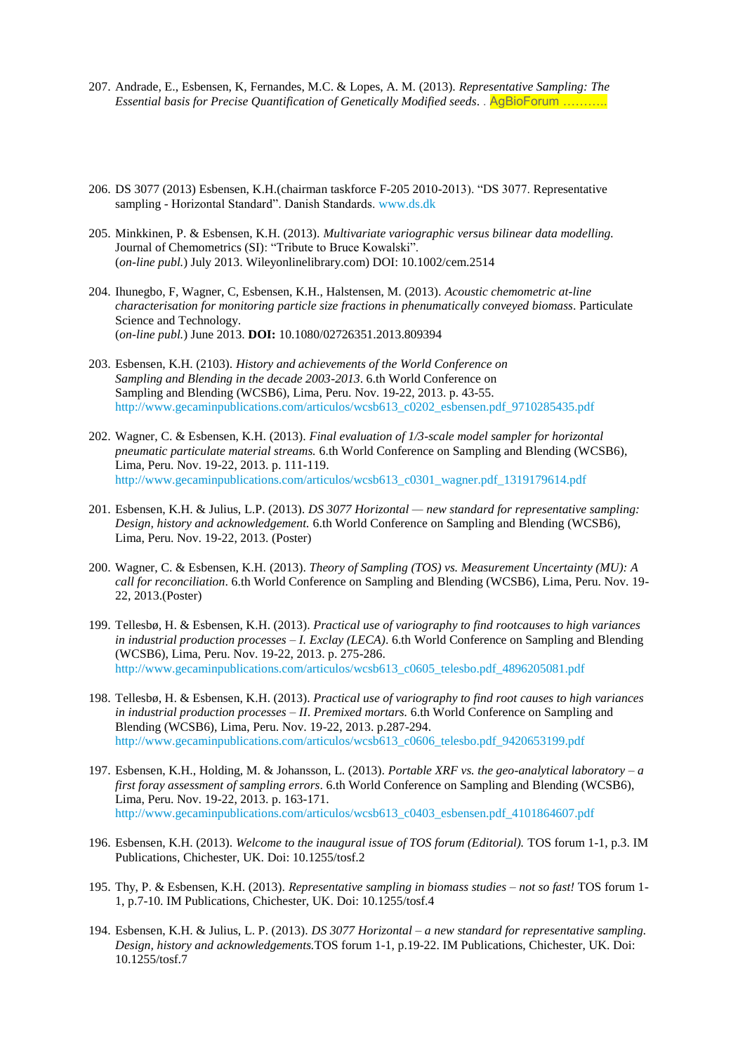207. Andrade, E., Esbensen, K, Fernandes, M.C. & Lopes, A. M. (2013). *Representative Sampling: The Essential basis for Precise Quantification of Genetically Modified seeds*. . AgBioForum ………..

206. DS 3077 (2013) Esbensen, K.H.(chairman taskforce F-205 2010-2013). "DS 3077. Representative sampling - Horizontal Standard". Danish Standards. www.ds.dk

205. Minkkinen, P. & Esbensen, K.H. (2013). *Multivariate variographic versus bilinear data modelling.* Journal of Chemometrics (SI): "Tribute to Bruce Kowalski". (*on-line publ.*) July 2013. Wileyonlinelibrary.com) DOI: 10.1002/cem.2514

204. Ihunegbo, F, Wagner, C, Esbensen, K.H., Halstensen, M. (2013). *Acoustic chemometric at-line characterisation for monitoring particle size fractions in phenumatically conveyed biomass*. Particulate Science and Technology. (*on-line publ.*) June 2013. **DOI:** 10.1080/02726351.2013.809394

203. Esbensen, K.H. (2103). *History and achievements of the World Conference on Sampling and Blending in the decade 2003-2013*. 6.th World Conference on Sampling and Blending (WCSB6), Lima, Peru. Nov. 19-22, 2013. p. 43-55. http://www.gecaminpublications.com/articulos/wcsb613_c0202_esbensen.pdf_9710285435.pdf

202. Wagner, C. & Esbensen, K.H. (2013). *Final evaluation of 1/3-scale model sampler for horizontal pneumatic particulate material streams.* 6.th World Conference on Sampling and Blending (WCSB6), Lima, Peru. Nov. 19-22, 2013. p. 111-119. http://www.gecaminpublications.com/articulos/wcsb613_c0301_wagner.pdf_1319179614.pdf

201. Esbensen, K.H. & Julius, L.P. (2013). *DS 3077 Horizontal — new standard for representative sampling: Design, history and acknowledgement.* 6.th World Conference on Sampling and Blending (WCSB6), Lima, Peru. Nov. 19-22, 2013. (Poster)

200. Wagner, C. & Esbensen, K.H. (2013). *Theory of Sampling (TOS) vs. Measurement Uncertainty (MU): A call for reconciliation*. 6.th World Conference on Sampling and Blending (WCSB6), Lima, Peru. Nov. 19-22, 2013.(Poster)

199. Tellesbø, H. & Esbensen, K.H. (2013). *Practical use of variography to find rootcauses to high variances in industrial production processes – I. Exclay (LECA)*. 6.th World Conference on Sampling and Blending (WCSB6), Lima, Peru. Nov. 19-22, 2013. p. 275-286. http://www.gecaminpublications.com/articulos/wcsb613_c0605_telesbo.pdf_4896205081.pdf

198. Tellesbø, H. & Esbensen, K.H. (2013). *Practical use of variography to find root causes to high variances in industrial production processes – II. Premixed mortars.* 6.th World Conference on Sampling and Blending (WCSB6), Lima, Peru. Nov. 19-22, 2013. p.287-294. http://www.gecaminpublications.com/articulos/wcsb613_c0606_telesbo.pdf_9420653199.pdf

197. Esbensen, K.H., Holding, M. & Johansson, L. (2013). *Portable XRF vs. the geo-analytical laboratory – a first foray assessment of sampling errors*. 6.th World Conference on Sampling and Blending (WCSB6), Lima, Peru. Nov. 19-22, 2013. p. 163-171. http://www.gecaminpublications.com/articulos/wcsb613_c0403_esbensen.pdf_4101864607.pdf

196. Esbensen, K.H. (2013). *Welcome to the inaugural issue of TOS forum (Editorial).* TOS forum 1-1, p.3. IM Publications, Chichester, UK. Doi: 10.1255/tosf.2

195. Thy, P. & Esbensen, K.H. (2013). *Representative sampling in biomass studies – not so fast!* TOS forum 1-1, p.7-10. IM Publications, Chichester, UK. Doi: 10.1255/tosf.4

194. Esbensen, K.H. & Julius, L. P. (2013). *DS 3077 Horizontal – a new standard for representative sampling. Design, history and acknowledgements.*TOS forum 1-1, p.19-22. IM Publications, Chichester, UK. Doi: 10.1255/tosf.7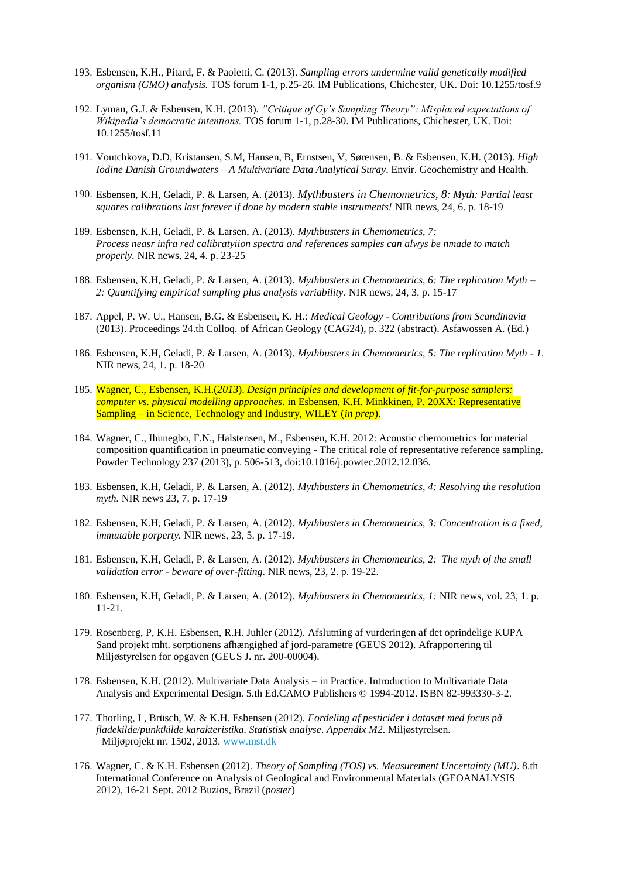193. Esbensen, K.H., Pitard, F. & Paoletti, C. (2013). *Sampling errors undermine valid genetically modified organism (GMO) analysis.* TOS forum 1-1, p.25-26. IM Publications, Chichester, UK. Doi: 10.1255/tosf.9

192. Lyman, G.J. & Esbensen, K.H. (2013). *"Critique of Gy's Sampling Theory": Misplaced expectations of Wikipedia's democratic intentions.* TOS forum 1-1, p.28-30. IM Publications, Chichester, UK. Doi: 10.1255/tosf.11

191. Voutchkova, D.D, Kristansen, S.M, Hansen, B, Ernstsen, V, Sørensen, B. & Esbensen, K.H. (2013). *High Iodine Danish Groundwaters – A Multivariate Data Analytical Suray*. Envir. Geochemistry and Health.

190. Esbensen, K.H, Geladi, P. & Larsen, A. (2013). *Mythbusters in Chemometrics, 8: Myth: Partial least squares calibrations last forever if done by modern stable instruments!* NIR news, 24, 6. p. 18-19

189. Esbensen, K.H, Geladi, P. & Larsen, A. (2013). *Mythbusters in Chemometrics, 7: Process neasr infra red calibratyiion spectra and references samples can alwys be nmade to match properly.* NIR news, 24, 4. p. 23-25

188. Esbensen, K.H, Geladi, P. & Larsen, A. (2013). *Mythbusters in Chemometrics, 6: The replication Myth – 2: Quantifying empirical sampling plus analysis variability.* NIR news, 24, 3. p. 15-17

187. Appel, P. W. U., Hansen, B.G. & Esbensen, K. H.: *Medical Geology - Contributions from Scandinavia* (2013). Proceedings 24.th Colloq. of African Geology (CAG24), p. 322 (abstract). Asfawossen A. (Ed.)

186. Esbensen, K.H, Geladi, P. & Larsen, A. (2013). *Mythbusters in Chemometrics, 5: The replication Myth - 1.* NIR news, 24, 1. p. 18-20

185. Wagner, C., Esbensen, K.H.(*2013*). *Design principles and development of fit-for-purpose samplers: computer vs. physical modelling approaches.* in Esbensen, K.H. Minkkinen, P. 20XX: Representative Sampling – in Science, Technology and Industry, WILEY (*in prep*).

184. Wagner, C., Ihunegbo, F.N., Halstensen, M., Esbensen, K.H. 2012: Acoustic chemometrics for material composition quantification in pneumatic conveying - The critical role of representative reference sampling. Powder Technology 237 (2013), p. 506-513, doi:10.1016/j.powtec.2012.12.036.

183. Esbensen, K.H, Geladi, P. & Larsen, A. (2012). *Mythbusters in Chemometrics, 4: Resolving the resolution myth.* NIR news 23, 7. p. 17-19

182. Esbensen, K.H, Geladi, P. & Larsen, A. (2012). *Mythbusters in Chemometrics, 3: Concentration is a fixed, immutable porperty.* NIR news, 23, 5. p. 17-19.

181. Esbensen, K.H, Geladi, P. & Larsen, A. (2012). *Mythbusters in Chemometrics, 2: The myth of the small validation error - beware of over-fitting.* NIR news, 23, 2. p. 19-22.

180. Esbensen, K.H, Geladi, P. & Larsen, A. (2012). *Mythbusters in Chemometrics, 1:* NIR news, vol. 23, 1. p. 11-21.

179. Rosenberg, P, K.H. Esbensen, R.H. Juhler (2012). Afslutning af vurderingen af det oprindelige KUPA Sand projekt mht. sorptionens afhængighed af jord-parametre (GEUS 2012). Afrapportering til Miljøstyrelsen for opgaven (GEUS J. nr. 200-00004).

178. Esbensen, K.H. (2012). Multivariate Data Analysis – in Practice. Introduction to Multivariate Data Analysis and Experimental Design. 5.th Ed.CAMO Publishers © 1994-2012. ISBN 82-993330-3-2.

177. Thorling, L, Brüsch, W. & K.H. Esbensen (2012). *Fordeling af pesticider i datasæt med focus på fladekilde/punktkilde karakteristika. Statistisk analyse*. *Appendix M2*. Miljøstyrelsen. Miljøprojekt nr. 1502, 2013. www.mst.dk

176. Wagner, C. & K.H. Esbensen (2012). *Theory of Sampling (TOS) vs. Measurement Uncertainty (MU)*. 8.th International Conference on Analysis of Geological and Environmental Materials (GEOANALYSIS 2012), 16-21 Sept. 2012 Buzios, Brazil (*poster*)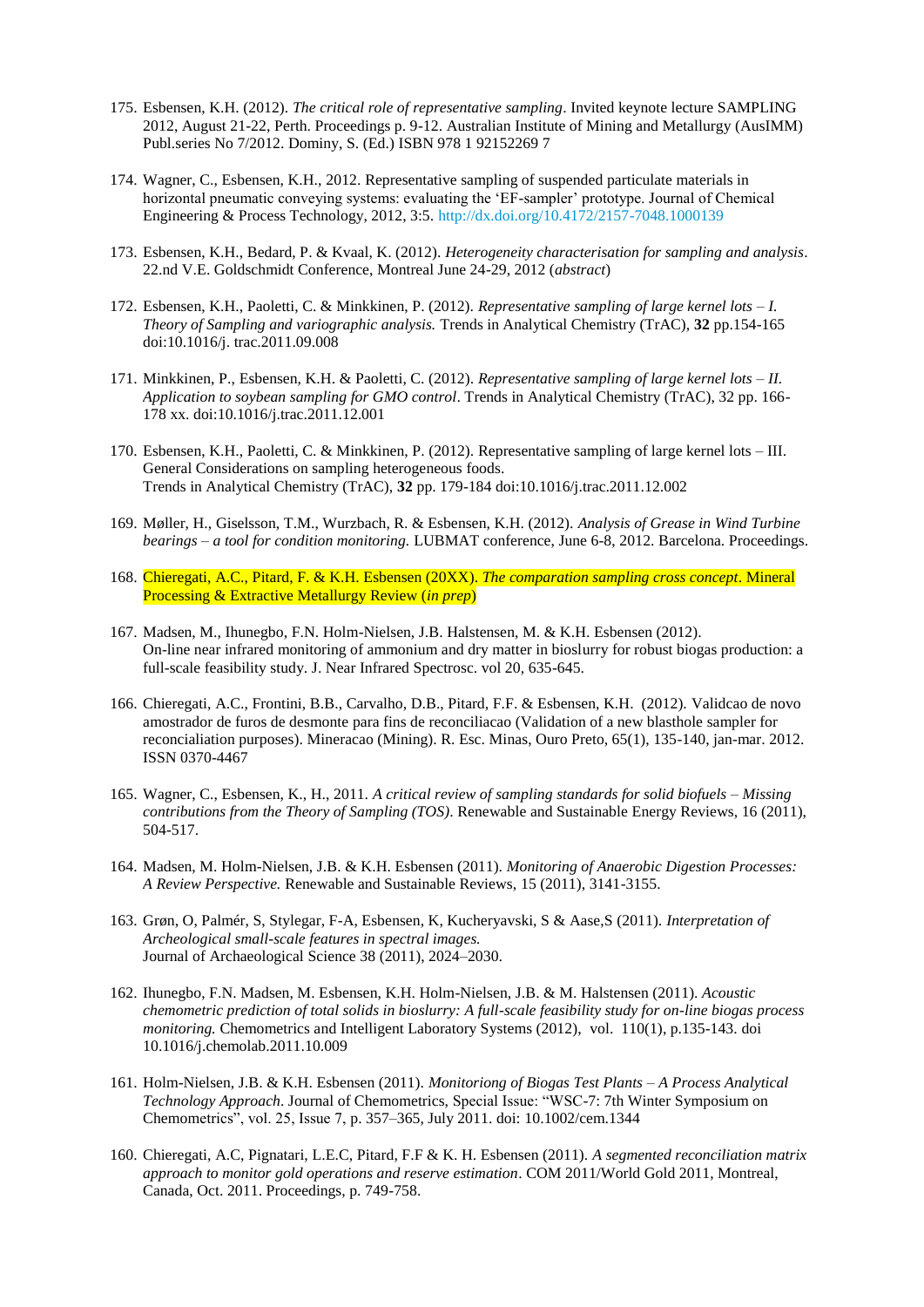175. Esbensen, K.H. (2012). *The critical role of representative sampling*. Invited keynote lecture SAMPLING 2012, August 21-22, Perth. Proceedings p. 9-12. Australian Institute of Mining and Metallurgy (AusIMM) Publ.series No 7/2012. Dominy, S. (Ed.) ISBN 978 1 92152269 7

174. Wagner, C., Esbensen, K.H., 2012. Representative sampling of suspended particulate materials in horizontal pneumatic conveying systems: evaluating the 'EF-sampler' prototype. Journal of Chemical Engineering & Process Technology, 2012, 3:5. http://dx.doi.org/10.4172/2157-7048.1000139

173. Esbensen, K.H., Bedard, P. & Kvaal, K. (2012). *Heterogeneity characterisation for sampling and analysis*. 22.nd V.E. Goldschmidt Conference, Montreal June 24-29, 2012 (*abstract*)

172. Esbensen, K.H., Paoletti, C. & Minkkinen, P. (2012). *Representative sampling of large kernel lots – I. Theory of Sampling and variographic analysis.* Trends in Analytical Chemistry (TrAC), **32** pp.154-165 doi:10.1016/j. trac.2011.09.008

171. Minkkinen, P., Esbensen, K.H. & Paoletti, C. (2012). *Representative sampling of large kernel lots – II. Application to soybean sampling for GMO control*. Trends in Analytical Chemistry (TrAC), 32 pp. 166-178 xx. doi:10.1016/j.trac.2011.12.001

170. Esbensen, K.H., Paoletti, C. & Minkkinen, P. (2012). Representative sampling of large kernel lots – III. General Considerations on sampling heterogeneous foods. Trends in Analytical Chemistry (TrAC), **32** pp. 179-184 doi:10.1016/j.trac.2011.12.002

169. Møller, H., Giselsson, T.M., Wurzbach, R. & Esbensen, K.H. (2012). *Analysis of Grease in Wind Turbine bearings – a tool for condition monitoring.* LUBMAT conference, June 6-8, 2012. Barcelona. Proceedings.

168. Chieregati, A.C., Pitard, F. & K.H. Esbensen (20XX). *The comparation sampling cross concept*. Mineral Processing & Extractive Metallurgy Review (*in prep*)

167. Madsen, M., Ihunegbo, F.N. Holm-Nielsen, J.B. Halstensen, M. & K.H. Esbensen (2012). On-line near infrared monitoring of ammonium and dry matter in bioslurry for robust biogas production: a full-scale feasibility study. J. Near Infrared Spectrosc. vol 20, 635-645.

166. Chieregati, A.C., Frontini, B.B., Carvalho, D.B., Pitard, F.F. & Esbensen, K.H. (2012). Validcao de novo amostrador de furos de desmonte para fins de reconciliacao (Validation of a new blasthole sampler for reconcialiation purposes). Mineracao (Mining). R. Esc. Minas, Ouro Preto, 65(1), 135-140, jan-mar. 2012. ISSN 0370-4467

165. Wagner, C., Esbensen, K., H., 2011. *A critical review of sampling standards for solid biofuels – Missing contributions from the Theory of Sampling (TOS)*. Renewable and Sustainable Energy Reviews, 16 (2011), 504-517.

164. Madsen, M. Holm-Nielsen, J.B. & K.H. Esbensen (2011). *Monitoring of Anaerobic Digestion Processes: A Review Perspective.* Renewable and Sustainable Reviews, 15 (2011), 3141-3155.

163. Grøn, O, Palmér, S, Stylegar, F-A, Esbensen, K, Kucheryavski, S & Aase,S (2011). *Interpretation of Archeological small-scale features in spectral images.* Journal of Archaeological Science 38 (2011), 2024–2030.

162. Ihunegbo, F.N. Madsen, M. Esbensen, K.H. Holm-Nielsen, J.B. & M. Halstensen (2011). *Acoustic chemometric prediction of total solids in bioslurry: A full-scale feasibility study for on-line biogas process monitoring.* Chemometrics and Intelligent Laboratory Systems (2012), vol. 110(1), p.135-143. doi 10.1016/j.chemolab.2011.10.009

161. Holm-Nielsen, J.B. & K.H. Esbensen (2011). *Monitoriong of Biogas Test Plants – A Process Analytical Technology Approach*. Journal of Chemometrics, Special Issue: "WSC-7: 7th Winter Symposium on Chemometrics", vol. 25, Issue 7, p. 357–365, July 2011. doi: 10.1002/cem.1344

160. Chieregati, A.C, Pignatari, L.E.C, Pitard, F.F & K. H. Esbensen (2011). *A segmented reconciliation matrix approach to monitor gold operations and reserve estimation*. COM 2011/World Gold 2011, Montreal, Canada, Oct. 2011. Proceedings, p. 749-758.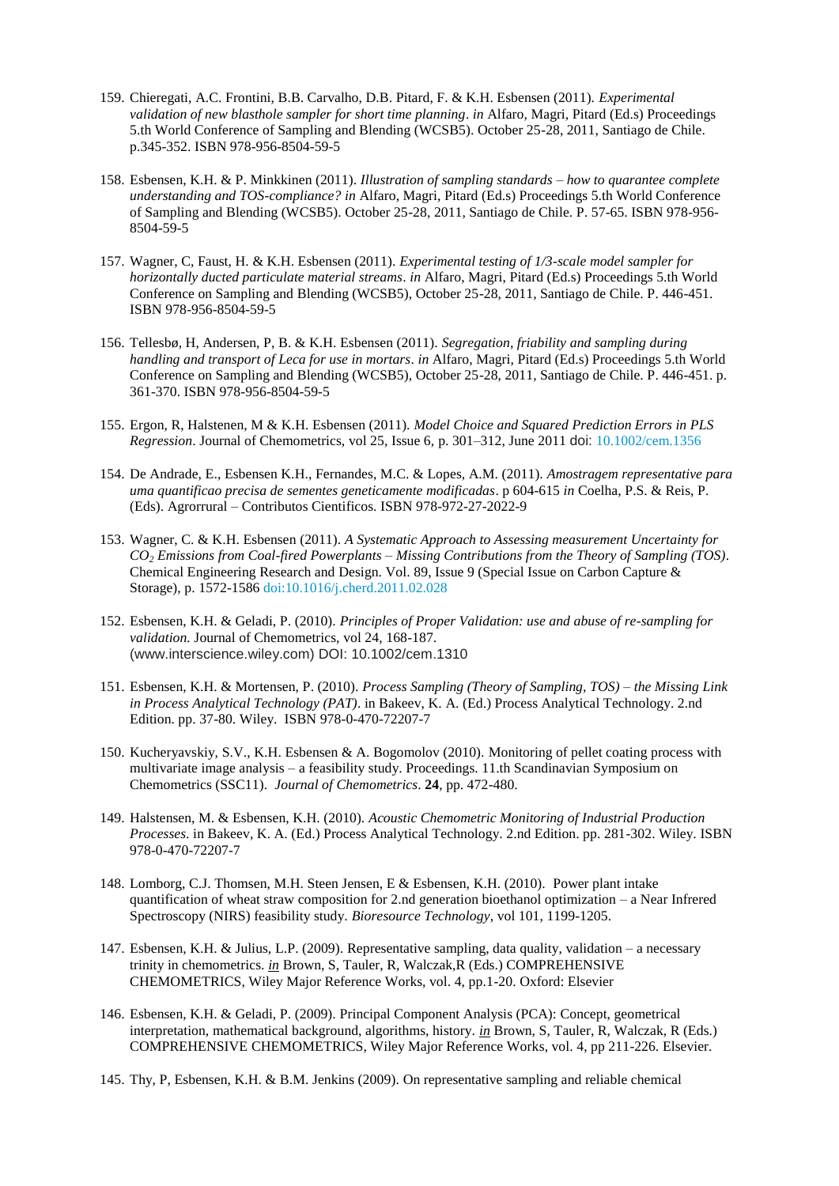159. Chieregati, A.C. Frontini, B.B. Carvalho, D.B. Pitard, F. & K.H. Esbensen (2011). *Experimental validation of new blasthole sampler for short time planning*. *in* Alfaro, Magri, Pitard (Ed.s) Proceedings 5.th World Conference of Sampling and Blending (WCSB5). October 25-28, 2011, Santiago de Chile. p.345-352. ISBN 978-956-8504-59-5

158. Esbensen, K.H. & P. Minkkinen (2011). *Illustration of sampling standards – how to quarantee complete understanding and TOS-compliance? in* Alfaro, Magri, Pitard (Ed.s) Proceedings 5.th World Conference of Sampling and Blending (WCSB5). October 25-28, 2011, Santiago de Chile. P. 57-65. ISBN 978-956-8504-59-5

157. Wagner, C, Faust, H. & K.H. Esbensen (2011). *Experimental testing of 1/3-scale model sampler for horizontally ducted particulate material streams*. *in* Alfaro, Magri, Pitard (Ed.s) Proceedings 5.th World Conference on Sampling and Blending (WCSB5), October 25-28, 2011, Santiago de Chile. P. 446-451. ISBN 978-956-8504-59-5

156. Tellesbø, H, Andersen, P, B. & K.H. Esbensen (2011). *Segregation, friability and sampling during handling and transport of Leca for use in mortars*. *in* Alfaro, Magri, Pitard (Ed.s) Proceedings 5.th World Conference on Sampling and Blending (WCSB5), October 25-28, 2011, Santiago de Chile. P. 446-451. p. 361-370. ISBN 978-956-8504-59-5

155. Ergon, R, Halstenen, M & K.H. Esbensen (2011). *Model Choice and Squared Prediction Errors in PLS Regression*. Journal of Chemometrics, vol 25, Issue 6, p. 301–312, June 2011 doi: 10.1002/cem.1356

154. De Andrade, E., Esbensen K.H., Fernandes, M.C. & Lopes, A.M. (2011). *Amostragem representative para uma quantificao precisa de sementes geneticamente modificadas*. p 604-615 *in* Coelha, P.S. & Reis, P. (Eds). Agrorrural – Contributos Cientificos. ISBN 978-972-27-2022-9

153. Wagner, C. & K.H. Esbensen (2011). *A Systematic Approach to Assessing measurement Uncertainty for $CO_2$ Emissions from Coal-fired Powerplants – Missing Contributions from the Theory of Sampling (TOS)*. Chemical Engineering Research and Design. Vol. 89, Issue 9 (Special Issue on Carbon Capture & Storage), p. 1572-1586 doi:10.1016/j.cherd.2011.02.028

152. Esbensen, K.H. & Geladi, P. (2010). *Principles of Proper Validation: use and abuse of re-sampling for validation.* Journal of Chemometrics, vol 24, 168-187. (www.interscience.wiley.com) DOI: 10.1002/cem.1310

151. Esbensen, K.H. & Mortensen, P. (2010). *Process Sampling (Theory of Sampling, TOS) – the Missing Link in Process Analytical Technology (PAT)*. in Bakeev, K. A. (Ed.) Process Analytical Technology. 2.nd Edition. pp. 37-80. Wiley. ISBN 978-0-470-72207-7

150. Kucheryavskiy, S.V., K.H. Esbensen & A. Bogomolov (2010). Monitoring of pellet coating process with multivariate image analysis – a feasibility study. Proceedings. 11.th Scandinavian Symposium on Chemometrics (SSC11). *Journal of Chemometrics*. **24**, pp. 472-480.

149. Halstensen, M. & Esbensen, K.H. (2010). *Acoustic Chemometric Monitoring of Industrial Production Processes*. in Bakeev, K. A. (Ed.) Process Analytical Technology. 2.nd Edition. pp. 281-302. Wiley. ISBN 978-0-470-72207-7

148. Lomborg, C.J. Thomsen, M.H. Steen Jensen, E & Esbensen, K.H. (2010). Power plant intake quantification of wheat straw composition for 2.nd generation bioethanol optimization – a Near Infrered Spectroscopy (NIRS) feasibility study. *Bioresource Technology*, vol 101, 1199-1205.

147. Esbensen, K.H. & Julius, L.P. (2009). Representative sampling, data quality, validation – a necessary trinity in chemometrics. ***in*** Brown, S, Tauler, R, Walczak,R (Eds.) COMPREHENSIVE CHEMOMETRICS, Wiley Major Reference Works, vol. 4, pp.1-20. Oxford: Elsevier

146. Esbensen, K.H. & Geladi, P. (2009). Principal Component Analysis (PCA): Concept, geometrical interpretation, mathematical background, algorithms, history. ***in*** Brown, S, Tauler, R, Walczak, R (Eds.) COMPREHENSIVE CHEMOMETRICS, Wiley Major Reference Works, vol. 4, pp 211-226. Elsevier.

145. Thy, P, Esbensen, K.H. & B.M. Jenkins (2009). On representative sampling and reliable chemical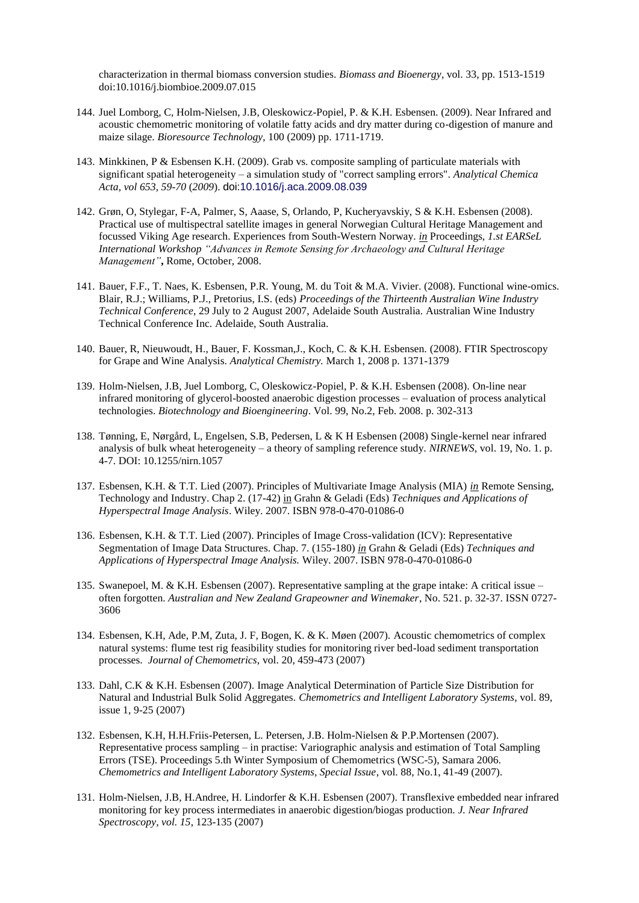characterization in thermal biomass conversion studies. *Biomass and Bioenergy*, vol. 33, pp. 1513-1519 doi:10.1016/j.biombioe.2009.07.015

144. Juel Lomborg, C, Holm-Nielsen, J.B, Oleskowicz-Popiel, P. & K.H. Esbensen. (2009). Near Infrared and acoustic chemometric monitoring of volatile fatty acids and dry matter during co-digestion of manure and maize silage. *Bioresource Technology*, 100 (2009) pp. 1711-1719.

143. Minkkinen, P & Esbensen K.H. (2009). Grab vs. composite sampling of particulate materials with significant spatial heterogeneity – a simulation study of "correct sampling errors". *Analytical Chemica Acta, vol 653, 59-70* (*2009*). doi:10.1016/j.aca.2009.08.039

142. Grøn, O, Stylegar, F-A, Palmer, S, Aaase, S, Orlando, P, Kucheryavskiy, S & K.H. Esbensen (2008). Practical use of multispectral satellite images in general Norwegian Cultural Heritage Management and focussed Viking Age research. Experiences from South-Western Norway. *in* Proceedings, *1.st EARSeL International Workshop "Advances in Remote Sensing for Archaeology and Cultural Heritage Management"***,** Rome, October, 2008.

141. Bauer, F.F., T. Naes, K. Esbensen, P.R. Young, M. du Toit & M.A. Vivier. (2008). Functional wine-omics. Blair, R.J.; Williams, P.J., Pretorius, I.S. (eds) *Proceedings of the Thirteenth Australian Wine Industry Technical Conference*, 29 July to 2 August 2007, Adelaide South Australia. Australian Wine Industry Technical Conference Inc. Adelaide, South Australia.

140. Bauer, R, Nieuwoudt, H., Bauer, F. Kossman,J., Koch, C. & K.H. Esbensen. (2008). FTIR Spectroscopy for Grape and Wine Analysis. *Analytical Chemistry.* March 1, 2008 p. 1371-1379

139. Holm-Nielsen, J.B, Juel Lomborg, C, Oleskowicz-Popiel, P. & K.H. Esbensen (2008). On-line near infrared monitoring of glycerol-boosted anaerobic digestion processes – evaluation of process analytical technologies. *Biotechnology and Bioengineering*. Vol. 99, No.2, Feb. 2008. p. 302-313

138. Tønning, E, Nørgård, L, Engelsen, S.B, Pedersen, L & K H Esbensen (2008) Single-kernel near infrared analysis of bulk wheat heterogeneity – a theory of sampling reference study. *NIRNEWS*, vol. 19, No. 1. p. 4-7. DOI: 10.1255/nirn.1057

137. Esbensen, K.H. & T.T. Lied (2007). Principles of Multivariate Image Analysis (MIA) *in* Remote Sensing, Technology and Industry. Chap 2. (17-42) in Grahn & Geladi (Eds) *Techniques and Applications of Hyperspectral Image Analysis*. Wiley. 2007. ISBN 978-0-470-01086-0

136. Esbensen, K.H. & T.T. Lied (2007). Principles of Image Cross-validation (ICV): Representative Segmentation of Image Data Structures. Chap. 7. (155-180) *in* Grahn & Geladi (Eds) *Techniques and Applications of Hyperspectral Image Analysis.* Wiley. 2007. ISBN 978-0-470-01086-0

135. Swanepoel, M. & K.H. Esbensen (2007). Representative sampling at the grape intake: A critical issue – often forgotten. *Australian and New Zealand Grapeowner and Winemaker*, No. 521. p. 32-37. ISSN 0727-3606

134. Esbensen, K.H, Ade, P.M, Zuta, J. F, Bogen, K. & K. Møen (2007). Acoustic chemometrics of complex natural systems: flume test rig feasibility studies for monitoring river bed-load sediment transportation processes. *Journal of Chemometrics*, vol. 20, 459-473 (2007)

133. Dahl, C.K & K.H. Esbensen (2007). Image Analytical Determination of Particle Size Distribution for Natural and Industrial Bulk Solid Aggregates. *Chemometrics and Intelligent Laboratory Systems*, vol. 89, issue 1, 9-25 (2007)

132. Esbensen, K.H, H.H.Friis-Petersen, L. Petersen, J.B. Holm-Nielsen & P.P.Mortensen (2007). Representative process sampling – in practise: Variographic analysis and estimation of Total Sampling Errors (TSE). Proceedings 5.th Winter Symposium of Chemometrics (WSC-5), Samara 2006. *Chemometrics and Intelligent Laboratory Systems, Special Issue*, vol. 88, No.1, 41-49 (2007).

131. Holm-Nielsen, J.B, H.Andree, H. Lindorfer & K.H. Esbensen (2007). Transflexive embedded near infrared monitoring for key process intermediates in anaerobic digestion/biogas production. *J. Near Infrared Spectroscopy, vol. 15*, 123-135 (2007)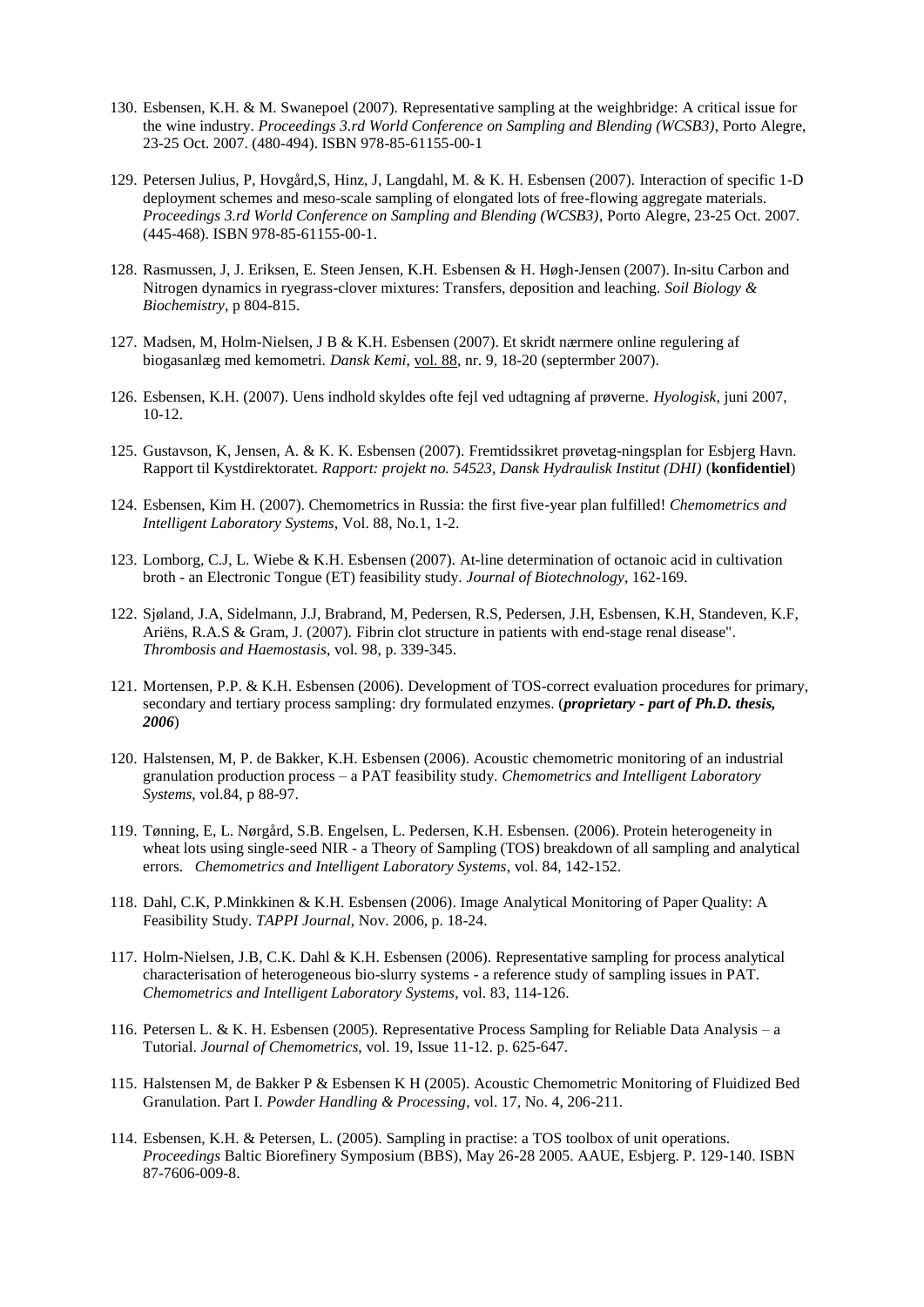130. Esbensen, K.H. & M. Swanepoel (2007). Representative sampling at the weighbridge: A critical issue for the wine industry. *Proceedings 3.rd World Conference on Sampling and Blending (WCSB3)*, Porto Alegre, 23-25 Oct. 2007. (480-494). ISBN 978-85-61155-00-1

129. Petersen Julius, P, Hovgård,S, Hinz, J, Langdahl, M. & K. H. Esbensen (2007). Interaction of specific 1-D deployment schemes and meso-scale sampling of elongated lots of free-flowing aggregate materials. *Proceedings 3.rd World Conference on Sampling and Blending (WCSB3)*, Porto Alegre, 23-25 Oct. 2007. (445-468). ISBN 978-85-61155-00-1.

128. Rasmussen, J, J. Eriksen, E. Steen Jensen, K.H. Esbensen & H. Høgh-Jensen (2007). In-situ Carbon and Nitrogen dynamics in ryegrass-clover mixtures: Transfers, deposition and leaching. *Soil Biology & Biochemistry*, p 804-815.

127. Madsen, M, Holm-Nielsen, J B & K.H. Esbensen (2007). Et skridt nærmere online regulering af biogasanlæg med kemometri. *Dansk Kemi*, vol. 88, nr. 9, 18-20 (septermber 2007).

126. Esbensen, K.H. (2007). Uens indhold skyldes ofte fejl ved udtagning af prøverne. *Hyologisk*, juni 2007, 10-12.

125. Gustavson, K, Jensen, A. & K. K. Esbensen (2007). Fremtidssikret prøvetag-ningsplan for Esbjerg Havn. Rapport til Kystdirektoratet. *Rapport: projekt no. 54523, Dansk Hydraulisk Institut (DHI)* (**konfidentiel**)

124. Esbensen, Kim H. (2007). Chemometrics in Russia: the first five-year plan fulfilled! *Chemometrics and Intelligent Laboratory Systems*, Vol. 88, No.1, 1-2.

123. Lomborg, C.J, L. Wiebe & K.H. Esbensen (2007). At-line determination of octanoic acid in cultivation broth - an Electronic Tongue (ET) feasibility study. *Journal of Biotechnology*, 162-169.

122. Sjøland, J.A, Sidelmann, J.J, Brabrand, M, Pedersen, R.S, Pedersen, J.H, Esbensen, K.H, Standeven, K.F, Ariëns, R.A.S & Gram, J. (2007). Fibrin clot structure in patients with end-stage renal disease". *Thrombosis and Haemostasis*, vol. 98, p. 339-345.

121. Mortensen, P.P. & K.H. Esbensen (2006). Development of TOS-correct evaluation procedures for primary, secondary and tertiary process sampling: dry formulated enzymes. (***proprietary - part of Ph.D. thesis, 2006***)

120. Halstensen, M, P. de Bakker, K.H. Esbensen (2006). Acoustic chemometric monitoring of an industrial granulation production process – a PAT feasibility study. *Chemometrics and Intelligent Laboratory Systems*, vol.84, p 88-97.

119. Tønning, E, L. Nørgård, S.B. Engelsen, L. Pedersen, K.H. Esbensen. (2006). Protein heterogeneity in wheat lots using single-seed NIR - a Theory of Sampling (TOS) breakdown of all sampling and analytical errors. *Chemometrics and Intelligent Laboratory Systems*, vol. 84, 142-152.

118. Dahl, C.K, P.Minkkinen & K.H. Esbensen (2006). Image Analytical Monitoring of Paper Quality: A Feasibility Study. *TAPPI Journal*, Nov. 2006, p. 18-24.

117. Holm-Nielsen, J.B, C.K. Dahl & K.H. Esbensen (2006). Representative sampling for process analytical characterisation of heterogeneous bio-slurry systems - a reference study of sampling issues in PAT. *Chemometrics and Intelligent Laboratory Systems*, vol. 83, 114-126.

116. Petersen L. & K. H. Esbensen (2005). Representative Process Sampling for Reliable Data Analysis – a Tutorial. *Journal of Chemometrics*, vol. 19, Issue 11-12. p. 625-647.

115. Halstensen M, de Bakker P & Esbensen K H (2005). Acoustic Chemometric Monitoring of Fluidized Bed Granulation. Part I. *Powder Handling & Processing*, vol. 17, No. 4, 206-211.

114. Esbensen, K.H. & Petersen, L. (2005). Sampling in practise: a TOS toolbox of unit operations. *Proceedings* Baltic Biorefinery Symposium (BBS), May 26-28 2005. AAUE, Esbjerg. P. 129-140. ISBN 87-7606-009-8.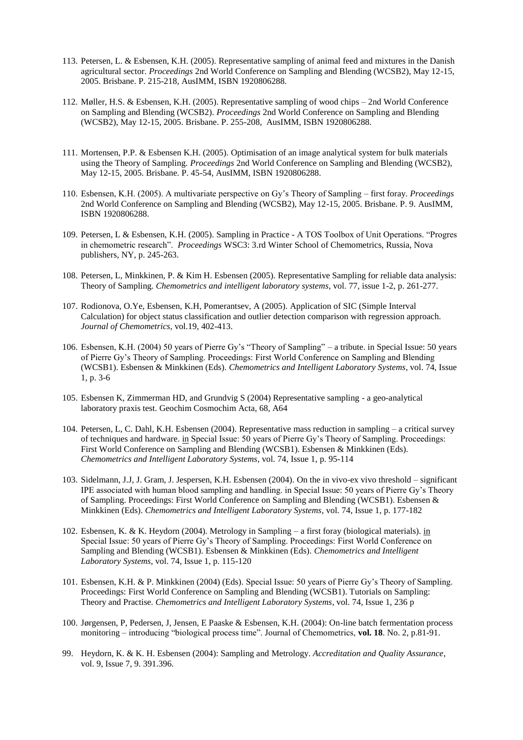113. Petersen, L. & Esbensen, K.H. (2005). Representative sampling of animal feed and mixtures in the Danish agricultural sector. *Proceedings* 2nd World Conference on Sampling and Blending (WCSB2), May 12-15, 2005. Brisbane. P. 215-218, AusIMM, ISBN 1920806288.

112. Møller, H.S. & Esbensen, K.H. (2005). Representative sampling of wood chips – 2nd World Conference on Sampling and Blending (WCSB2). *Proceedings* 2nd World Conference on Sampling and Blending (WCSB2), May 12-15, 2005. Brisbane. P. 255-208, AusIMM, ISBN 1920806288.

111. Mortensen, P.P. & Esbensen K.H. (2005). Optimisation of an image analytical system for bulk materials using the Theory of Sampling. *Proceedings* 2nd World Conference on Sampling and Blending (WCSB2), May 12-15, 2005. Brisbane. P. 45-54, AusIMM, ISBN 1920806288.

110. Esbensen, K.H. (2005). A multivariate perspective on Gy's Theory of Sampling – first foray. *Proceedings* 2nd World Conference on Sampling and Blending (WCSB2), May 12-15, 2005. Brisbane. P. 9. AusIMM, ISBN 1920806288.

109. Petersen, L & Esbensen, K.H. (2005). Sampling in Practice - A TOS Toolbox of Unit Operations. "Progres in chemometric research". *Proceedings* WSC3: 3.rd Winter School of Chemometrics, Russia, Nova publishers, NY, p. 245-263.

108. Petersen, L, Minkkinen, P. & Kim H. Esbensen (2005). Representative Sampling for reliable data analysis: Theory of Sampling. *Chemometrics and intelligent laboratory systems*, vol. 77, issue 1-2, p. 261-277.

107. Rodionova, O.Ye, Esbensen, K.H, Pomerantsev, A (2005). Application of SIC (Simple Interval Calculation) for object status classification and outlier detection comparison with regression approach. *Journal of Chemometrics*, vol.19, 402-413.

106. Esbensen, K.H. (2004) 50 years of Pierre Gy's "Theory of Sampling" – a tribute. in Special Issue: 50 years of Pierre Gy's Theory of Sampling. Proceedings: First World Conference on Sampling and Blending (WCSB1). Esbensen & Minkkinen (Eds). *Chemometrics and Intelligent Laboratory Systems*, vol. 74, Issue 1, p. 3-6

105. Esbensen K, Zimmerman HD, and Grundvig S (2004) Representative sampling - a geo-analytical laboratory praxis test. Geochim Cosmochim Acta, 68, A64

104. Petersen, L, C. Dahl, K.H. Esbensen (2004). Representative mass reduction in sampling – a critical survey of techniques and hardware. in Special Issue: 50 years of Pierre Gy's Theory of Sampling. Proceedings: First World Conference on Sampling and Blending (WCSB1). Esbensen & Minkkinen (Eds). *Chemometrics and Intelligent Laboratory Systems*, vol. 74, Issue 1, p. 95-114

103. Sidelmann, J.J, J. Gram, J. Jespersen, K.H. Esbensen (2004). On the in vivo-ex vivo threshold – significant IPE associated with human blood sampling and handling. in Special Issue: 50 years of Pierre Gy's Theory of Sampling. Proceedings: First World Conference on Sampling and Blending (WCSB1). Esbensen & Minkkinen (Eds). *Chemometrics and Intelligent Laboratory Systems*, vol. 74, Issue 1, p. 177-182

102. Esbensen, K. & K. Heydorn (2004). Metrology in Sampling – a first foray (biological materials). in Special Issue: 50 years of Pierre Gy's Theory of Sampling. Proceedings: First World Conference on Sampling and Blending (WCSB1). Esbensen & Minkkinen (Eds). *Chemometrics and Intelligent Laboratory Systems*, vol. 74, Issue 1, p. 115-120

101. Esbensen, K.H. & P. Minkkinen (2004) (Eds). Special Issue: 50 years of Pierre Gy's Theory of Sampling. Proceedings: First World Conference on Sampling and Blending (WCSB1). Tutorials on Sampling: Theory and Practise. *Chemometrics and Intelligent Laboratory Systems*, vol. 74, Issue 1, 236 p

100. Jørgensen, P, Pedersen, J, Jensen, E Paaske & Esbensen, K.H. (2004): On-line batch fermentation process monitoring – introducing "biological process time". Journal of Chemometrics, **vol. 18**. No. 2, p.81-91.

99. Heydorn, K. & K. H. Esbensen (2004): Sampling and Metrology. *Accreditation and Quality Assurance*, vol. 9, Issue 7, 9. 391.396.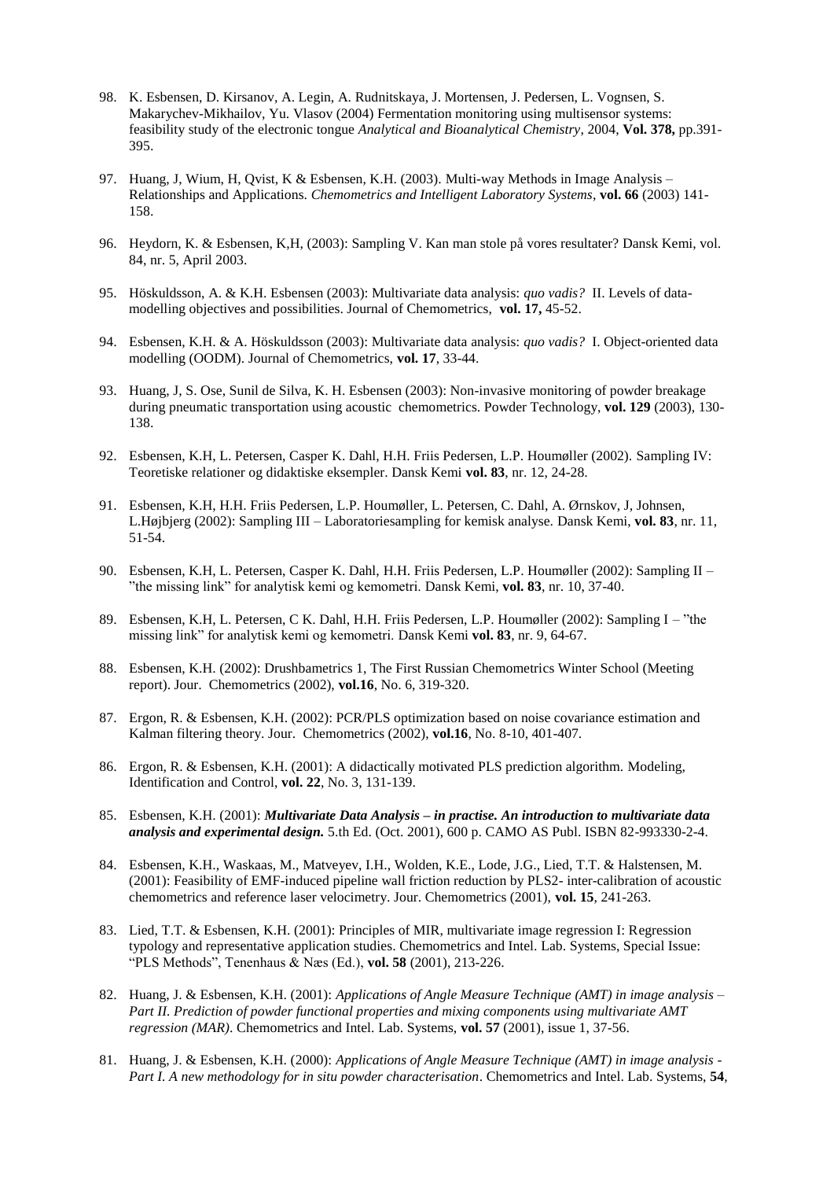98. K. Esbensen, D. Kirsanov, A. Legin, A. Rudnitskaya, J. Mortensen, J. Pedersen, L. Vognsen, S. Makarychev-Mikhailov, Yu. Vlasov (2004) Fermentation monitoring using multisensor systems: feasibility study of the electronic tongue *Analytical and Bioanalytical Chemistry*, 2004, **Vol. 378,** pp.391-395.

97. Huang, J, Wium, H, Qvist, K & Esbensen, K.H. (2003). Multi-way Methods in Image Analysis – Relationships and Applications. *Chemometrics and Intelligent Laboratory Systems*, **vol. 66** (2003) 141-158.

96. Heydorn, K. & Esbensen, K,H, (2003): Sampling V. Kan man stole på vores resultater? Dansk Kemi, vol. 84, nr. 5, April 2003.

95. Höskuldsson, A. & K.H. Esbensen (2003): Multivariate data analysis: *quo vadis?* II. Levels of data-modelling objectives and possibilities. Journal of Chemometrics, **vol. 17,** 45-52.

94. Esbensen, K.H. & A. Höskuldsson (2003): Multivariate data analysis: *quo vadis?* I. Object-oriented data modelling (OODM). Journal of Chemometrics, **vol. 17**, 33-44.

93. Huang, J, S. Ose, Sunil de Silva, K. H. Esbensen (2003): Non-invasive monitoring of powder breakage during pneumatic transportation using acoustic chemometrics. Powder Technology, **vol. 129** (2003), 130-138.

92. Esbensen, K.H, L. Petersen, Casper K. Dahl, H.H. Friis Pedersen, L.P. Houmøller (2002). Sampling IV: Teoretiske relationer og didaktiske eksempler. Dansk Kemi **vol. 83**, nr. 12, 24-28.

91. Esbensen, K.H, H.H. Friis Pedersen, L.P. Houmøller, L. Petersen, C. Dahl, A. Ørnskov, J, Johnsen, L.Højbjerg (2002): Sampling III – Laboratoriesampling for kemisk analyse. Dansk Kemi, **vol. 83**, nr. 11, 51-54.

90. Esbensen, K.H, L. Petersen, Casper K. Dahl, H.H. Friis Pedersen, L.P. Houmøller (2002): Sampling II – "the missing link" for analytisk kemi og kemometri. Dansk Kemi, **vol. 83**, nr. 10, 37-40.

89. Esbensen, K.H, L. Petersen, C K. Dahl, H.H. Friis Pedersen, L.P. Houmøller (2002): Sampling I – "the missing link" for analytisk kemi og kemometri. Dansk Kemi **vol. 83**, nr. 9, 64-67.

88. Esbensen, K.H. (2002): Drushbametrics 1, The First Russian Chemometrics Winter School (Meeting report). Jour. Chemometrics (2002), **vol.16**, No. 6, 319-320.

87. Ergon, R. & Esbensen, K.H. (2002): PCR/PLS optimization based on noise covariance estimation and Kalman filtering theory. Jour. Chemometrics (2002), **vol.16**, No. 8-10, 401-407.

86. Ergon, R. & Esbensen, K.H. (2001): A didactically motivated PLS prediction algorithm. Modeling, Identification and Control, **vol. 22**, No. 3, 131-139.

85. Esbensen, K.H. (2001): ***Multivariate Data Analysis – in practise. An introduction to multivariate data analysis and experimental design.*** 5.th Ed. (Oct. 2001), 600 p. CAMO AS Publ. ISBN 82-993330-2-4.

84. Esbensen, K.H., Waskaas, M., Matveyev, I.H., Wolden, K.E., Lode, J.G., Lied, T.T. & Halstensen, M. (2001): Feasibility of EMF-induced pipeline wall friction reduction by PLS2- inter-calibration of acoustic chemometrics and reference laser velocimetry. Jour. Chemometrics (2001), **vol. 15**, 241-263.

83. Lied, T.T. & Esbensen, K.H. (2001): Principles of MIR, multivariate image regression I: Regression typology and representative application studies. Chemometrics and Intel. Lab. Systems, Special Issue: "PLS Methods", Tenenhaus & Næs (Ed.), **vol. 58** (2001), 213-226.

82. Huang, J. & Esbensen, K.H. (2001): *Applications of Angle Measure Technique (AMT) in image analysis – Part II. Prediction of powder functional properties and mixing components using multivariate AMT regression (MAR)*. Chemometrics and Intel. Lab. Systems, **vol. 57** (2001), issue 1, 37-56.

81. Huang, J. & Esbensen, K.H. (2000): *Applications of Angle Measure Technique (AMT) in image analysis - Part I. A new methodology for in situ powder characterisation*. Chemometrics and Intel. Lab. Systems, **54**,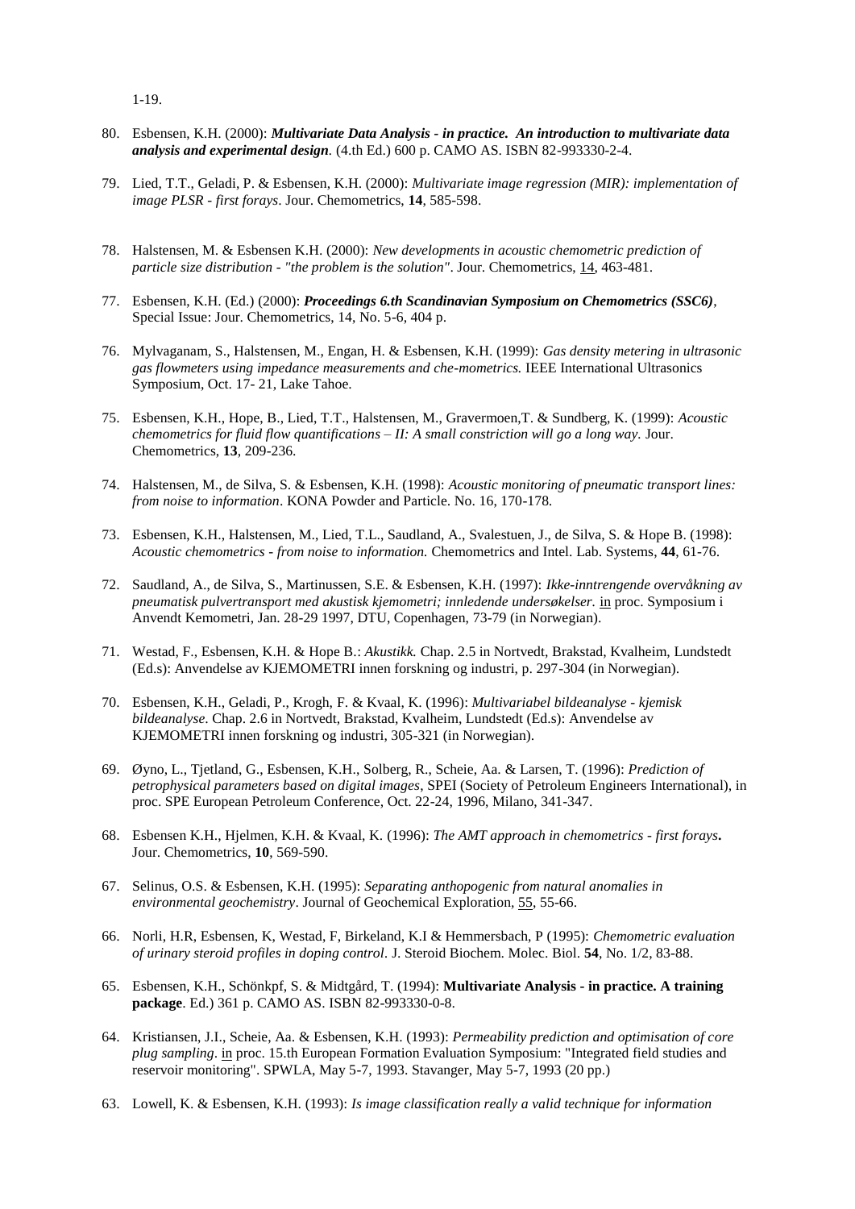1-19.

80. Esbensen, K.H. (2000): ***Multivariate Data Analysis - in practice. An introduction to multivariate data analysis and experimental design***. (4.th Ed.) 600 p. CAMO AS. ISBN 82-993330-2-4.

79. Lied, T.T., Geladi, P. & Esbensen, K.H. (2000): *Multivariate image regression (MIR): implementation of image PLSR - first forays*. Jour. Chemometrics, **14**, 585-598.

78. Halstensen, M. & Esbensen K.H. (2000): *New developments in acoustic chemometric prediction of particle size distribution - "the problem is the solution"*. Jour. Chemometrics, 14, 463-481.

77. Esbensen, K.H. (Ed.) (2000): ***Proceedings 6.th Scandinavian Symposium on Chemometrics (SSC6)***, Special Issue: Jour. Chemometrics, 14, No. 5-6, 404 p.

76. Mylvaganam, S., Halstensen, M., Engan, H. & Esbensen, K.H. (1999): *Gas density metering in ultrasonic gas flowmeters using impedance measurements and che-mometrics.* IEEE International Ultrasonics Symposium, Oct. 17- 21, Lake Tahoe.

75. Esbensen, K.H., Hope, B., Lied, T.T., Halstensen, M., Gravermoen,T. & Sundberg, K. (1999): *Acoustic chemometrics for fluid flow quantifications – II: A small constriction will go a long way.* Jour. Chemometrics, **13**, 209-236.

74. Halstensen, M., de Silva, S. & Esbensen, K.H. (1998): *Acoustic monitoring of pneumatic transport lines: from noise to information*. KONA Powder and Particle. No. 16, 170-178.

73. Esbensen, K.H., Halstensen, M., Lied, T.L., Saudland, A., Svalestuen, J., de Silva, S. & Hope B. (1998): *Acoustic chemometrics - from noise to information.* Chemometrics and Intel. Lab. Systems, **44**, 61-76.

72. Saudland, A., de Silva, S., Martinussen, S.E. & Esbensen, K.H. (1997): *Ikke-inntrengende overvåkning av pneumatisk pulvertransport med akustisk kjemometri; innledende undersøkelser.* in proc. Symposium i Anvendt Kemometri, Jan. 28-29 1997, DTU, Copenhagen, 73-79 (in Norwegian).

71. Westad, F., Esbensen, K.H. & Hope B.: *Akustikk.* Chap. 2.5 in Nortvedt, Brakstad, Kvalheim, Lundstedt (Ed.s): Anvendelse av KJEMOMETRI innen forskning og industri, p. 297-304 (in Norwegian).

70. Esbensen, K.H., Geladi, P., Krogh, F. & Kvaal, K. (1996): *Multivariabel bildeanalyse - kjemisk bildeanalyse*. Chap. 2.6 in Nortvedt, Brakstad, Kvalheim, Lundstedt (Ed.s): Anvendelse av KJEMOMETRI innen forskning og industri, 305-321 (in Norwegian).

69. Øyno, L., Tjetland, G., Esbensen, K.H., Solberg, R., Scheie, Aa. & Larsen, T. (1996): *Prediction of petrophysical parameters based on digital images*, SPEI (Society of Petroleum Engineers International), in proc. SPE European Petroleum Conference, Oct. 22-24, 1996, Milano, 341-347.

68. Esbensen K.H., Hjelmen, K.H. & Kvaal, K. (1996): *The AMT approach in chemometrics - first forays***.** Jour. Chemometrics, **10**, 569-590.

67. Selinus, O.S. & Esbensen, K.H. (1995): *Separating anthopogenic from natural anomalies in environmental geochemistry*. Journal of Geochemical Exploration, 55, 55-66.

66. Norli, H.R, Esbensen, K, Westad, F, Birkeland, K.I & Hemmersbach, P (1995): *Chemometric evaluation of urinary steroid profiles in doping control.* J. Steroid Biochem. Molec. Biol. **54**, No. 1/2, 83-88.

65. Esbensen, K.H., Schönkpf, S. & Midtgård, T. (1994): **Multivariate Analysis - in practice. A training package**. Ed.) 361 p. CAMO AS. ISBN 82-993330-0-8.

64. Kristiansen, J.I., Scheie, Aa. & Esbensen, K.H. (1993): *Permeability prediction and optimisation of core plug sampling*. in proc. 15.th European Formation Evaluation Symposium: "Integrated field studies and reservoir monitoring". SPWLA, May 5-7, 1993. Stavanger, May 5-7, 1993 (20 pp.)

63. Lowell, K. & Esbensen, K.H. (1993): *Is image classification really a valid technique for information*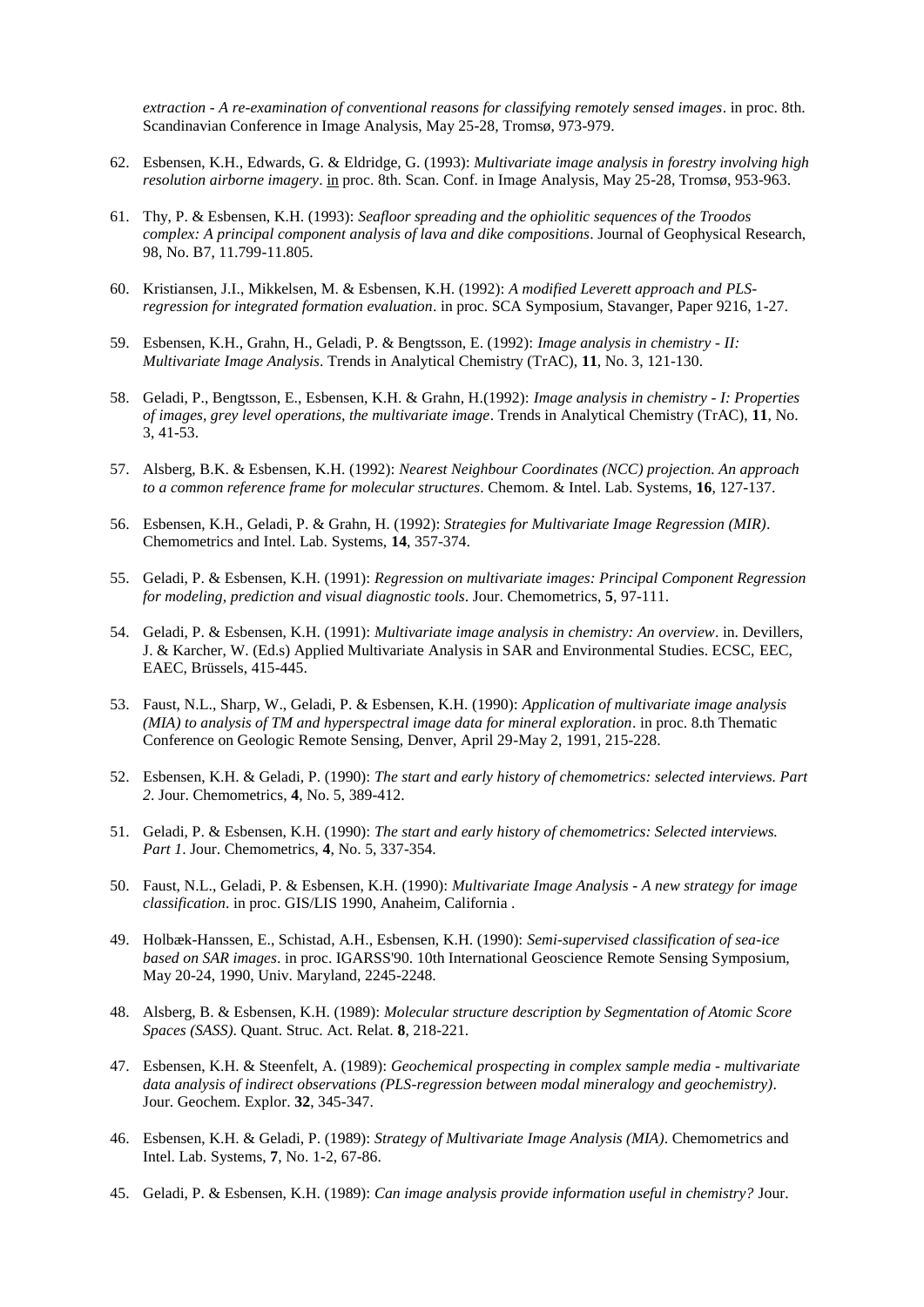*extraction - A re-examination of conventional reasons for classifying remotely sensed images*. in proc. 8th. Scandinavian Conference in Image Analysis, May 25-28, Tromsø, 973-979.

62. Esbensen, K.H., Edwards, G. & Eldridge, G. (1993): *Multivariate image analysis in forestry involving high resolution airborne imagery*. in proc. 8th. Scan. Conf. in Image Analysis, May 25-28, Tromsø, 953-963.

61. Thy, P. & Esbensen, K.H. (1993): *Seafloor spreading and the ophiolitic sequences of the Troodos complex: A principal component analysis of lava and dike compositions*. Journal of Geophysical Research, 98, No. B7, 11.799-11.805.

60. Kristiansen, J.I., Mikkelsen, M. & Esbensen, K.H. (1992): *A modified Leverett approach and PLS-regression for integrated formation evaluation*. in proc. SCA Symposium, Stavanger, Paper 9216, 1-27.

59. Esbensen, K.H., Grahn, H., Geladi, P. & Bengtsson, E. (1992): *Image analysis in chemistry - II: Multivariate Image Analysis*. Trends in Analytical Chemistry (TrAC), **11**, No. 3, 121-130.

58. Geladi, P., Bengtsson, E., Esbensen, K.H. & Grahn, H.(1992): *Image analysis in chemistry - I: Properties of images, grey level operations, the multivariate image*. Trends in Analytical Chemistry (TrAC), **11**, No. 3, 41-53.

57. Alsberg, B.K. & Esbensen, K.H. (1992): *Nearest Neighbour Coordinates (NCC) projection. An approach to a common reference frame for molecular structures*. Chemom. & Intel. Lab. Systems, **16**, 127-137.

56. Esbensen, K.H., Geladi, P. & Grahn, H. (1992): *Strategies for Multivariate Image Regression (MIR)*. Chemometrics and Intel. Lab. Systems, **14**, 357-374.

55. Geladi, P. & Esbensen, K.H. (1991): *Regression on multivariate images: Principal Component Regression for modeling, prediction and visual diagnostic tools*. Jour. Chemometrics, **5**, 97-111.

54. Geladi, P. & Esbensen, K.H. (1991): *Multivariate image analysis in chemistry: An overview*. in. Devillers, J. & Karcher, W. (Ed.s) Applied Multivariate Analysis in SAR and Environmental Studies. ECSC, EEC, EAEC, Brüssels, 415-445.

53. Faust, N.L., Sharp, W., Geladi, P. & Esbensen, K.H. (1990): *Application of multivariate image analysis (MIA) to analysis of TM and hyperspectral image data for mineral exploration*. in proc. 8.th Thematic Conference on Geologic Remote Sensing, Denver, April 29-May 2, 1991, 215-228.

52. Esbensen, K.H. & Geladi, P. (1990): *The start and early history of chemometrics: selected interviews. Part 2*. Jour. Chemometrics, **4**, No. 5, 389-412.

51. Geladi, P. & Esbensen, K.H. (1990): *The start and early history of chemometrics: Selected interviews. Part 1*. Jour. Chemometrics, **4**, No. 5, 337-354.

50. Faust, N.L., Geladi, P. & Esbensen, K.H. (1990): *Multivariate Image Analysis - A new strategy for image classification*. in proc. GIS/LIS 1990, Anaheim, California .

49. Holbæk-Hanssen, E., Schistad, A.H., Esbensen, K.H. (1990): *Semi-supervised classification of sea-ice based on SAR images*. in proc. IGARSS'90. 10th International Geoscience Remote Sensing Symposium, May 20-24, 1990, Univ. Maryland, 2245-2248.

48. Alsberg, B. & Esbensen, K.H. (1989): *Molecular structure description by Segmentation of Atomic Score Spaces (SASS)*. Quant. Struc. Act. Relat. **8**, 218-221.

47. Esbensen, K.H. & Steenfelt, A. (1989): *Geochemical prospecting in complex sample media - multivariate data analysis of indirect observations (PLS-regression between modal mineralogy and geochemistry)*. Jour. Geochem. Explor. **32**, 345-347.

46. Esbensen, K.H. & Geladi, P. (1989): *Strategy of Multivariate Image Analysis (MIA)*. Chemometrics and Intel. Lab. Systems, **7**, No. 1-2, 67-86.

45. Geladi, P. & Esbensen, K.H. (1989): *Can image analysis provide information useful in chemistry?* Jour.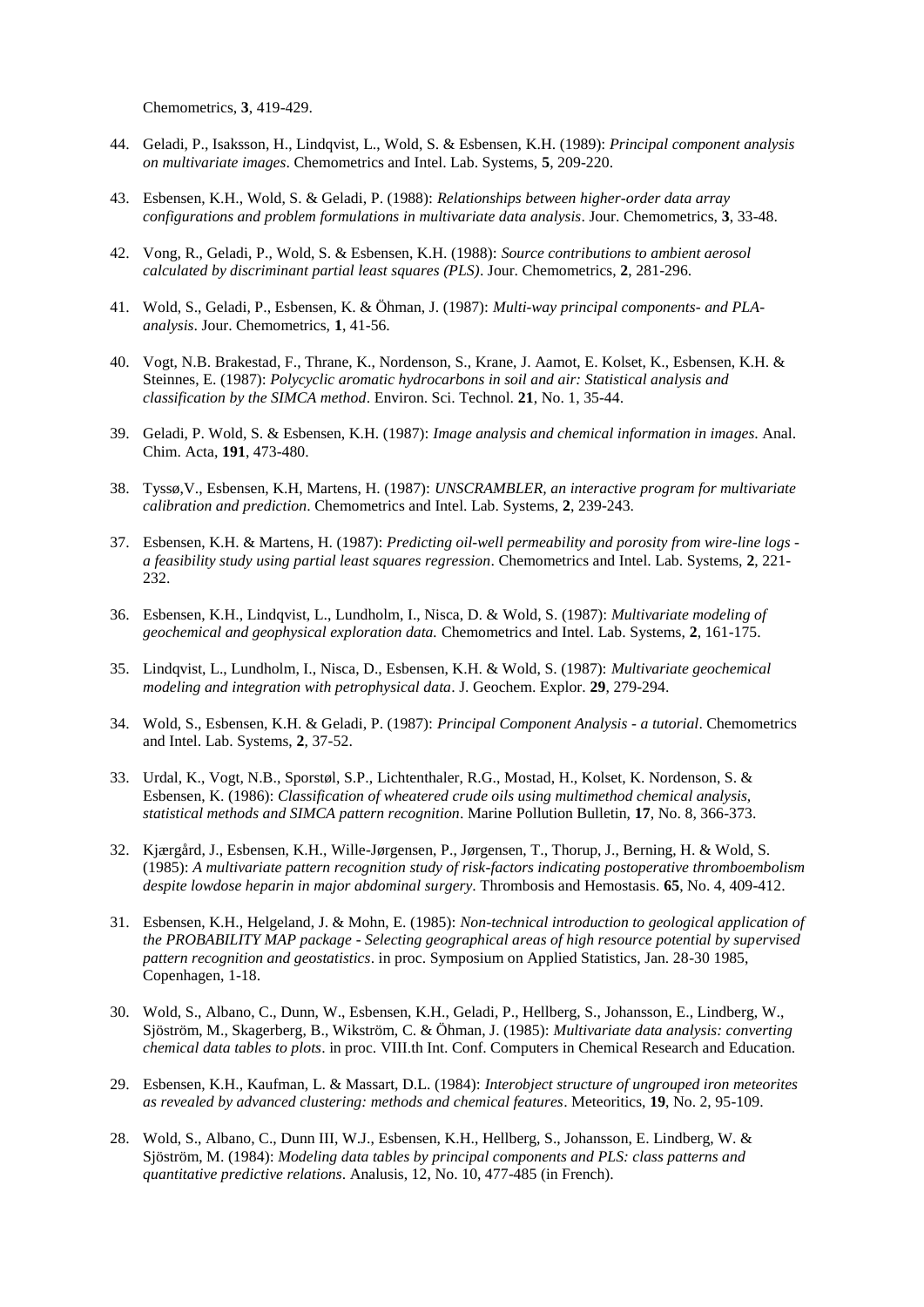Chemometrics, **3**, 419-429.

44. Geladi, P., Isaksson, H., Lindqvist, L., Wold, S. & Esbensen, K.H. (1989): *Principal component analysis on multivariate images*. Chemometrics and Intel. Lab. Systems, **5**, 209-220.

43. Esbensen, K.H., Wold, S. & Geladi, P. (1988): *Relationships between higher-order data array configurations and problem formulations in multivariate data analysis*. Jour. Chemometrics, **3**, 33-48.

42. Vong, R., Geladi, P., Wold, S. & Esbensen, K.H. (1988): *Source contributions to ambient aerosol calculated by discriminant partial least squares (PLS)*. Jour. Chemometrics, **2**, 281-296.

41. Wold, S., Geladi, P., Esbensen, K. & Öhman, J. (1987): *Multi-way principal components- and PLA-analysis*. Jour. Chemometrics, **1**, 41-56.

40. Vogt, N.B. Brakestad, F., Thrane, K., Nordenson, S., Krane, J. Aamot, E. Kolset, K., Esbensen, K.H. & Steinnes, E. (1987): *Polycyclic aromatic hydrocarbons in soil and air: Statistical analysis and classification by the SIMCA method*. Environ. Sci. Technol. **21**, No. 1, 35-44.

39. Geladi, P. Wold, S. & Esbensen, K.H. (1987): *Image analysis and chemical information in images.* Anal. Chim. Acta, **191**, 473-480.

38. Tyssø,V., Esbensen, K.H, Martens, H. (1987): *UNSCRAMBLER, an interactive program for multivariate calibration and prediction*. Chemometrics and Intel. Lab. Systems, **2**, 239-243.

37. Esbensen, K.H. & Martens, H. (1987): *Predicting oil-well permeability and porosity from wire-line logs - a feasibility study using partial least squares regression*. Chemometrics and Intel. Lab. Systems, **2**, 221-232.

36. Esbensen, K.H., Lindqvist, L., Lundholm, I., Nisca, D. & Wold, S. (1987): *Multivariate modeling of geochemical and geophysical exploration data.* Chemometrics and Intel. Lab. Systems, **2**, 161-175.

35. Lindqvist, L., Lundholm, I., Nisca, D., Esbensen, K.H. & Wold, S. (1987): *Multivariate geochemical modeling and integration with petrophysical data*. J. Geochem. Explor. **29**, 279-294.

34. Wold, S., Esbensen, K.H. & Geladi, P. (1987): *Principal Component Analysis - a tutorial*. Chemometrics and Intel. Lab. Systems, **2**, 37-52.

33. Urdal, K., Vogt, N.B., Sporstøl, S.P., Lichtenthaler, R.G., Mostad, H., Kolset, K. Nordenson, S. & Esbensen, K. (1986): *Classification of wheatered crude oils using multimethod chemical analysis, statistical methods and SIMCA pattern recognition*. Marine Pollution Bulletin, **17**, No. 8, 366-373.

32. Kjærgård, J., Esbensen, K.H., Wille-Jørgensen, P., Jørgensen, T., Thorup, J., Berning, H. & Wold, S. (1985): *A multivariate pattern recognition study of risk-factors indicating postoperative thromboembolism despite lowdose heparin in major abdominal surgery*. Thrombosis and Hemostasis. **65**, No. 4, 409-412.

31. Esbensen, K.H., Helgeland, J. & Mohn, E. (1985): *Non-technical introduction to geological application of the PROBABILITY MAP package - Selecting geographical areas of high resource potential by supervised pattern recognition and geostatistics*. in proc. Symposium on Applied Statistics, Jan. 28-30 1985, Copenhagen, 1-18.

30. Wold, S., Albano, C., Dunn, W., Esbensen, K.H., Geladi, P., Hellberg, S., Johansson, E., Lindberg, W., Sjöström, M., Skagerberg, B., Wikström, C. & Öhman, J. (1985): *Multivariate data analysis: converting chemical data tables to plots*. in proc. VIII.th Int. Conf. Computers in Chemical Research and Education.

29. Esbensen, K.H., Kaufman, L. & Massart, D.L. (1984): *Interobject structure of ungrouped iron meteorites as revealed by advanced clustering: methods and chemical features*. Meteoritics, **19**, No. 2, 95-109.

28. Wold, S., Albano, C., Dunn III, W.J., Esbensen, K.H., Hellberg, S., Johansson, E. Lindberg, W. & Sjöström, M. (1984): *Modeling data tables by principal components and PLS: class patterns and quantitative predictive relations*. Analusis, 12, No. 10, 477-485 (in French).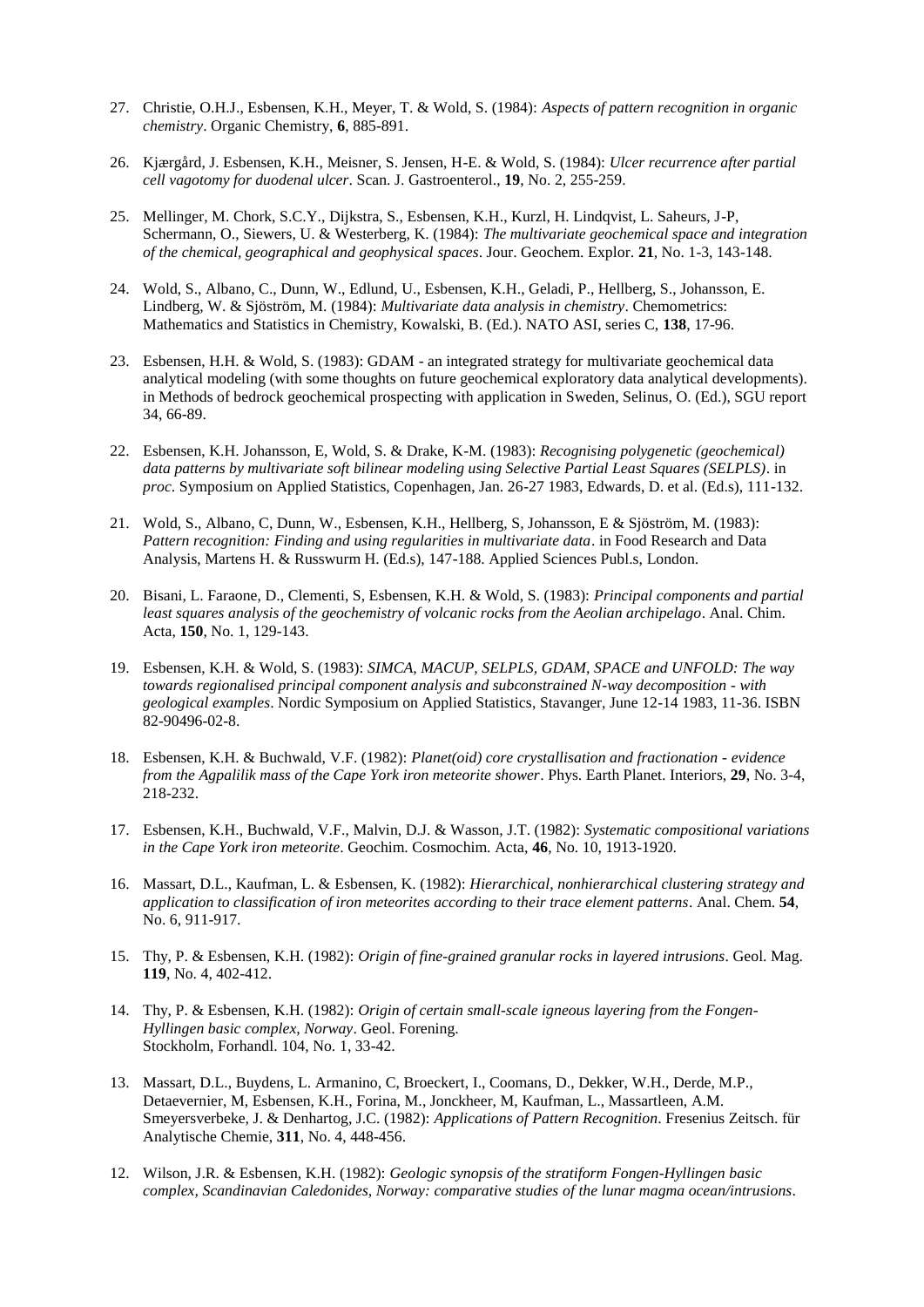27. Christie, O.H.J., Esbensen, K.H., Meyer, T. & Wold, S. (1984): *Aspects of pattern recognition in organic chemistry*. Organic Chemistry, **6**, 885-891.

26. Kjærgård, J. Esbensen, K.H., Meisner, S. Jensen, H-E. & Wold, S. (1984): *Ulcer recurrence after partial cell vagotomy for duodenal ulcer*. Scan. J. Gastroenterol., **19**, No. 2, 255-259.

25. Mellinger, M. Chork, S.C.Y., Dijkstra, S., Esbensen, K.H., Kurzl, H. Lindqvist, L. Saheurs, J-P, Schermann, O., Siewers, U. & Westerberg, K. (1984): *The multivariate geochemical space and integration of the chemical, geographical and geophysical spaces*. Jour. Geochem. Explor. **21**, No. 1-3, 143-148.

24. Wold, S., Albano, C., Dunn, W., Edlund, U., Esbensen, K.H., Geladi, P., Hellberg, S., Johansson, E. Lindberg, W. & Sjöström, M. (1984): *Multivariate data analysis in chemistry*. Chemometrics: Mathematics and Statistics in Chemistry, Kowalski, B. (Ed.). NATO ASI, series C, **138**, 17-96.

23. Esbensen, H.H. & Wold, S. (1983): GDAM - an integrated strategy for multivariate geochemical data analytical modeling (with some thoughts on future geochemical exploratory data analytical developments). in Methods of bedrock geochemical prospecting with application in Sweden, Selinus, O. (Ed.), SGU report 34, 66-89.

22. Esbensen, K.H. Johansson, E, Wold, S. & Drake, K-M. (1983): *Recognising polygenetic (geochemical) data patterns by multivariate soft bilinear modeling using Selective Partial Least Squares (SELPLS)*. in *proc.* Symposium on Applied Statistics, Copenhagen, Jan. 26-27 1983, Edwards, D. et al. (Ed.s), 111-132.

21. Wold, S., Albano, C, Dunn, W., Esbensen, K.H., Hellberg, S, Johansson, E & Sjöström, M. (1983): *Pattern recognition: Finding and using regularities in multivariate data*. in Food Research and Data Analysis, Martens H. & Russwurm H. (Ed.s), 147-188. Applied Sciences Publ.s, London.

20. Bisani, L. Faraone, D., Clementi, S, Esbensen, K.H. & Wold, S. (1983): *Principal components and partial least squares analysis of the geochemistry of volcanic rocks from the Aeolian archipelago*. Anal. Chim. Acta, **150**, No. 1, 129-143.

19. Esbensen, K.H. & Wold, S. (1983): *SIMCA, MACUP, SELPLS, GDAM, SPACE and UNFOLD: The way towards regionalised principal component analysis and subconstrained N-way decomposition - with geological examples*. Nordic Symposium on Applied Statistics, Stavanger, June 12-14 1983, 11-36. ISBN 82-90496-02-8.

18. Esbensen, K.H. & Buchwald, V.F. (1982): *Planet(oid) core crystallisation and fractionation - evidence from the Agpalilik mass of the Cape York iron meteorite shower*. Phys. Earth Planet. Interiors, **29**, No. 3-4, 218-232.

17. Esbensen, K.H., Buchwald, V.F., Malvin, D.J. & Wasson, J.T. (1982): *Systematic compositional variations in the Cape York iron meteorite*. Geochim. Cosmochim. Acta, **46**, No. 10, 1913-1920.

16. Massart, D.L., Kaufman, L. & Esbensen, K. (1982): *Hierarchical, nonhierarchical clustering strategy and application to classification of iron meteorites according to their trace element patterns*. Anal. Chem. **54**, No. 6, 911-917.

15. Thy, P. & Esbensen, K.H. (1982): *Origin of fine-grained granular rocks in layered intrusions*. Geol. Mag. **119**, No. 4, 402-412.

14. Thy, P. & Esbensen, K.H. (1982): *Origin of certain small-scale igneous layering from the Fongen-Hyllingen basic complex, Norway*. Geol. Forening. Stockholm, Forhandl. 104, No. 1, 33-42.

13. Massart, D.L., Buydens, L. Armanino, C, Broeckert, I., Coomans, D., Dekker, W.H., Derde, M.P., Detaevernier, M, Esbensen, K.H., Forina, M., Jonckheer, M, Kaufman, L., Massartleen, A.M. Smeyersverbeke, J. & Denhartog, J.C. (1982): *Applications of Pattern Recognition*. Fresenius Zeitsch. für Analytische Chemie, **311**, No. 4, 448-456.

12. Wilson, J.R. & Esbensen, K.H. (1982): *Geologic synopsis of the stratiform Fongen-Hyllingen basic complex, Scandinavian Caledonides, Norway: comparative studies of the lunar magma ocean/intrusions*.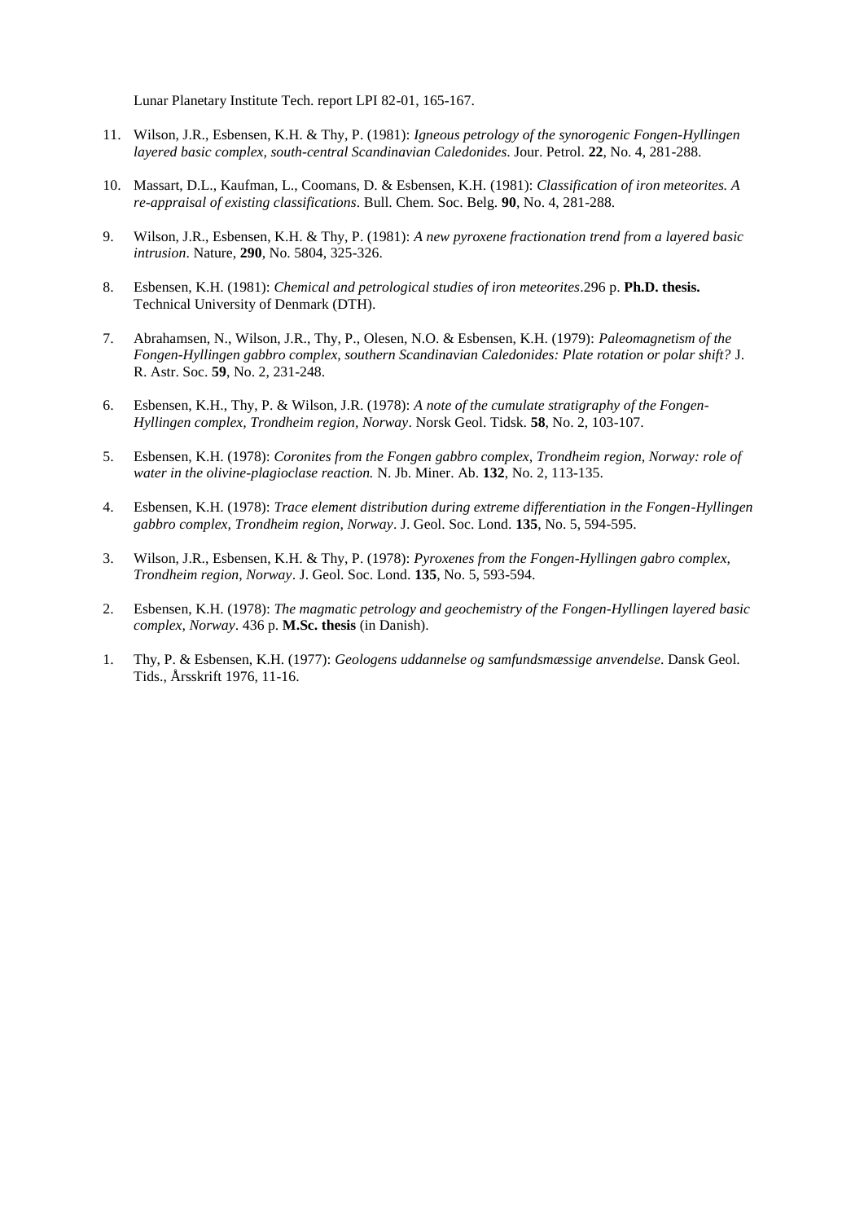Lunar Planetary Institute Tech. report LPI 82-01, 165-167.

11. Wilson, J.R., Esbensen, K.H. & Thy, P. (1981): *Igneous petrology of the synorogenic Fongen-Hyllingen layered basic complex, south-central Scandinavian Caledonides*. Jour. Petrol. **22**, No. 4, 281-288.

10. Massart, D.L., Kaufman, L., Coomans, D. & Esbensen, K.H. (1981): *Classification of iron meteorites. A re-appraisal of existing classifications*. Bull. Chem. Soc. Belg. **90**, No. 4, 281-288.

9. Wilson, J.R., Esbensen, K.H. & Thy, P. (1981): *A new pyroxene fractionation trend from a layered basic intrusion*. Nature, **290**, No. 5804, 325-326.

8. Esbensen, K.H. (1981): *Chemical and petrological studies of iron meteorites*.296 p. **Ph.D. thesis.** Technical University of Denmark (DTH).

7. Abrahamsen, N., Wilson, J.R., Thy, P., Olesen, N.O. & Esbensen, K.H. (1979): *Paleomagnetism of the Fongen-Hyllingen gabbro complex, southern Scandinavian Caledonides: Plate rotation or polar shift?* J. R. Astr. Soc. **59**, No. 2, 231-248.

6. Esbensen, K.H., Thy, P. & Wilson, J.R. (1978): *A note of the cumulate stratigraphy of the Fongen-Hyllingen complex, Trondheim region, Norway*. Norsk Geol. Tidsk. **58**, No. 2, 103-107.

5. Esbensen, K.H. (1978): *Coronites from the Fongen gabbro complex, Trondheim region, Norway: role of water in the olivine-plagioclase reaction.* N. Jb. Miner. Ab. **132**, No. 2, 113-135.

4. Esbensen, K.H. (1978): *Trace element distribution during extreme differentiation in the Fongen-Hyllingen gabbro complex, Trondheim region, Norway*. J. Geol. Soc. Lond. **135**, No. 5, 594-595.

3. Wilson, J.R., Esbensen, K.H. & Thy, P. (1978): *Pyroxenes from the Fongen-Hyllingen gabro complex, Trondheim region, Norway*. J. Geol. Soc. Lond. **135**, No. 5, 593-594.

2. Esbensen, K.H. (1978): *The magmatic petrology and geochemistry of the Fongen-Hyllingen layered basic complex, Norway*. 436 p. **M.Sc. thesis** (in Danish).

1. Thy, P. & Esbensen, K.H. (1977): *Geologens uddannelse og samfundsmæssige anvendelse*. Dansk Geol. Tids., Årsskrift 1976, 11-16.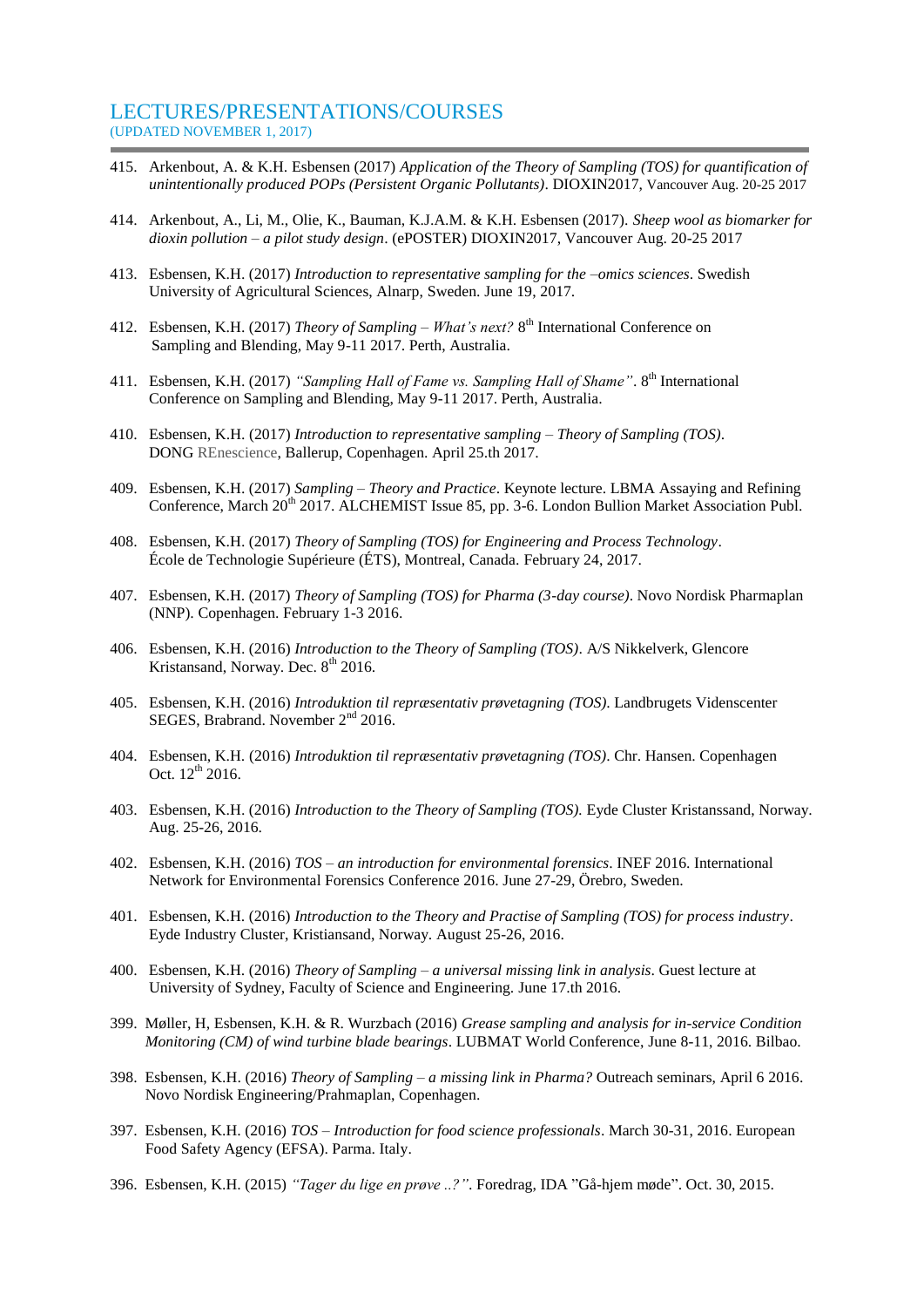# LECTURES/PRESENTATIONS/COURSES

(UPDATED NOVEMBER 1, 2017)

415. Arkenbout, A. & K.H. Esbensen (2017) *Application of the Theory of Sampling (TOS) for quantification of unintentionally produced POPs (Persistent Organic Pollutants)*. DIOXIN2017, Vancouver Aug. 20-25 2017

414. Arkenbout, A., Li, M., Olie, K., Bauman, K.J.A.M. & K.H. Esbensen (2017). *Sheep wool as biomarker for dioxin pollution – a pilot study design*. (ePOSTER) DIOXIN2017, Vancouver Aug. 20-25 2017

413. Esbensen, K.H. (2017) *Introduction to representative sampling for the –omics sciences*. Swedish University of Agricultural Sciences, Alnarp, Sweden. June 19, 2017.

412. Esbensen, K.H. (2017) *Theory of Sampling – What's next?* 8th International Conference on Sampling and Blending, May 9-11 2017. Perth, Australia.

411. Esbensen, K.H. (2017) *"Sampling Hall of Fame vs. Sampling Hall of Shame"*. 8th International Conference on Sampling and Blending, May 9-11 2017. Perth, Australia.

410. Esbensen, K.H. (2017) *Introduction to representative sampling – Theory of Sampling (TOS)*. DONG REnescience, Ballerup, Copenhagen. April 25.th 2017.

409. Esbensen, K.H. (2017) *Sampling – Theory and Practice*. Keynote lecture. LBMA Assaying and Refining Conference, March 20th 2017. ALCHEMIST Issue 85, pp. 3-6. London Bullion Market Association Publ.

408. Esbensen, K.H. (2017) *Theory of Sampling (TOS) for Engineering and Process Technology*. École de Technologie Supérieure (ÉTS), Montreal, Canada. February 24, 2017.

407. Esbensen, K.H. (2017) *Theory of Sampling (TOS) for Pharma (3-day course)*. Novo Nordisk Pharmaplan (NNP). Copenhagen. February 1-3 2016.

406. Esbensen, K.H. (2016) *Introduction to the Theory of Sampling (TOS)*. A/S Nikkelverk, Glencore Kristansand, Norway. Dec. 8th 2016.

405. Esbensen, K.H. (2016) *Introduktion til repræsentativ prøvetagning (TOS)*. Landbrugets Videnscenter SEGES, Brabrand. November 2nd 2016.

404. Esbensen, K.H. (2016) *Introduktion til repræsentativ prøvetagning (TOS)*. Chr. Hansen. Copenhagen Oct. 12th 2016.

403. Esbensen, K.H. (2016) *Introduction to the Theory of Sampling (TOS).* Eyde Cluster Kristanssand, Norway. Aug. 25-26, 2016.

402. Esbensen, K.H. (2016) *TOS – an introduction for environmental forensics*. INEF 2016. International Network for Environmental Forensics Conference 2016. June 27-29, Örebro, Sweden.

401. Esbensen, K.H. (2016) *Introduction to the Theory and Practise of Sampling (TOS) for process industry*. Eyde Industry Cluster, Kristiansand, Norway. August 25-26, 2016.

400. Esbensen, K.H. (2016) *Theory of Sampling – a universal missing link in analysis*. Guest lecture at University of Sydney, Faculty of Science and Engineering. June 17.th 2016.

399. Møller, H, Esbensen, K.H. & R. Wurzbach (2016) *Grease sampling and analysis for in-service Condition Monitoring (CM) of wind turbine blade bearings*. LUBMAT World Conference, June 8-11, 2016. Bilbao.

398. Esbensen, K.H. (2016) *Theory of Sampling – a missing link in Pharma?* Outreach seminars, April 6 2016. Novo Nordisk Engineering/Prahmaplan, Copenhagen.

397. Esbensen, K.H. (2016) *TOS – Introduction for food science professionals*. March 30-31, 2016. European Food Safety Agency (EFSA). Parma. Italy.

396. Esbensen, K.H. (2015) *"Tager du lige en prøve ..?"*. Foredrag, IDA "Gå-hjem møde". Oct. 30, 2015.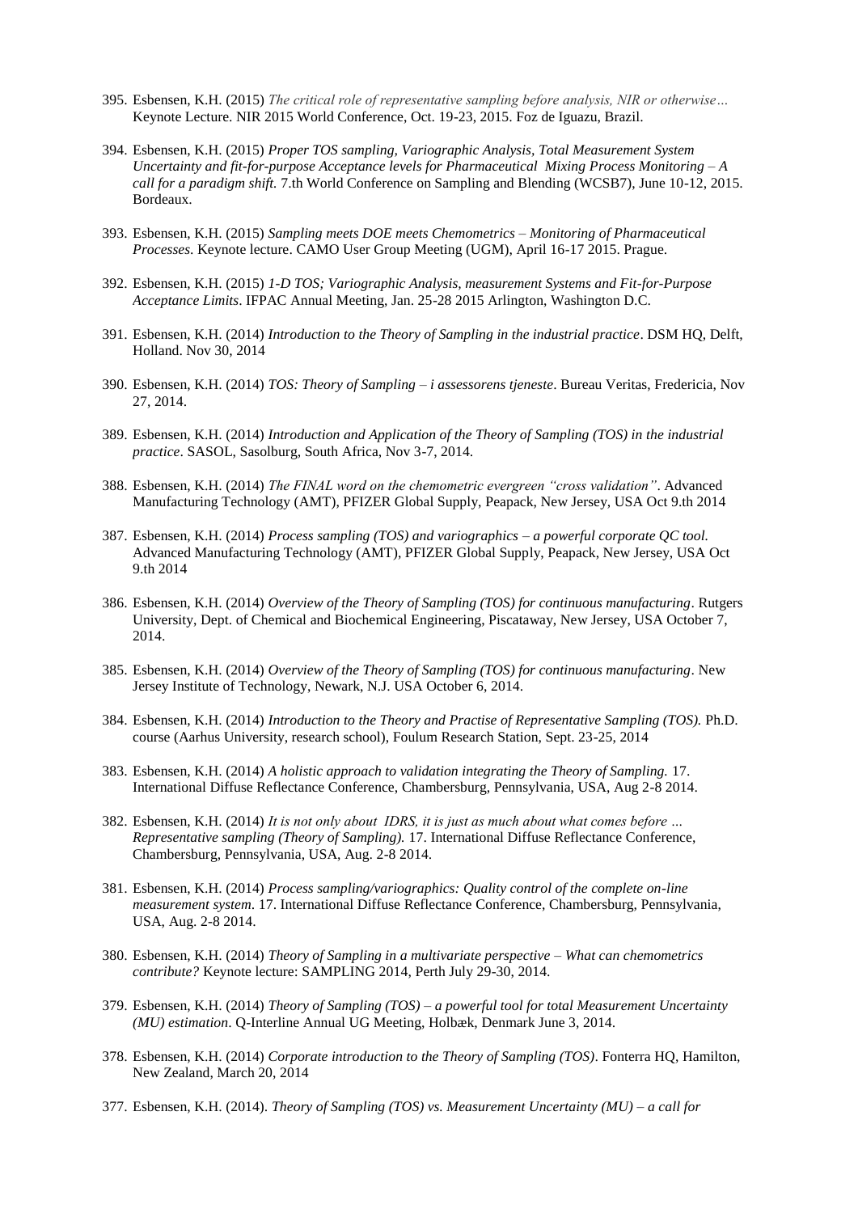395. Esbensen, K.H. (2015) *The critical role of representative sampling before analysis, NIR or otherwise…* Keynote Lecture. NIR 2015 World Conference, Oct. 19-23, 2015. Foz de Iguazu, Brazil.

394. Esbensen, K.H. (2015) *Proper TOS sampling, Variographic Analysis, Total Measurement System Uncertainty and fit-for-purpose Acceptance levels for Pharmaceutical Mixing Process Monitoring – A call for a paradigm shift.* 7.th World Conference on Sampling and Blending (WCSB7), June 10-12, 2015. Bordeaux.

393. Esbensen, K.H. (2015) *Sampling meets DOE meets Chemometrics – Monitoring of Pharmaceutical Processes.* Keynote lecture. CAMO User Group Meeting (UGM), April 16-17 2015. Prague.

392. Esbensen, K.H. (2015) *1-D TOS; Variographic Analysis, measurement Systems and Fit-for-Purpose Acceptance Limits*. IFPAC Annual Meeting, Jan. 25-28 2015 Arlington, Washington D.C.

391. Esbensen, K.H. (2014) *Introduction to the Theory of Sampling in the industrial practice*. DSM HQ, Delft, Holland. Nov 30, 2014

390. Esbensen, K.H. (2014) *TOS: Theory of Sampling – i assessorens tjeneste*. Bureau Veritas, Fredericia, Nov 27, 2014.

389. Esbensen, K.H. (2014) *Introduction and Application of the Theory of Sampling (TOS) in the industrial practice*. SASOL, Sasolburg, South Africa, Nov 3-7, 2014.

388. Esbensen, K.H. (2014) *The FINAL word on the chemometric evergreen "cross validation"*. Advanced Manufacturing Technology (AMT), PFIZER Global Supply, Peapack, New Jersey, USA Oct 9.th 2014

387. Esbensen, K.H. (2014) *Process sampling (TOS) and variographics – a powerful corporate QC tool.* Advanced Manufacturing Technology (AMT), PFIZER Global Supply, Peapack, New Jersey, USA Oct 9.th 2014

386. Esbensen, K.H. (2014) *Overview of the Theory of Sampling (TOS) for continuous manufacturing*. Rutgers University, Dept. of Chemical and Biochemical Engineering, Piscataway, New Jersey, USA October 7, 2014.

385. Esbensen, K.H. (2014) *Overview of the Theory of Sampling (TOS) for continuous manufacturing*. New Jersey Institute of Technology, Newark, N.J. USA October 6, 2014.

384. Esbensen, K.H. (2014) *Introduction to the Theory and Practise of Representative Sampling (TOS).* Ph.D. course (Aarhus University, research school), Foulum Research Station, Sept. 23-25, 2014

383. Esbensen, K.H. (2014) *A holistic approach to validation integrating the Theory of Sampling.* 17. International Diffuse Reflectance Conference, Chambersburg, Pennsylvania, USA, Aug 2-8 2014.

382. Esbensen, K.H. (2014) *It is not only about IDRS, it is just as much about what comes before … Representative sampling (Theory of Sampling).* 17. International Diffuse Reflectance Conference, Chambersburg, Pennsylvania, USA, Aug. 2-8 2014.

381. Esbensen, K.H. (2014) *Process sampling/variographics: Quality control of the complete on-line measurement system*. 17. International Diffuse Reflectance Conference, Chambersburg, Pennsylvania, USA, Aug. 2-8 2014.

380. Esbensen, K.H. (2014) *Theory of Sampling in a multivariate perspective – What can chemometrics contribute?* Keynote lecture: SAMPLING 2014, Perth July 29-30, 2014.

379. Esbensen, K.H. (2014) *Theory of Sampling (TOS) – a powerful tool for total Measurement Uncertainty (MU) estimation*. Q-Interline Annual UG Meeting, Holbæk, Denmark June 3, 2014.

378. Esbensen, K.H. (2014) *Corporate introduction to the Theory of Sampling (TOS)*. Fonterra HQ, Hamilton, New Zealand, March 20, 2014

377. Esbensen, K.H. (2014). *Theory of Sampling (TOS) vs. Measurement Uncertainty (MU) – a call for*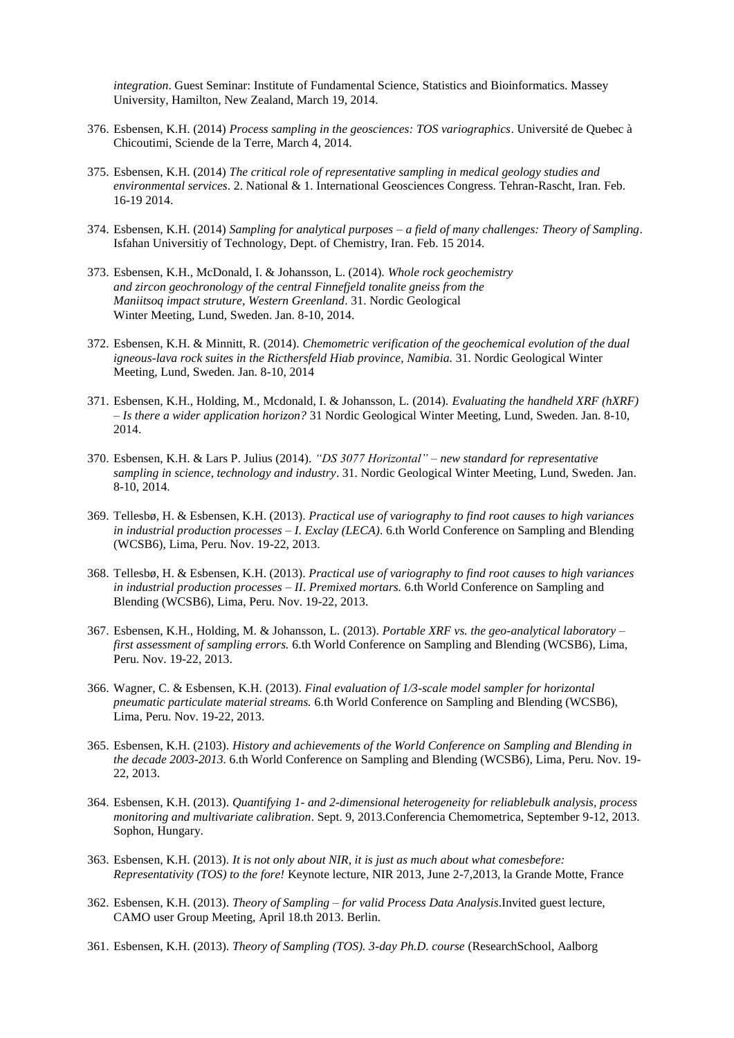*integration*. Guest Seminar: Institute of Fundamental Science, Statistics and Bioinformatics. Massey University, Hamilton, New Zealand, March 19, 2014.

376. Esbensen, K.H. (2014) *Process sampling in the geosciences: TOS variographics*. Université de Quebec à Chicoutimi, Sciende de la Terre, March 4, 2014.

375. Esbensen, K.H. (2014) *The critical role of representative sampling in medical geology studies and environmental services*. 2. National & 1. International Geosciences Congress. Tehran-Rascht, Iran. Feb. 16-19 2014.

374. Esbensen, K.H. (2014) *Sampling for analytical purposes – a field of many challenges: Theory of Sampling*. Isfahan Universitiy of Technology, Dept. of Chemistry, Iran. Feb. 15 2014.

373. Esbensen, K.H., McDonald, I. & Johansson, L. (2014). *Whole rock geochemistry and zircon geochronology of the central Finnefjeld tonalite gneiss from the Maniitsoq impact struture, Western Greenland*. 31. Nordic Geological Winter Meeting, Lund, Sweden. Jan. 8-10, 2014.

372. Esbensen, K.H. & Minnitt, R. (2014). *Chemometric verification of the geochemical evolution of the dual igneous-lava rock suites in the Ricthersfeld Hiab province, Namibia.* 31. Nordic Geological Winter Meeting, Lund, Sweden. Jan. 8-10, 2014

371. Esbensen, K.H., Holding, M., Mcdonald, I. & Johansson, L. (2014). *Evaluating the handheld XRF (hXRF) – Is there a wider application horizon?* 31 Nordic Geological Winter Meeting, Lund, Sweden. Jan. 8-10, 2014.

370. Esbensen, K.H. & Lars P. Julius (2014). *"DS 3077 Horizontal" – new standard for representative sampling in science, technology and industry*. 31. Nordic Geological Winter Meeting, Lund, Sweden. Jan. 8-10, 2014.

369. Tellesbø, H. & Esbensen, K.H. (2013). *Practical use of variography to find root causes to high variances in industrial production processes – I. Exclay (LECA)*. 6.th World Conference on Sampling and Blending (WCSB6), Lima, Peru. Nov. 19-22, 2013.

368. Tellesbø, H. & Esbensen, K.H. (2013). *Practical use of variography to find root causes to high variances in industrial production processes – II. Premixed mortars.* 6.th World Conference on Sampling and Blending (WCSB6), Lima, Peru. Nov. 19-22, 2013.

367. Esbensen, K.H., Holding, M. & Johansson, L. (2013). *Portable XRF vs. the geo-analytical laboratory – first assessment of sampling errors.* 6.th World Conference on Sampling and Blending (WCSB6), Lima, Peru. Nov. 19-22, 2013.

366. Wagner, C. & Esbensen, K.H. (2013). *Final evaluation of 1/3-scale model sampler for horizontal pneumatic particulate material streams.* 6.th World Conference on Sampling and Blending (WCSB6), Lima, Peru. Nov. 19-22, 2013.

365. Esbensen, K.H. (2103). *History and achievements of the World Conference on Sampling and Blending in the decade 2003-2013*. 6.th World Conference on Sampling and Blending (WCSB6), Lima, Peru. Nov. 19-22, 2013.

364. Esbensen, K.H. (2013). *Quantifying 1- and 2-dimensional heterogeneity for reliablebulk analysis, process monitoring and multivariate calibration*. Sept. 9, 2013.Conferencia Chemometrica, September 9-12, 2013. Sophon, Hungary.

363. Esbensen, K.H. (2013). *It is not only about NIR, it is just as much about what comesbefore: Representativity (TOS) to the fore!* Keynote lecture, NIR 2013, June 2-7,2013, la Grande Motte, France

362. Esbensen, K.H. (2013). *Theory of Sampling – for valid Process Data Analysis*.Invited guest lecture, CAMO user Group Meeting, April 18.th 2013. Berlin.

361. Esbensen, K.H. (2013). *Theory of Sampling (TOS). 3-day Ph.D. course* (ResearchSchool, Aalborg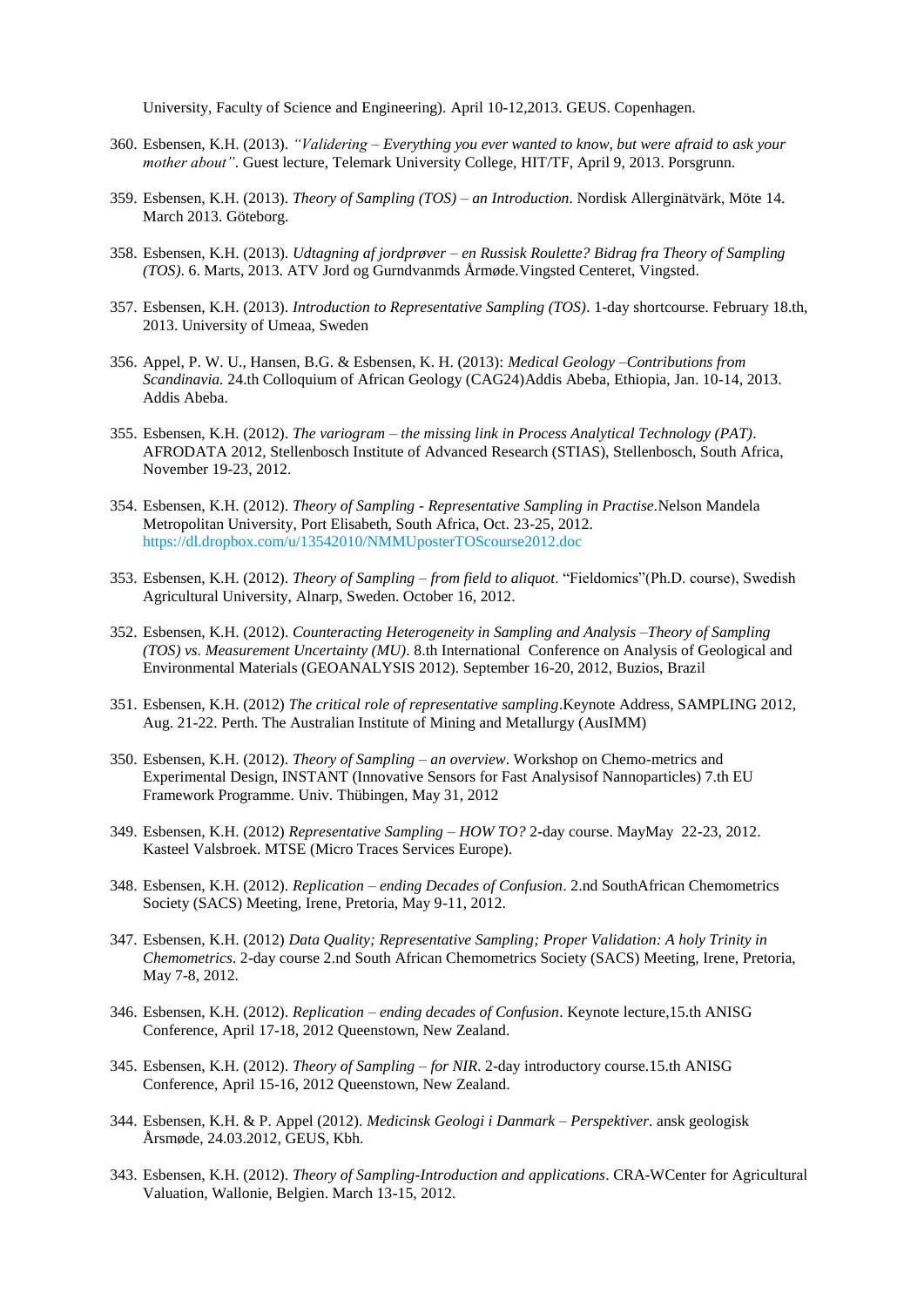University, Faculty of Science and Engineering). April 10-12,2013. GEUS. Copenhagen.

360. Esbensen, K.H. (2013). *"Validering – Everything you ever wanted to know, but were afraid to ask your mother about"*. Guest lecture, Telemark University College, HIT/TF, April 9, 2013. Porsgrunn.

359. Esbensen, K.H. (2013). *Theory of Sampling (TOS) – an Introduction*. Nordisk Allerginätvärk, Möte 14. March 2013. Göteborg.

358. Esbensen, K.H. (2013). *Udtagning af jordprøver – en Russisk Roulette? Bidrag fra Theory of Sampling (TOS)*. 6. Marts, 2013. ATV Jord og Gurndvanmds Årmøde.Vingsted Centeret, Vingsted.

357. Esbensen, K.H. (2013). *Introduction to Representative Sampling (TOS)*. 1-day shortcourse. February 18.th, 2013. University of Umeaa, Sweden

356. Appel, P. W. U., Hansen, B.G. & Esbensen, K. H. (2013): *Medical Geology –Contributions from Scandinavia.* 24.th Colloquium of African Geology (CAG24)Addis Abeba, Ethiopia, Jan. 10-14, 2013. Addis Abeba.

355. Esbensen, K.H. (2012). *The variogram – the missing link in Process Analytical Technology (PAT)*. AFRODATA 2012, Stellenbosch Institute of Advanced Research (STIAS), Stellenbosch, South Africa, November 19-23, 2012.

354. Esbensen, K.H. (2012). *Theory of Sampling - Representative Sampling in Practise*.Nelson Mandela Metropolitan University, Port Elisabeth, South Africa, Oct. 23-25, 2012. https://dl.dropbox.com/u/13542010/NMMUposterTOScourse2012.doc

353. Esbensen, K.H. (2012). *Theory of Sampling – from field to aliquot*. "Fieldomics"(Ph.D. course), Swedish Agricultural University, Alnarp, Sweden. October 16, 2012.

352. Esbensen, K.H. (2012). *Counteracting Heterogeneity in Sampling and Analysis –Theory of Sampling (TOS) vs. Measurement Uncertainty (MU)*. 8.th International Conference on Analysis of Geological and Environmental Materials (GEOANALYSIS 2012). September 16-20, 2012, Buzios, Brazil

351. Esbensen, K.H. (2012) *The critical role of representative sampling*.Keynote Address, SAMPLING 2012, Aug. 21-22. Perth. The Australian Institute of Mining and Metallurgy (AusIMM)

350. Esbensen, K.H. (2012). *Theory of Sampling – an overview*. Workshop on Chemo-metrics and Experimental Design, INSTANT (Innovative Sensors for Fast Analysisof Nannoparticles) 7.th EU Framework Programme. Univ. Thübingen, May 31, 2012

349. Esbensen, K.H. (2012) *Representative Sampling – HOW TO?* 2-day course. MayMay 22-23, 2012. Kasteel Valsbroek. MTSE (Micro Traces Services Europe).

348. Esbensen, K.H. (2012). *Replication – ending Decades of Confusion*. 2.nd SouthAfrican Chemometrics Society (SACS) Meeting, Irene, Pretoria, May 9-11, 2012.

347. Esbensen, K.H. (2012) *Data Quality; Representative Sampling; Proper Validation: A holy Trinity in Chemometrics*. 2-day course 2.nd South African Chemometrics Society (SACS) Meeting, Irene, Pretoria, May 7-8, 2012.

346. Esbensen, K.H. (2012). *Replication – ending decades of Confusion*. Keynote lecture,15.th ANISG Conference, April 17-18, 2012 Queenstown, New Zealand.

345. Esbensen, K.H. (2012). *Theory of Sampling – for NIR*. 2-day introductory course.15.th ANISG Conference, April 15-16, 2012 Queenstown, New Zealand.

344. Esbensen, K.H. & P. Appel (2012). *Medicinsk Geologi i Danmark – Perspektiver*. ansk geologisk Årsmøde, 24.03.2012, GEUS, Kbh.

343. Esbensen, K.H. (2012). *Theory of Sampling-Introduction and applications*. CRA-WCenter for Agricultural Valuation, Wallonie, Belgien. March 13-15, 2012.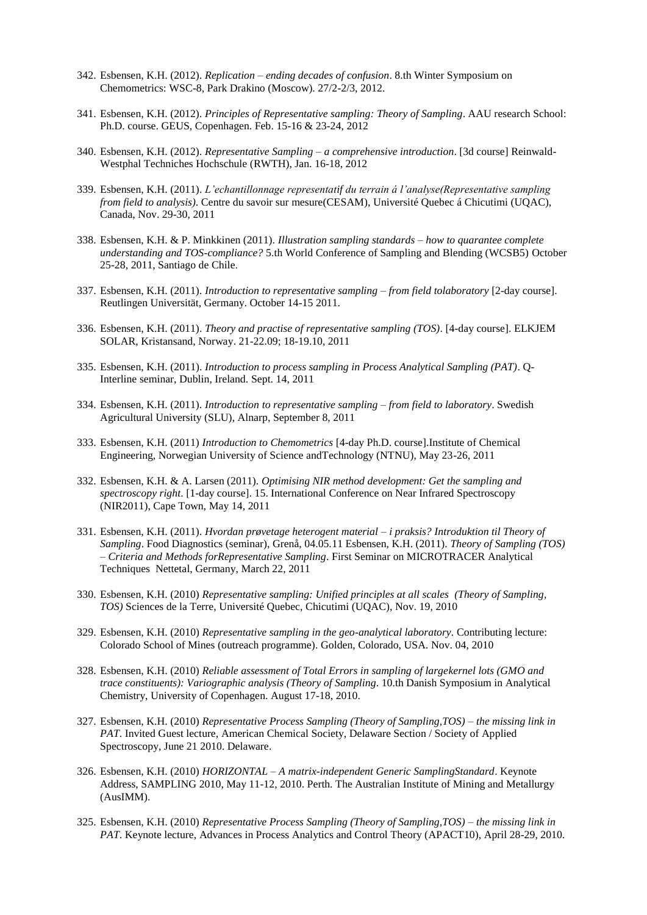342. Esbensen, K.H. (2012). *Replication – ending decades of confusion*. 8.th Winter Symposium on Chemometrics: WSC-8, Park Drakino (Moscow). 27/2-2/3, 2012.

341. Esbensen, K.H. (2012). *Principles of Representative sampling: Theory of Sampling*. AAU research School: Ph.D. course. GEUS, Copenhagen. Feb. 15-16 & 23-24, 2012

340. Esbensen, K.H. (2012). *Representative Sampling – a comprehensive introduction*. [3d course] Reinwald-Westphal Techniches Hochschule (RWTH), Jan. 16-18, 2012

339. Esbensen, K.H. (2011). *L'echantillonnage representatif du terrain á l'analyse(Representative sampling from field to analysis)*. Centre du savoir sur mesure(CESAM), Université Quebec á Chicutimi (UQAC), Canada, Nov. 29-30, 2011

338. Esbensen, K.H. & P. Minkkinen (2011). *Illustration sampling standards – how to quarantee complete understanding and TOS-compliance?* 5.th World Conference of Sampling and Blending (WCSB5) October 25-28, 2011, Santiago de Chile.

337. Esbensen, K.H. (2011). *Introduction to representative sampling – from field tolaboratory* [2-day course]. Reutlingen Universität, Germany. October 14-15 2011.

336. Esbensen, K.H. (2011). *Theory and practise of representative sampling (TOS)*. [4-day course]. ELKJEM SOLAR, Kristansand, Norway. 21-22.09; 18-19.10, 2011

335. Esbensen, K.H. (2011). *Introduction to process sampling in Process Analytical Sampling (PAT)*. Q-Interline seminar, Dublin, Ireland. Sept. 14, 2011

334. Esbensen, K.H. (2011). *Introduction to representative sampling – from field to laboratory*. Swedish Agricultural University (SLU), Alnarp, September 8, 2011

333. Esbensen, K.H. (2011) *Introduction to Chemometrics* [4-day Ph.D. course].Institute of Chemical Engineering, Norwegian University of Science andTechnology (NTNU), May 23-26, 2011

332. Esbensen, K.H. & A. Larsen (2011). *Optimising NIR method development: Get the sampling and spectroscopy right*. [1-day course]. 15. International Conference on Near Infrared Spectroscopy (NIR2011), Cape Town, May 14, 2011

331. Esbensen, K.H. (2011). *Hvordan prøvetage heterogent material – i praksis? Introduktion til Theory of Sampling*. Food Diagnostics (seminar), Grenå, 04.05.11 Esbensen, K.H. (2011). *Theory of Sampling (TOS) – Criteria and Methods forRepresentative Sampling*. First Seminar on MICROTRACER Analytical Techniques Nettetal, Germany, March 22, 2011

330. Esbensen, K.H. (2010) *Representative sampling: Unified principles at all scales (Theory of Sampling, TOS)* Sciences de la Terre, Université Quebec, Chicutimi (UQAC), Nov. 19, 2010

329. Esbensen, K.H. (2010) *Representative sampling in the geo-analytical laboratory*. Contributing lecture: Colorado School of Mines (outreach programme). Golden, Colorado, USA. Nov. 04, 2010

328. Esbensen, K.H. (2010) *Reliable assessment of Total Errors in sampling of largekernel lots (GMO and trace constituents): Variographic analysis (Theory of Sampling*. 10.th Danish Symposium in Analytical Chemistry, University of Copenhagen. August 17-18, 2010.

327. Esbensen, K.H. (2010) *Representative Process Sampling (Theory of Sampling,TOS) – the missing link in PAT*. Invited Guest lecture, American Chemical Society, Delaware Section / Society of Applied Spectroscopy, June 21 2010. Delaware.

326. Esbensen, K.H. (2010) *HORIZONTAL – A matrix-independent Generic SamplingStandard*. Keynote Address, SAMPLING 2010, May 11-12, 2010. Perth. The Australian Institute of Mining and Metallurgy (AusIMM).

325. Esbensen, K.H. (2010) *Representative Process Sampling (Theory of Sampling,TOS) – the missing link in PAT*. Keynote lecture, Advances in Process Analytics and Control Theory (APACT10), April 28-29, 2010.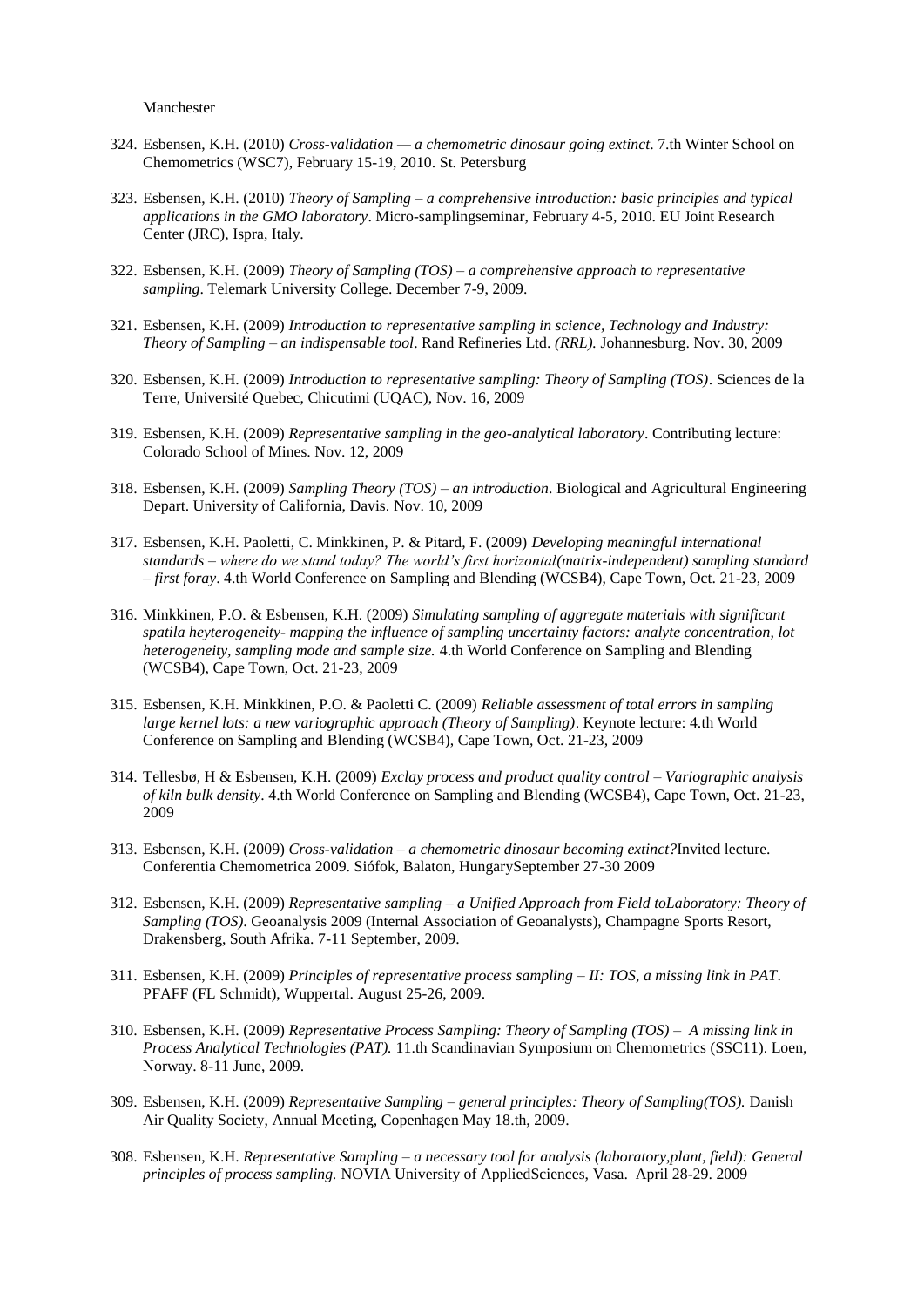Manchester

324. Esbensen, K.H. (2010) *Cross-validation — a chemometric dinosaur going extinct*. 7.th Winter School on Chemometrics (WSC7), February 15-19, 2010. St. Petersburg

323. Esbensen, K.H. (2010) *Theory of Sampling – a comprehensive introduction: basic principles and typical applications in the GMO laboratory*. Micro-samplingseminar, February 4-5, 2010. EU Joint Research Center (JRC), Ispra, Italy.

322. Esbensen, K.H. (2009) *Theory of Sampling (TOS) – a comprehensive approach to representative sampling*. Telemark University College. December 7-9, 2009.

321. Esbensen, K.H. (2009) *Introduction to representative sampling in science, Technology and Industry: Theory of Sampling – an indispensable tool*. Rand Refineries Ltd. *(RRL).* Johannesburg. Nov. 30, 2009

320. Esbensen, K.H. (2009) *Introduction to representative sampling: Theory of Sampling (TOS)*. Sciences de la Terre, Université Quebec, Chicutimi (UQAC), Nov. 16, 2009

319. Esbensen, K.H. (2009) *Representative sampling in the geo-analytical laboratory*. Contributing lecture: Colorado School of Mines. Nov. 12, 2009

318. Esbensen, K.H. (2009) *Sampling Theory (TOS) – an introduction*. Biological and Agricultural Engineering Depart. University of California, Davis. Nov. 10, 2009

317. Esbensen, K.H. Paoletti, C. Minkkinen, P. & Pitard, F. (2009) *Developing meaningful international standards – where do we stand today? The world's first horizontal(matrix-independent) sampling standard – first foray*. 4.th World Conference on Sampling and Blending (WCSB4), Cape Town, Oct. 21-23, 2009

316. Minkkinen, P.O. & Esbensen, K.H. (2009) *Simulating sampling of aggregate materials with significant spatila heyterogeneity- mapping the influence of sampling uncertainty factors: analyte concentration, lot heterogeneity, sampling mode and sample size.* 4.th World Conference on Sampling and Blending (WCSB4), Cape Town, Oct. 21-23, 2009

315. Esbensen, K.H. Minkkinen, P.O. & Paoletti C. (2009) *Reliable assessment of total errors in sampling large kernel lots: a new variographic approach (Theory of Sampling)*. Keynote lecture: 4.th World Conference on Sampling and Blending (WCSB4), Cape Town, Oct. 21-23, 2009

314. Tellesbø, H & Esbensen, K.H. (2009) *Exclay process and product quality control – Variographic analysis of kiln bulk density*. 4.th World Conference on Sampling and Blending (WCSB4), Cape Town, Oct. 21-23, 2009

313. Esbensen, K.H. (2009) *Cross-validation – a chemometric dinosaur becoming extinct?*Invited lecture. Conferentia Chemometrica 2009. Siófok, Balaton, HungarySeptember 27-30 2009

312. Esbensen, K.H. (2009) *Representative sampling – a Unified Approach from Field toLaboratory: Theory of Sampling (TOS).* Geoanalysis 2009 (Internal Association of Geoanalysts), Champagne Sports Resort, Drakensberg, South Afrika. 7-11 September, 2009.

311. Esbensen, K.H. (2009) *Principles of representative process sampling – II: TOS, a missing link in PAT*. PFAFF (FL Schmidt), Wuppertal. August 25-26, 2009.

310. Esbensen, K.H. (2009) *Representative Process Sampling: Theory of Sampling (TOS) – A missing link in Process Analytical Technologies (PAT).* 11.th Scandinavian Symposium on Chemometrics (SSC11). Loen, Norway. 8-11 June, 2009.

309. Esbensen, K.H. (2009) *Representative Sampling – general principles: Theory of Sampling(TOS).* Danish Air Quality Society, Annual Meeting, Copenhagen May 18.th, 2009.

308. Esbensen, K.H. *Representative Sampling – a necessary tool for analysis (laboratory,plant, field): General principles of process sampling.* NOVIA University of AppliedSciences, Vasa. April 28-29. 2009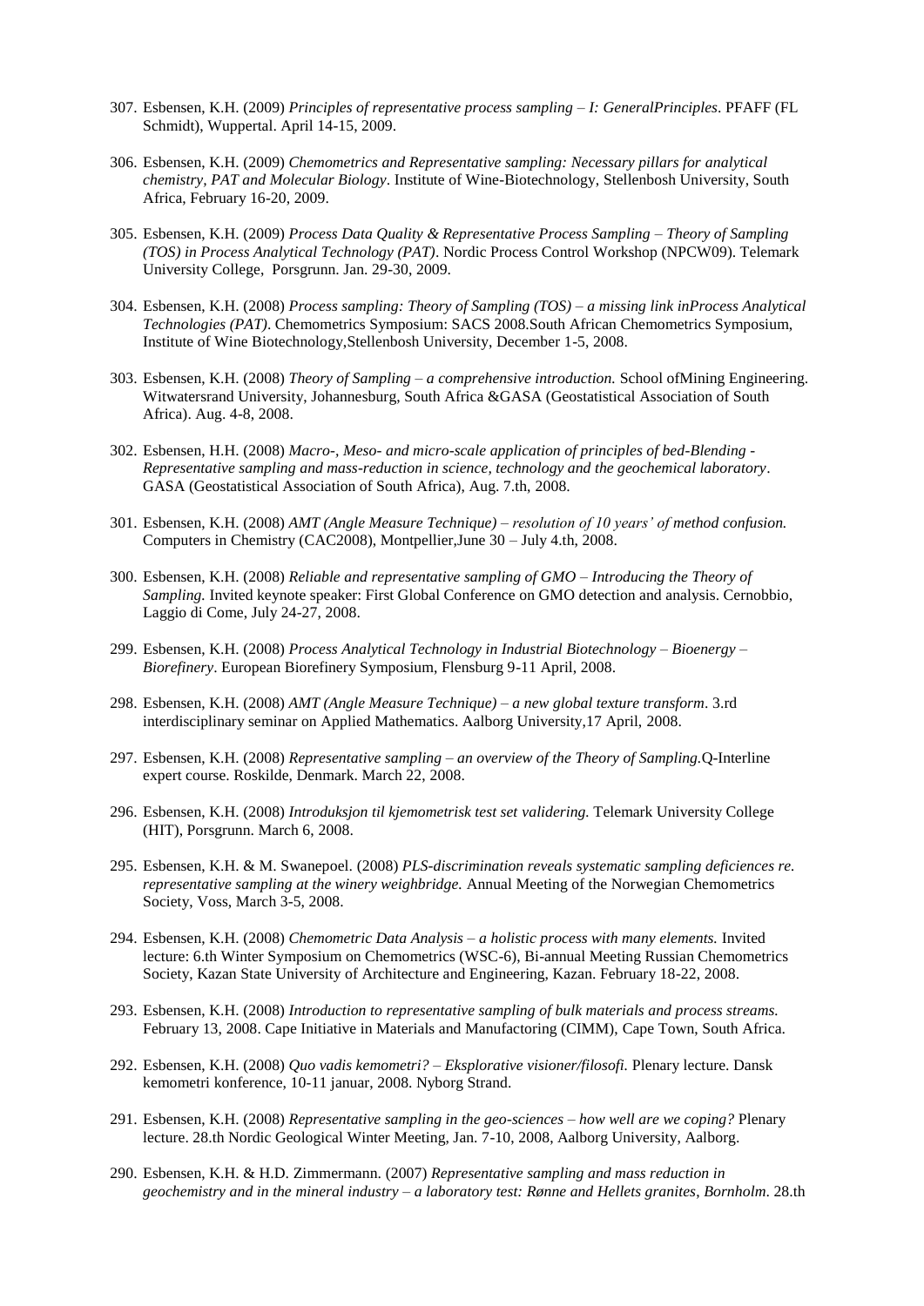307. Esbensen, K.H. (2009) *Principles of representative process sampling – I: GeneralPrinciples*. PFAFF (FL Schmidt), Wuppertal. April 14-15, 2009.

306. Esbensen, K.H. (2009) *Chemometrics and Representative sampling: Necessary pillars for analytical chemistry, PAT and Molecular Biology*. Institute of Wine-Biotechnology, Stellenbosh University, South Africa, February 16-20, 2009.

305. Esbensen, K.H. (2009) *Process Data Quality & Representative Process Sampling – Theory of Sampling (TOS) in Process Analytical Technology (PAT)*. Nordic Process Control Workshop (NPCW09). Telemark University College, Porsgrunn. Jan. 29-30, 2009.

304. Esbensen, K.H. (2008) *Process sampling: Theory of Sampling (TOS) – a missing link inProcess Analytical Technologies (PAT)*. Chemometrics Symposium: SACS 2008.South African Chemometrics Symposium, Institute of Wine Biotechnology,Stellenbosh University, December 1-5, 2008.

303. Esbensen, K.H. (2008) *Theory of Sampling – a comprehensive introduction.* School ofMining Engineering. Witwatersrand University, Johannesburg, South Africa &GASA (Geostatistical Association of South Africa). Aug. 4-8, 2008.

302. Esbensen, H.H. (2008) *Macro-, Meso- and micro-scale application of principles of bed-Blending - Representative sampling and mass-reduction in science, technology and the geochemical laboratory*. GASA (Geostatistical Association of South Africa), Aug. 7.th, 2008.

301. Esbensen, K.H. (2008) *AMT (Angle Measure Technique) – resolution of 10 years' of method confusion.* Computers in Chemistry (CAC2008), Montpellier,June 30 – July 4.th, 2008.

300. Esbensen, K.H. (2008) *Reliable and representative sampling of GMO – Introducing the Theory of Sampling.* Invited keynote speaker: First Global Conference on GMO detection and analysis. Cernobbio, Laggio di Come, July 24-27, 2008.

299. Esbensen, K.H. (2008) *Process Analytical Technology in Industrial Biotechnology – Bioenergy – Biorefinery*. European Biorefinery Symposium, Flensburg 9-11 April, 2008.

298. Esbensen, K.H. (2008) *AMT (Angle Measure Technique) – a new global texture transform*. 3.rd interdisciplinary seminar on Applied Mathematics. Aalborg University,17 April, 2008.

297. Esbensen, K.H. (2008) *Representative sampling – an overview of the Theory of Sampling.*Q-Interline expert course. Roskilde, Denmark. March 22, 2008.

296. Esbensen, K.H. (2008) *Introduksjon til kjemometrisk test set validering.* Telemark University College (HIT), Porsgrunn. March 6, 2008.

295. Esbensen, K.H. & M. Swanepoel. (2008) *PLS-discrimination reveals systematic sampling deficiences re. representative sampling at the winery weighbridge.* Annual Meeting of the Norwegian Chemometrics Society, Voss, March 3-5, 2008.

294. Esbensen, K.H. (2008) *Chemometric Data Analysis – a holistic process with many elements.* Invited lecture: 6.th Winter Symposium on Chemometrics (WSC-6), Bi-annual Meeting Russian Chemometrics Society, Kazan State University of Architecture and Engineering, Kazan. February 18-22, 2008.

293. Esbensen, K.H. (2008) *Introduction to representative sampling of bulk materials and process streams.* February 13, 2008. Cape Initiative in Materials and Manufactoring (CIMM), Cape Town, South Africa.

292. Esbensen, K.H. (2008) *Quo vadis kemometri? – Eksplorative visioner/filosofi.* Plenary lecture. Dansk kemometri konference, 10-11 januar, 2008. Nyborg Strand.

291. Esbensen, K.H. (2008) *Representative sampling in the geo-sciences – how well are we coping?* Plenary lecture. 28.th Nordic Geological Winter Meeting, Jan. 7-10, 2008, Aalborg University, Aalborg.

290. Esbensen, K.H. & H.D. Zimmermann. (2007) *Representative sampling and mass reduction in geochemistry and in the mineral industry – a laboratory test: Rønne and Hellets granites, Bornholm.* 28.th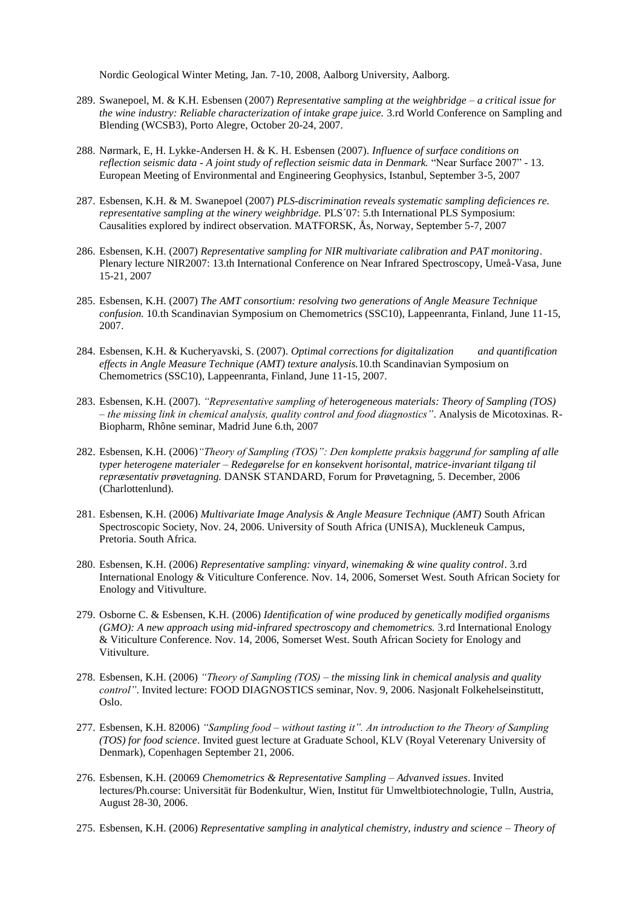Nordic Geological Winter Meting, Jan. 7-10, 2008, Aalborg University, Aalborg.

289. Swanepoel, M. & K.H. Esbensen (2007) *Representative sampling at the weighbridge – a critical issue for the wine industry: Reliable characterization of intake grape juice.* 3.rd World Conference on Sampling and Blending (WCSB3), Porto Alegre, October 20-24, 2007.

288. Nørmark, E, H. Lykke-Andersen H. & K. H. Esbensen (2007). *Influence of surface conditions on reflection seismic data - A joint study of reflection seismic data in Denmark.* "Near Surface 2007" - 13. European Meeting of Environmental and Engineering Geophysics, Istanbul, September 3-5, 2007

287. Esbensen, K.H. & M. Swanepoel (2007) *PLS-discrimination reveals systematic sampling deficiences re. representative sampling at the winery weighbridge.* PLS´07: 5.th International PLS Symposium: Causalities explored by indirect observation. MATFORSK, Ås, Norway, September 5-7, 2007

286. Esbensen, K.H. (2007) *Representative sampling for NIR multivariate calibration and PAT monitoring*. Plenary lecture NIR2007: 13.th International Conference on Near Infrared Spectroscopy, Umeå-Vasa, June 15-21, 2007

285. Esbensen, K.H. (2007) *The AMT consortium: resolving two generations of Angle Measure Technique confusion.* 10.th Scandinavian Symposium on Chemometrics (SSC10), Lappeenranta, Finland, June 11-15, 2007.

284. Esbensen, K.H. & Kucheryavski, S. (2007). *Optimal corrections for digitalization and quantification effects in Angle Measure Technique (AMT) texture analysis.*10.th Scandinavian Symposium on Chemometrics (SSC10), Lappeenranta, Finland, June 11-15, 2007.

283. Esbensen, K.H. (2007). *"Representative sampling of heterogeneous materials: Theory of Sampling (TOS) – the missing link in chemical analysis, quality control and food diagnostics"*. Analysis de Micotoxinas. R-Biopharm, Rhône seminar, Madrid June 6.th, 2007

282. Esbensen, K.H. (2006)*"Theory of Sampling (TOS)": Den komplette praksis baggrund for sampling af alle typer heterogene materialer – Redegørelse for en konsekvent horisontal, matrice-invariant tilgang til repræsentativ prøvetagning.* DANSK STANDARD, Forum for Prøvetagning, 5. December, 2006 (Charlottenlund).

281. Esbensen, K.H. (2006) *Multivariate Image Analysis & Angle Measure Technique (AMT)* South African Spectroscopic Society, Nov. 24, 2006. University of South Africa (UNISA), Muckleneuk Campus, Pretoria. South Africa.

280. Esbensen, K.H. (2006) *Representative sampling: vinyard, winemaking & wine quality control*. 3.rd International Enology & Viticulture Conference. Nov. 14, 2006, Somerset West. South African Society for Enology and Vitivulture.

279. Osborne C. & Esbensen, K.H. (2006) *Identification of wine produced by genetically modified organisms (GMO): A new approach using mid-infrared spectroscopy and chemometrics.* 3.rd International Enology & Viticulture Conference. Nov. 14, 2006, Somerset West. South African Society for Enology and Vitivulture.

278. Esbensen, K.H. (2006) *"Theory of Sampling (TOS) – the missing link in chemical analysis and quality control"*. Invited lecture: FOOD DIAGNOSTICS seminar, Nov. 9, 2006. Nasjonalt Folkehelseinstitutt, Oslo.

277. Esbensen, K.H. 82006) *"Sampling food – without tasting it". An introduction to the Theory of Sampling (TOS) for food science*. Invited guest lecture at Graduate School, KLV (Royal Veterenary University of Denmark), Copenhagen September 21, 2006.

276. Esbensen, K.H. (20069 *Chemometrics & Representative Sampling – Advanved issues*. Invited lectures/Ph.course: Universität für Bodenkultur, Wien, Institut für Umweltbiotechnologie, Tulln, Austria, August 28-30, 2006.

275. Esbensen, K.H. (2006) *Representative sampling in analytical chemistry, industry and science – Theory of*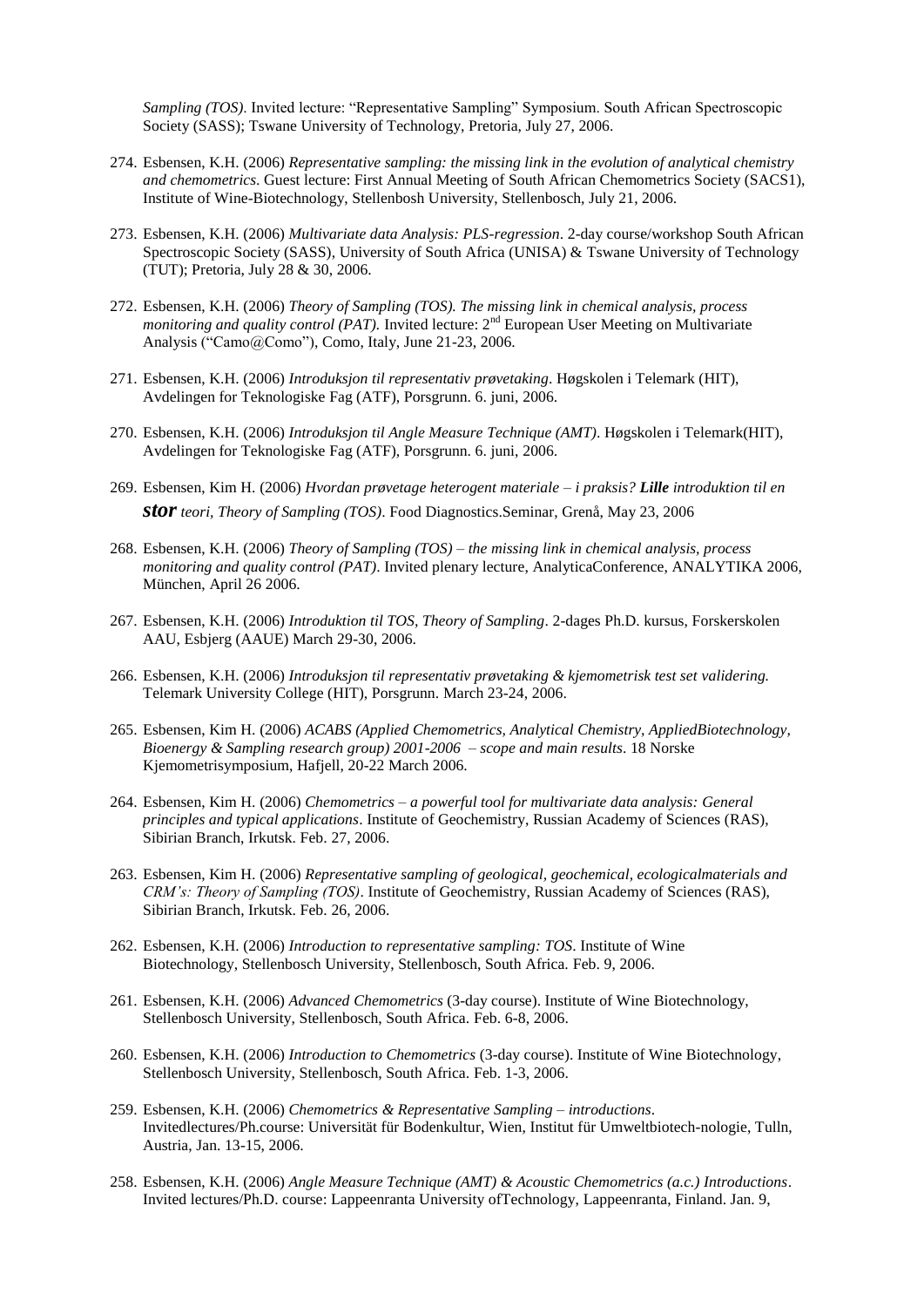*Sampling (TOS)*. Invited lecture: "Representative Sampling" Symposium. South African Spectroscopic Society (SASS); Tswane University of Technology, Pretoria, July 27, 2006.

274. Esbensen, K.H. (2006) *Representative sampling: the missing link in the evolution of analytical chemistry and chemometrics*. Guest lecture: First Annual Meeting of South African Chemometrics Society (SACS1), Institute of Wine-Biotechnology, Stellenbosh University, Stellenbosch, July 21, 2006.

273. Esbensen, K.H. (2006) *Multivariate data Analysis: PLS-regression*. 2-day course/workshop South African Spectroscopic Society (SASS), University of South Africa (UNISA) & Tswane University of Technology (TUT); Pretoria, July 28 & 30, 2006.

272. Esbensen, K.H. (2006) *Theory of Sampling (TOS). The missing link in chemical analysis, process monitoring and quality control (PAT)*. Invited lecture: 2nd European User Meeting on Multivariate Analysis ("Camo@Como"), Como, Italy, June 21-23, 2006.

271. Esbensen, K.H. (2006) *Introduksjon til representativ prøvetaking*. Høgskolen i Telemark (HIT), Avdelingen for Teknologiske Fag (ATF), Porsgrunn. 6. juni, 2006.

270. Esbensen, K.H. (2006) *Introduksjon til Angle Measure Technique (AMT)*. Høgskolen i Telemark(HIT), Avdelingen for Teknologiske Fag (ATF), Porsgrunn. 6. juni, 2006.

269. Esbensen, Kim H. (2006) *Hvordan prøvetage heterogent materiale – i praksis? **Lille** introduktion til en **stor** teori, Theory of Sampling (TOS)*. Food Diagnostics.Seminar, Grenå, May 23, 2006

268. Esbensen, K.H. (2006) *Theory of Sampling (TOS) – the missing link in chemical analysis, process monitoring and quality control (PAT)*. Invited plenary lecture, AnalyticaConference, ANALYTIKA 2006, München, April 26 2006.

267. Esbensen, K.H. (2006) *Introduktion til TOS, Theory of Sampling*. 2-dages Ph.D. kursus, Forskerskolen AAU, Esbjerg (AAUE) March 29-30, 2006.

266. Esbensen, K.H. (2006) *Introduksjon til representativ prøvetaking & kjemometrisk test set validering.* Telemark University College (HIT), Porsgrunn. March 23-24, 2006.

265. Esbensen, Kim H. (2006) *ACABS (Applied Chemometrics, Analytical Chemistry, AppliedBiotechnology, Bioenergy & Sampling research group) 2001-2006 – scope and main results*. 18 Norske Kjemometrisymposium, Hafjell, 20-22 March 2006.

264. Esbensen, Kim H. (2006) *Chemometrics – a powerful tool for multivariate data analysis: General principles and typical applications*. Institute of Geochemistry, Russian Academy of Sciences (RAS), Sibirian Branch, Irkutsk. Feb. 27, 2006.

263. Esbensen, Kim H. (2006) *Representative sampling of geological, geochemical, ecologicalmaterials and CRM's: Theory of Sampling (TOS)*. Institute of Geochemistry, Russian Academy of Sciences (RAS), Sibirian Branch, Irkutsk. Feb. 26, 2006.

262. Esbensen, K.H. (2006) *Introduction to representative sampling: TOS*. Institute of Wine Biotechnology, Stellenbosch University, Stellenbosch, South Africa. Feb. 9, 2006.

261. Esbensen, K.H. (2006) *Advanced Chemometrics* (3-day course). Institute of Wine Biotechnology, Stellenbosch University, Stellenbosch, South Africa. Feb. 6-8, 2006.

260. Esbensen, K.H. (2006) *Introduction to Chemometrics* (3-day course). Institute of Wine Biotechnology, Stellenbosch University, Stellenbosch, South Africa. Feb. 1-3, 2006.

259. Esbensen, K.H. (2006) *Chemometrics & Representative Sampling – introductions*. Invitedlectures/Ph.course: Universität für Bodenkultur, Wien, Institut für Umweltbiotech-nologie, Tulln, Austria, Jan. 13-15, 2006.

258. Esbensen, K.H. (2006) *Angle Measure Technique (AMT) & Acoustic Chemometrics (a.c.) Introductions*. Invited lectures/Ph.D. course: Lappeenranta University ofTechnology, Lappeenranta, Finland. Jan. 9,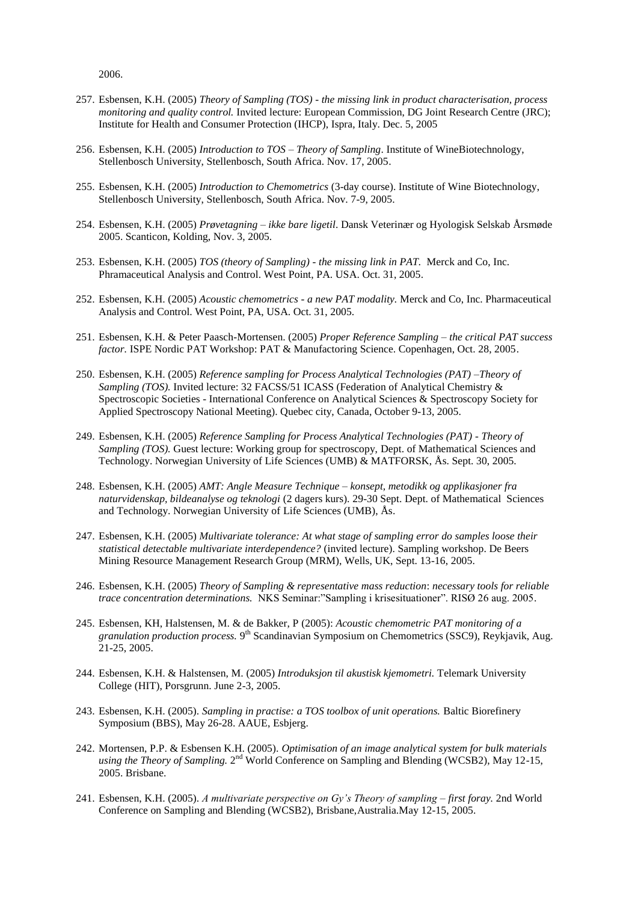2006.

257. Esbensen, K.H. (2005) *Theory of Sampling (TOS) - the missing link in product characterisation, process monitoring and quality control.* Invited lecture: European Commission, DG Joint Research Centre (JRC); Institute for Health and Consumer Protection (IHCP), Ispra, Italy. Dec. 5, 2005

256. Esbensen, K.H. (2005) *Introduction to TOS – Theory of Sampling*. Institute of WineBiotechnology, Stellenbosch University, Stellenbosch, South Africa. Nov. 17, 2005.

255. Esbensen, K.H. (2005) *Introduction to Chemometrics* (3-day course). Institute of Wine Biotechnology, Stellenbosch University, Stellenbosch, South Africa. Nov. 7-9, 2005.

254. Esbensen, K.H. (2005) *Prøvetagning – ikke bare ligetil*. Dansk Veterinær og Hyologisk Selskab Årsmøde 2005. Scanticon, Kolding, Nov. 3, 2005.

253. Esbensen, K.H. (2005) *TOS (theory of Sampling) - the missing link in PAT.* Merck and Co, Inc. Phramaceutical Analysis and Control. West Point, PA. USA. Oct. 31, 2005.

252. Esbensen, K.H. (2005) *Acoustic chemometrics - a new PAT modality.* Merck and Co, Inc. Pharmaceutical Analysis and Control. West Point, PA, USA. Oct. 31, 2005.

251. Esbensen, K.H. & Peter Paasch-Mortensen. (2005) *Proper Reference Sampling – the critical PAT success factor.* ISPE Nordic PAT Workshop: PAT & Manufactoring Science. Copenhagen, Oct. 28, 2005.

250. Esbensen, K.H. (2005) *Reference sampling for Process Analytical Technologies (PAT) –Theory of Sampling (TOS).* Invited lecture: 32 FACSS/51 ICASS (Federation of Analytical Chemistry & Spectroscopic Societies - International Conference on Analytical Sciences & Spectroscopy Society for Applied Spectroscopy National Meeting). Quebec city, Canada, October 9-13, 2005.

249. Esbensen, K.H. (2005) *Reference Sampling for Process Analytical Technologies (PAT) - Theory of Sampling (TOS).* Guest lecture: Working group for spectroscopy, Dept. of Mathematical Sciences and Technology. Norwegian University of Life Sciences (UMB) & MATFORSK, Ås. Sept. 30, 2005.

248. Esbensen, K.H. (2005) *AMT: Angle Measure Technique – konsept, metodikk og applikasjoner fra naturvidenskap, bildeanalyse og teknologi* (2 dagers kurs). 29-30 Sept. Dept. of Mathematical Sciences and Technology. Norwegian University of Life Sciences (UMB), Ås.

247. Esbensen, K.H. (2005) *Multivariate tolerance: At what stage of sampling error do samples loose their statistical detectable multivariate interdependence?* (invited lecture). Sampling workshop. De Beers Mining Resource Management Research Group (MRM), Wells, UK, Sept. 13-16, 2005.

246. Esbensen, K.H. (2005) *Theory of Sampling & representative mass reduction*: *necessary tools for reliable trace concentration determinations.* NKS Seminar:"Sampling i krisesituationer". RISØ 26 aug. 2005.

245. Esbensen, KH, Halstensen, M. & de Bakker, P (2005): *Acoustic chemometric PAT monitoring of a granulation production process.* 9th Scandinavian Symposium on Chemometrics (SSC9), Reykjavik, Aug. 21-25, 2005.

244. Esbensen, K.H. & Halstensen, M. (2005) *Introduksjon til akustisk kjemometri.* Telemark University College (HIT), Porsgrunn. June 2-3, 2005.

243. Esbensen, K.H. (2005). *Sampling in practise: a TOS toolbox of unit operations.* Baltic Biorefinery Symposium (BBS), May 26-28. AAUE, Esbjerg.

242. Mortensen, P.P. & Esbensen K.H. (2005). *Optimisation of an image analytical system for bulk materials using the Theory of Sampling.* 2nd World Conference on Sampling and Blending (WCSB2), May 12-15, 2005. Brisbane.

241. Esbensen, K.H. (2005). *A multivariate perspective on Gy's Theory of sampling – first foray.* 2nd World Conference on Sampling and Blending (WCSB2), Brisbane,Australia.May 12-15, 2005.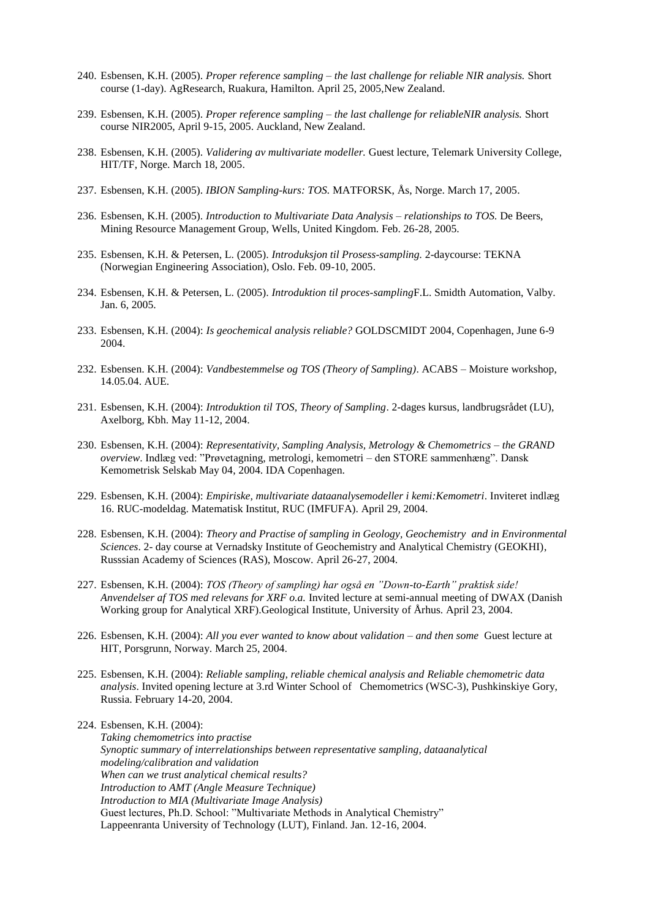240. Esbensen, K.H. (2005). *Proper reference sampling – the last challenge for reliable NIR analysis.* Short course (1-day). AgResearch, Ruakura, Hamilton. April 25, 2005,New Zealand.

239. Esbensen, K.H. (2005). *Proper reference sampling – the last challenge for reliableNIR analysis.* Short course NIR2005, April 9-15, 2005. Auckland, New Zealand.

238. Esbensen, K.H. (2005). *Validering av multivariate modeller.* Guest lecture, Telemark University College, HIT/TF, Norge. March 18, 2005.

237. Esbensen, K.H. (2005). *IBION Sampling-kurs: TOS.* MATFORSK, Ås, Norge. March 17, 2005.

236. Esbensen, K.H. (2005). *Introduction to Multivariate Data Analysis – relationships to TOS.* De Beers, Mining Resource Management Group, Wells, United Kingdom. Feb. 26-28, 2005.

235. Esbensen, K.H. & Petersen, L. (2005). *Introduksjon til Prosess-sampling.* 2-daycourse: TEKNA (Norwegian Engineering Association), Oslo. Feb. 09-10, 2005.

234. Esbensen, K.H. & Petersen, L. (2005). *Introduktion til proces-sampling*F.L. Smidth Automation, Valby. Jan. 6, 2005.

233. Esbensen, K.H. (2004): *Is geochemical analysis reliable?* GOLDSCMIDT 2004, Copenhagen, June 6-9 2004.

232. Esbensen. K.H. (2004): *Vandbestemmelse og TOS (Theory of Sampling)*. ACABS – Moisture workshop, 14.05.04. AUE.

231. Esbensen, K.H. (2004): *Introduktion til TOS, Theory of Sampling*. 2-dages kursus, landbrugsrådet (LU), Axelborg, Kbh. May 11-12, 2004.

230. Esbensen, K.H. (2004): *Representativity, Sampling Analysis, Metrology & Chemometrics – the GRAND overview*. Indlæg ved: "Prøvetagning, metrologi, kemometri – den STORE sammenhæng". Dansk Kemometrisk Selskab May 04, 2004. IDA Copenhagen.

229. Esbensen, K.H. (2004): *Empiriske, multivariate dataanalysemodeller i kemi:Kemometri*. Inviteret indlæg 16. RUC-modeldag. Matematisk Institut, RUC (IMFUFA). April 29, 2004.

228. Esbensen, K.H. (2004): *Theory and Practise of sampling in Geology, Geochemistry and in Environmental Sciences*. 2- day course at Vernadsky Institute of Geochemistry and Analytical Chemistry (GEOKHI), Russsian Academy of Sciences (RAS), Moscow. April 26-27, 2004.

227. Esbensen, K.H. (2004): *TOS (Theory of sampling) har også en "Down-to-Earth" praktisk side! Anvendelser af TOS med relevans for XRF o.a.* Invited lecture at semi-annual meeting of DWAX (Danish Working group for Analytical XRF).Geological Institute, University of Århus. April 23, 2004.

226. Esbensen, K.H. (2004): *All you ever wanted to know about validation – and then some* Guest lecture at HIT, Porsgrunn, Norway. March 25, 2004.

225. Esbensen, K.H. (2004): *Reliable sampling, reliable chemical analysis and Reliable chemometric data analysis*. Invited opening lecture at 3.rd Winter School of Chemometrics (WSC-3), Pushkinskiye Gory, Russia. February 14-20, 2004.

224. Esbensen, K.H. (2004):
*Taking chemometrics into practise*
*Synoptic summary of interrelationships between representative sampling, dataanalytical modeling/calibration and validation*
*When can we trust analytical chemical results?*
*Introduction to AMT (Angle Measure Technique)*
*Introduction to MIA (Multivariate Image Analysis)*
Guest lectures, Ph.D. School: "Multivariate Methods in Analytical Chemistry"
Lappeenranta University of Technology (LUT), Finland. Jan. 12-16, 2004.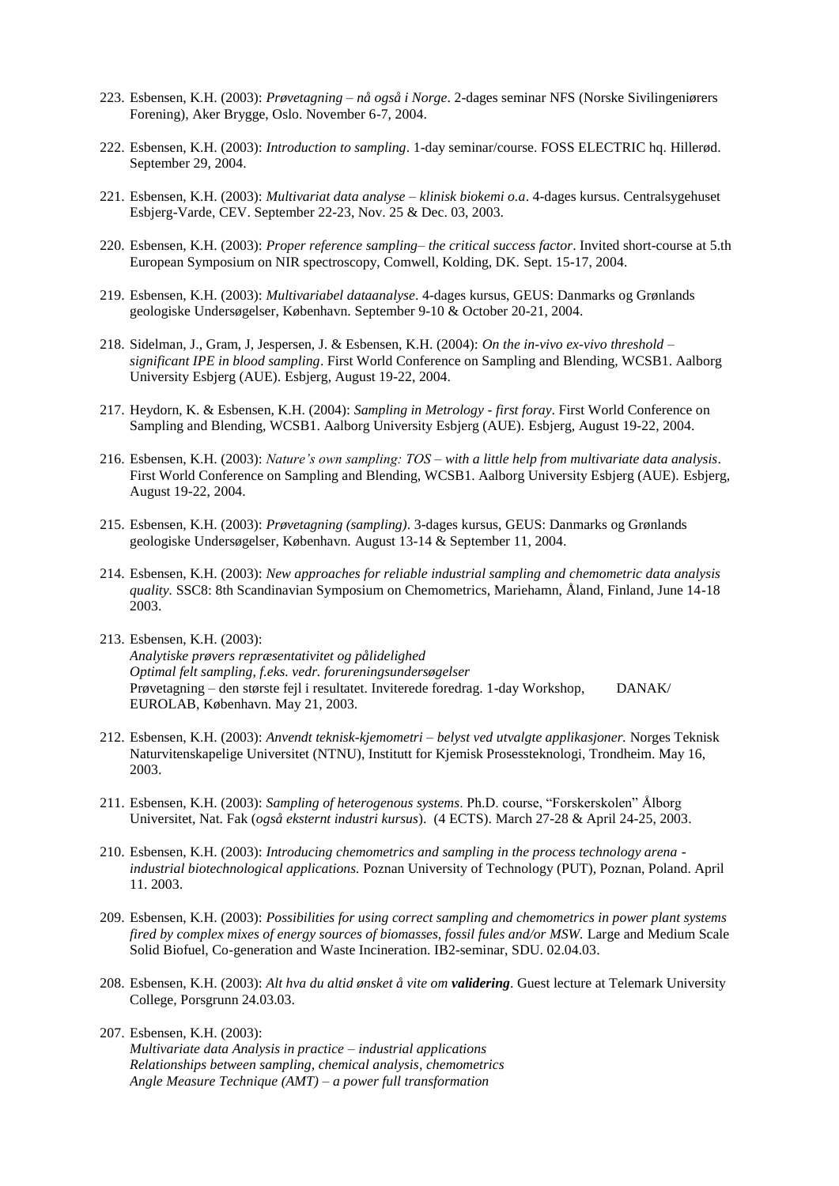223. Esbensen, K.H. (2003): *Prøvetagning – nå også i Norge*. 2-dages seminar NFS (Norske Sivilingeniørers Forening), Aker Brygge, Oslo. November 6-7, 2004.

222. Esbensen, K.H. (2003): *Introduction to sampling*. 1-day seminar/course. FOSS ELECTRIC hq. Hillerød. September 29, 2004.

221. Esbensen, K.H. (2003): *Multivariat data analyse – klinisk biokemi o.a*. 4-dages kursus. Centralsygehuset Esbjerg-Varde, CEV. September 22-23, Nov. 25 & Dec. 03, 2003.

220. Esbensen, K.H. (2003): *Proper reference sampling– the critical success factor*. Invited short-course at 5.th European Symposium on NIR spectroscopy, Comwell, Kolding, DK. Sept. 15-17, 2004.

219. Esbensen, K.H. (2003): *Multivariabel dataanalyse*. 4-dages kursus, GEUS: Danmarks og Grønlands geologiske Undersøgelser, København. September 9-10 & October 20-21, 2004.

218. Sidelman, J., Gram, J, Jespersen, J. & Esbensen, K.H. (2004): *On the in-vivo ex-vivo threshold – significant IPE in blood sampling*. First World Conference on Sampling and Blending, WCSB1. Aalborg University Esbjerg (AUE). Esbjerg, August 19-22, 2004.

217. Heydorn, K. & Esbensen, K.H. (2004): *Sampling in Metrology - first foray*. First World Conference on Sampling and Blending, WCSB1. Aalborg University Esbjerg (AUE). Esbjerg, August 19-22, 2004.

216. Esbensen, K.H. (2003): *Nature's own sampling: TOS – with a little help from multivariate data analysis*. First World Conference on Sampling and Blending, WCSB1. Aalborg University Esbjerg (AUE). Esbjerg, August 19-22, 2004.

215. Esbensen, K.H. (2003): *Prøvetagning (sampling)*. 3-dages kursus, GEUS: Danmarks og Grønlands geologiske Undersøgelser, København. August 13-14 & September 11, 2004.

214. Esbensen, K.H. (2003): *New approaches for reliable industrial sampling and chemometric data analysis quality.* SSC8: 8th Scandinavian Symposium on Chemometrics, Mariehamn, Åland, Finland, June 14-18 2003.

213. Esbensen, K.H. (2003):
*Analytiske prøvers repræsentativitet og pålidelighed*
*Optimal felt sampling, f.eks. vedr. forureningsundersøgelser*
Prøvetagning – den største fejl i resultatet. Inviterede foredrag. 1-day Workshop, DANAK/ EUROLAB, København. May 21, 2003.

212. Esbensen, K.H. (2003): *Anvendt teknisk-kjemometri – belyst ved utvalgte applikasjoner.* Norges Teknisk Naturvitenskapelige Universitet (NTNU), Institutt for Kjemisk Prosessteknologi, Trondheim. May 16, 2003.

211. Esbensen, K.H. (2003): *Sampling of heterogenous systems*. Ph.D. course, "Forskerskolen" Ålborg Universitet, Nat. Fak (*også eksternt industri kursus*). (4 ECTS). March 27-28 & April 24-25, 2003.

210. Esbensen, K.H. (2003): *Introducing chemometrics and sampling in the process technology arena - industrial biotechnological applications.* Poznan University of Technology (PUT), Poznan, Poland. April 11. 2003.

209. Esbensen, K.H. (2003): *Possibilities for using correct sampling and chemometrics in power plant systems fired by complex mixes of energy sources of biomasses, fossil fules and/or MSW.* Large and Medium Scale Solid Biofuel, Co-generation and Waste Incineration. IB2-seminar, SDU. 02.04.03.

208. Esbensen, K.H. (2003): *Alt hva du altid ønsket å vite om **validering***. Guest lecture at Telemark University College, Porsgrunn 24.03.03.

207. Esbensen, K.H. (2003):
*Multivariate data Analysis in practice – industrial applications*
*Relationships between sampling, chemical analysis, chemometrics*
*Angle Measure Technique (AMT) – a power full transformation*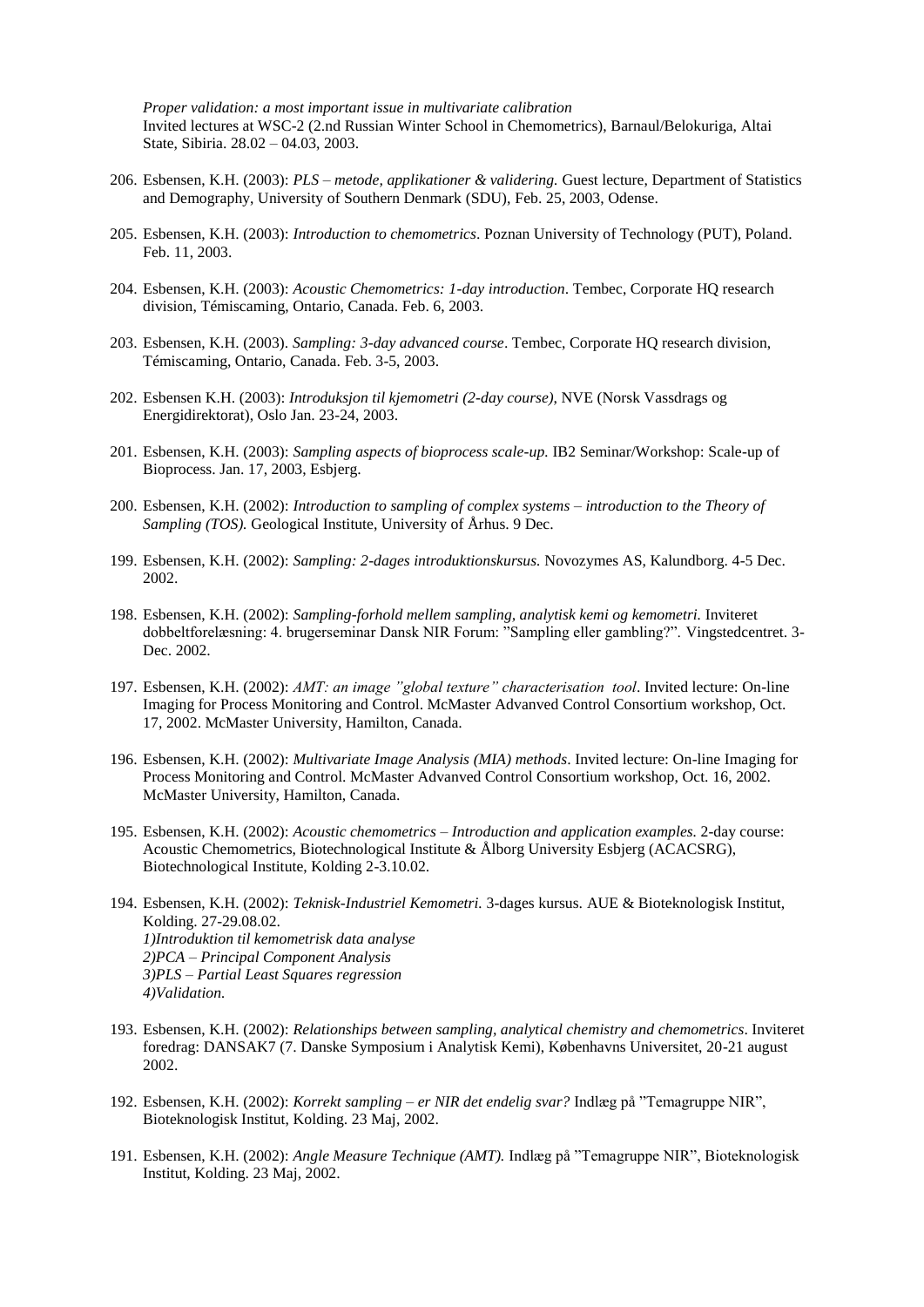*Proper validation: a most important issue in multivariate calibration*
Invited lectures at WSC-2 (2.nd Russian Winter School in Chemometrics), Barnaul/Belokuriga, Altai State, Sibiria. 28.02 – 04.03, 2003.

206. Esbensen, K.H. (2003): *PLS – metode, applikationer & validering.* Guest lecture, Department of Statistics and Demography, University of Southern Denmark (SDU), Feb. 25, 2003, Odense.

205. Esbensen, K.H. (2003): *Introduction to chemometrics*. Poznan University of Technology (PUT), Poland. Feb. 11, 2003.

204. Esbensen, K.H. (2003): *Acoustic Chemometrics: 1-day introduction*. Tembec, Corporate HQ research division, Témiscaming, Ontario, Canada. Feb. 6, 2003.

203. Esbensen, K.H. (2003). *Sampling: 3-day advanced course*. Tembec, Corporate HQ research division, Témiscaming, Ontario, Canada. Feb. 3-5, 2003.

202. Esbensen K.H. (2003): *Introduksjon til kjemometri (2-day course)*, NVE (Norsk Vassdrags og Energidirektorat), Oslo Jan. 23-24, 2003.

201. Esbensen, K.H. (2003): *Sampling aspects of bioprocess scale-up.* IB2 Seminar/Workshop: Scale-up of Bioprocess. Jan. 17, 2003, Esbjerg.

200. Esbensen, K.H. (2002): *Introduction to sampling of complex systems – introduction to the Theory of Sampling (TOS).* Geological Institute, University of Århus. 9 Dec.

199. Esbensen, K.H. (2002): *Sampling: 2-dages introduktionskursus.* Novozymes AS, Kalundborg. 4-5 Dec. 2002.

198. Esbensen, K.H. (2002): *Sampling-forhold mellem sampling, analytisk kemi og kemometri.* Inviteret dobbeltforelæsning: 4. brugerseminar Dansk NIR Forum: "Sampling eller gambling?". Vingstedcentret. 3-Dec. 2002.

197. Esbensen, K.H. (2002): *AMT: an image "global texture" characterisation tool*. Invited lecture: On-line Imaging for Process Monitoring and Control. McMaster Advanved Control Consortium workshop, Oct. 17, 2002. McMaster University, Hamilton, Canada.

196. Esbensen, K.H. (2002): *Multivariate Image Analysis (MIA) methods*. Invited lecture: On-line Imaging for Process Monitoring and Control. McMaster Advanved Control Consortium workshop, Oct. 16, 2002. McMaster University, Hamilton, Canada.

195. Esbensen, K.H. (2002): *Acoustic chemometrics – Introduction and application examples.* 2-day course: Acoustic Chemometrics, Biotechnological Institute & Ålborg University Esbjerg (ACACSRG), Biotechnological Institute, Kolding 2-3.10.02.

194. Esbensen, K.H. (2002): *Teknisk-Industriel Kemometri.* 3-dages kursus. AUE & Bioteknologisk Institut, Kolding. 27-29.08.02.
*1)Introduktion til kemometrisk data analyse*
*2)PCA – Principal Component Analysis*
*3)PLS – Partial Least Squares regression*
*4)Validation.*

193. Esbensen, K.H. (2002): *Relationships between sampling, analytical chemistry and chemometrics*. Inviteret foredrag: DANSAK7 (7. Danske Symposium i Analytisk Kemi), Københavns Universitet, 20-21 august 2002.

192. Esbensen, K.H. (2002): *Korrekt sampling – er NIR det endelig svar?* Indlæg på "Temagruppe NIR", Bioteknologisk Institut, Kolding. 23 Maj, 2002.

191. Esbensen, K.H. (2002): *Angle Measure Technique (AMT).* Indlæg på "Temagruppe NIR", Bioteknologisk Institut, Kolding. 23 Maj, 2002.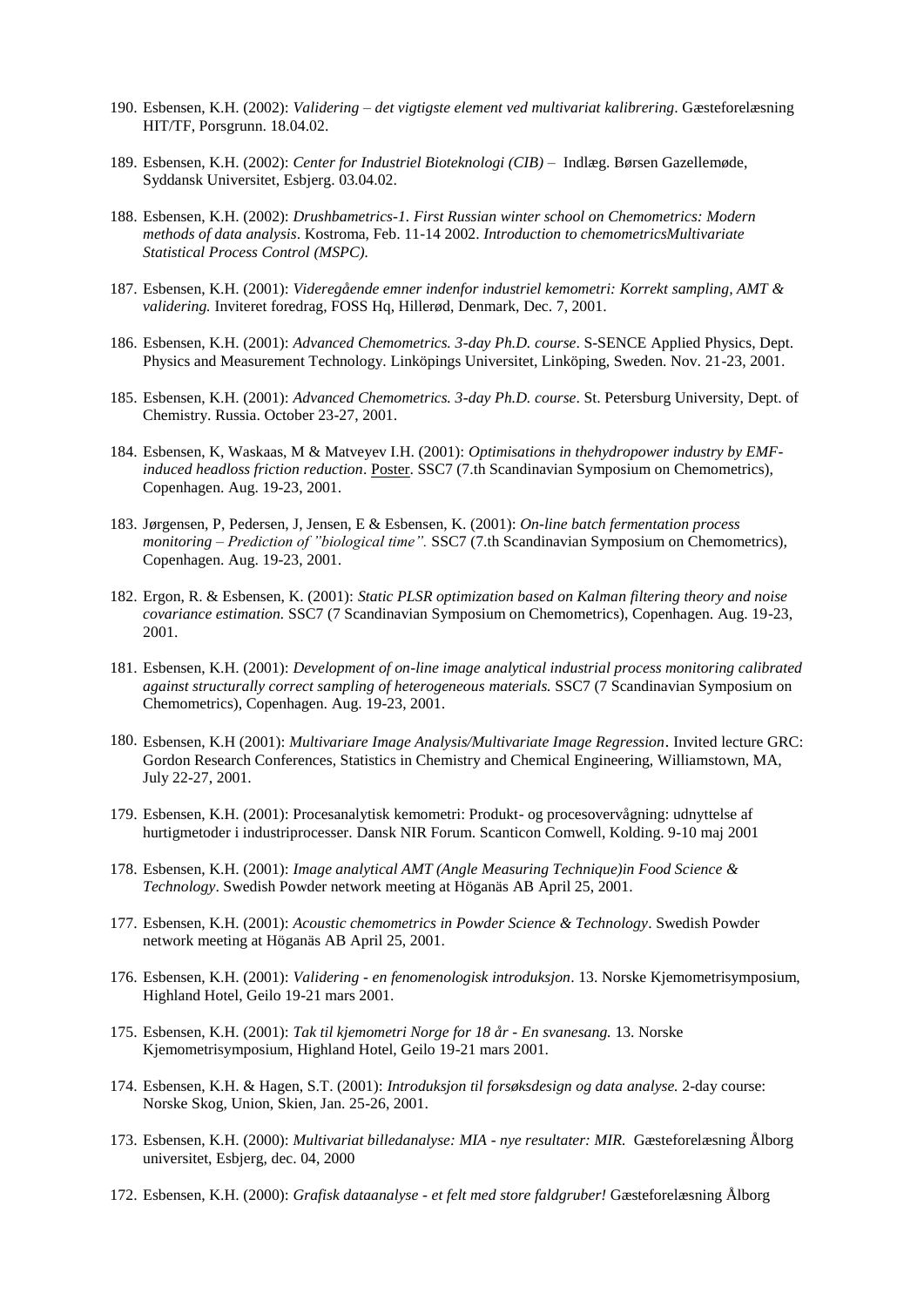190. Esbensen, K.H. (2002): *Validering – det vigtigste element ved multivariat kalibrering*. Gæsteforelæsning HIT/TF, Porsgrunn. 18.04.02.

189. Esbensen, K.H. (2002): *Center for Industriel Bioteknologi (CIB)* – Indlæg. Børsen Gazellemøde, Syddansk Universitet, Esbjerg. 03.04.02.

188. Esbensen, K.H. (2002): *Drushbametrics-1. First Russian winter school on Chemometrics: Modern methods of data analysis*. Kostroma, Feb. 11-14 2002. *Introduction to chemometricsMultivariate Statistical Process Control (MSPC).*

187. Esbensen, K.H. (2001): *Videregående emner indenfor industriel kemometri: Korrekt sampling, AMT & validering.* Inviteret foredrag, FOSS Hq, Hillerød, Denmark, Dec. 7, 2001.

186. Esbensen, K.H. (2001): *Advanced Chemometrics. 3-day Ph.D. course*. S-SENCE Applied Physics, Dept. Physics and Measurement Technology. Linköpings Universitet, Linköping, Sweden. Nov. 21-23, 2001.

185. Esbensen, K.H. (2001): *Advanced Chemometrics. 3-day Ph.D. course*. St. Petersburg University, Dept. of Chemistry. Russia. October 23-27, 2001.

184. Esbensen, K, Waskaas, M & Matveyev I.H. (2001): *Optimisations in thehydropower industry by EMF-induced headloss friction reduction*. Poster. SSC7 (7.th Scandinavian Symposium on Chemometrics), Copenhagen. Aug. 19-23, 2001.

183. Jørgensen, P, Pedersen, J, Jensen, E & Esbensen, K. (2001): *On-line batch fermentation process monitoring – Prediction of "biological time".* SSC7 (7.th Scandinavian Symposium on Chemometrics), Copenhagen. Aug. 19-23, 2001.

182. Ergon, R. & Esbensen, K. (2001): *Static PLSR optimization based on Kalman filtering theory and noise covariance estimation.* SSC7 (7 Scandinavian Symposium on Chemometrics), Copenhagen. Aug. 19-23, 2001.

181. Esbensen, K.H. (2001): *Development of on-line image analytical industrial process monitoring calibrated against structurally correct sampling of heterogeneous materials.* SSC7 (7 Scandinavian Symposium on Chemometrics), Copenhagen. Aug. 19-23, 2001.

180. Esbensen, K.H (2001): *Multivariare Image Analysis/Multivariate Image Regression*. Invited lecture GRC: Gordon Research Conferences, Statistics in Chemistry and Chemical Engineering, Williamstown, MA, July 22-27, 2001.

179. Esbensen, K.H. (2001): Procesanalytisk kemometri: Produkt- og procesovervågning: udnyttelse af hurtigmetoder i industriprocesser. Dansk NIR Forum. Scanticon Comwell, Kolding. 9-10 maj 2001

178. Esbensen, K.H. (2001): *Image analytical AMT (Angle Measuring Technique)in Food Science & Technology*. Swedish Powder network meeting at Höganäs AB April 25, 2001.

177. Esbensen, K.H. (2001): *Acoustic chemometrics in Powder Science & Technology*. Swedish Powder network meeting at Höganäs AB April 25, 2001.

176. Esbensen, K.H. (2001): *Validering - en fenomenologisk introduksjon*. 13. Norske Kjemometrisymposium, Highland Hotel, Geilo 19-21 mars 2001.

175. Esbensen, K.H. (2001): *Tak til kjemometri Norge for 18 år - En svanesang.* 13. Norske Kjemometrisymposium, Highland Hotel, Geilo 19-21 mars 2001.

174. Esbensen, K.H. & Hagen, S.T. (2001): *Introduksjon til forsøksdesign og data analyse.* 2-day course: Norske Skog, Union, Skien, Jan. 25-26, 2001.

173. Esbensen, K.H. (2000): *Multivariat billedanalyse: MIA - nye resultater: MIR.* Gæsteforelæsning Ålborg universitet, Esbjerg, dec. 04, 2000

172. Esbensen, K.H. (2000): *Grafisk dataanalyse - et felt med store faldgruber!* Gæsteforelæsning Ålborg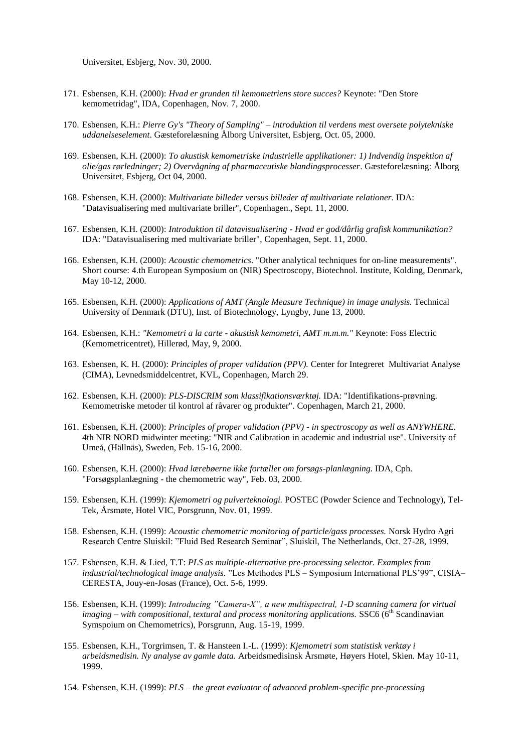Universitet, Esbjerg, Nov. 30, 2000.

171. Esbensen, K.H. (2000): *Hvad er grunden til kemometriens store succes?* Keynote: "Den Store kemometridag", IDA, Copenhagen, Nov. 7, 2000.

170. Esbensen, K.H.: *Pierre Gy's "Theory of Sampling" – introduktion til verdens mest oversete polytekniske uddanelseselement*. Gæsteforelæsning Ålborg Universitet, Esbjerg, Oct. 05, 2000.

169. Esbensen, K.H. (2000): *To akustisk kemometriske industrielle applikationer: 1) Indvendig inspektion af olie/gas rørledninger; 2) Overvågning af pharmaceutiske blandingsprocesser*. Gæsteforelæsning: Ålborg Universitet, Esbjerg, Oct 04, 2000.

168. Esbensen, K.H. (2000): *Multivariate billeder versus billeder af multivariate relationer.* IDA: "Datavisualisering med multivariate briller", Copenhagen., Sept. 11, 2000.

167. Esbensen, K.H. (2000): *Introduktion til datavisualisering - Hvad er god/dårlig grafisk kommunikation?* IDA: "Datavisualisering med multivariate briller", Copenhagen, Sept. 11, 2000.

166. Esbensen, K.H. (2000): *Acoustic chemometrics*. "Other analytical techniques for on-line measurements". Short course: 4.th European Symposium on (NIR) Spectroscopy, Biotechnol. Institute, Kolding, Denmark, May 10-12, 2000.

165. Esbensen, K.H. (2000): *Applications of AMT (Angle Measure Technique) in image analysis.* Technical University of Denmark (DTU), Inst. of Biotechnology, Lyngby, June 13, 2000.

164. Esbensen, K.H.: *"Kemometri a la carte - akustisk kemometri, AMT m.m.m."* Keynote: Foss Electric (Kemometricentret), Hillerød, May, 9, 2000.

163. Esbensen, K. H. (2000): *Principles of proper validation (PPV).* Center for Integreret Multivariat Analyse (CIMA), Levnedsmiddelcentret, KVL, Copenhagen, March 29.

162. Esbensen, K.H. (2000): *PLS-DISCRIM som klassifikationsværktøj.* IDA: "Identifikations-prøvning. Kemometriske metoder til kontrol af råvarer og produkter". Copenhagen, March 21, 2000.

161. Esbensen, K.H. (2000): *Principles of proper validation (PPV) - in spectroscopy as well as ANYWHERE.* 4th NIR NORD midwinter meeting: "NIR and Calibration in academic and industrial use". University of Umeå, (Hällnäs), Sweden, Feb. 15-16, 2000.

160. Esbensen, K.H. (2000): *Hvad lærebøerne ikke fortæller om forsøgs-planlægning.* IDA, Cph. "Forsøgsplanlægning - the chemometric way", Feb. 03, 2000.

159. Esbensen, K.H. (1999): *Kjemometri og pulverteknologi.* POSTEC (Powder Science and Technology), Tel-Tek, Årsmøte, Hotel VIC, Porsgrunn, Nov. 01, 1999.

158. Esbensen, K.H. (1999): *Acoustic chemometric monitoring of particle/gass processes.* Norsk Hydro Agri Research Centre Sluiskil: "Fluid Bed Research Seminar", Sluiskil, The Netherlands, Oct. 27-28, 1999.

157. Esbensen, K.H. & Lied, T.T: *PLS as multiple-alternative pre-processing selector. Examples from industrial/technological image analysis.* "Les Methodes PLS – Symposium International PLS'99", CISIA–CERESTA, Jouy-en-Josas (France), Oct. 5-6, 1999.

156. Esbensen, K.H. (1999): *Introducing "Camera-X", a new multispectral, 1-D scanning camera for virtual imaging – with compositional, textural and process monitoring applications.* SSC6 (6th Scandinavian Symspoium on Chemometrics), Porsgrunn, Aug. 15-19, 1999.

155. Esbensen, K.H., Torgrimsen, T. & Hansteen I.-L. (1999): *Kjemometri som statistisk verktøy i arbeidsmedisin. Ny analyse av gamle data.* Arbeidsmedisinsk Årsmøte, Høyers Hotel, Skien. May 10-11, 1999.

154. Esbensen, K.H. (1999): *PLS – the great evaluator of advanced problem-specific pre-processing*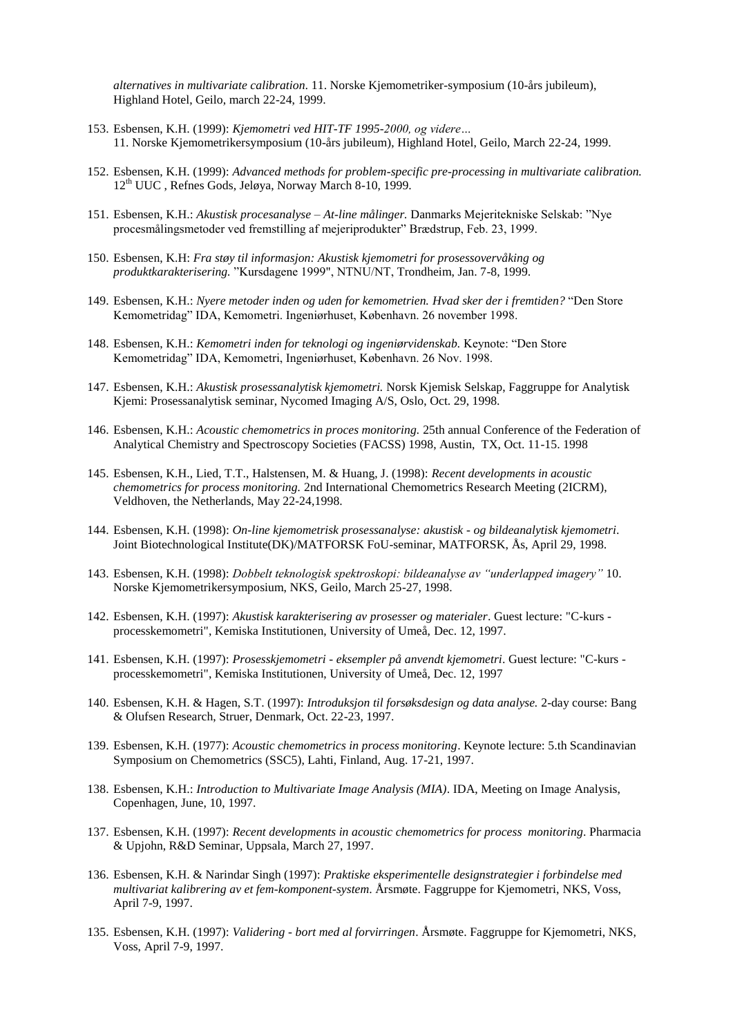*alternatives in multivariate calibration*. 11. Norske Kjemometriker-symposium (10-års jubileum), Highland Hotel, Geilo, march 22-24, 1999.

153. Esbensen, K.H. (1999): *Kjemometri ved HIT-TF 1995-2000, og videre…* 11. Norske Kjemometrikersymposium (10-års jubileum), Highland Hotel, Geilo, March 22-24, 1999.

152. Esbensen, K.H. (1999): *Advanced methods for problem-specific pre-processing in multivariate calibration.* 12th UUC , Refnes Gods, Jeløya, Norway March 8-10, 1999.

151. Esbensen, K.H.: *Akustisk procesanalyse – At-line målinger.* Danmarks Mejeritekniske Selskab: "Nye procesmålingsmetoder ved fremstilling af mejeriprodukter" Brædstrup, Feb. 23, 1999.

150. Esbensen, K.H: *Fra støy til informasjon: Akustisk kjemometri for prosessovervåking og produktkarakterisering.* "Kursdagene 1999", NTNU/NT, Trondheim, Jan. 7-8, 1999.

149. Esbensen, K.H.: *Nyere metoder inden og uden for kemometrien. Hvad sker der i fremtiden?* "Den Store Kemometridag" IDA, Kemometri. Ingeniørhuset, København. 26 november 1998.

148. Esbensen, K.H.: *Kemometri inden for teknologi og ingeniørvidenskab.* Keynote: "Den Store Kemometridag" IDA, Kemometri, Ingeniørhuset, København. 26 Nov. 1998.

147. Esbensen, K.H.: *Akustisk prosessanalytisk kjemometri.* Norsk Kjemisk Selskap, Faggruppe for Analytisk Kjemi: Prosessanalytisk seminar, Nycomed Imaging A/S, Oslo, Oct. 29, 1998.

146. Esbensen, K.H.: *Acoustic chemometrics in proces monitoring.* 25th annual Conference of the Federation of Analytical Chemistry and Spectroscopy Societies (FACSS) 1998, Austin, TX, Oct. 11-15. 1998

145. Esbensen, K.H., Lied, T.T., Halstensen, M. & Huang, J. (1998): *Recent developments in acoustic chemometrics for process monitoring.* 2nd International Chemometrics Research Meeting (2ICRM), Veldhoven, the Netherlands, May 22-24,1998.

144. Esbensen, K.H. (1998): *On-line kjemometrisk prosessanalyse: akustisk - og bildeanalytisk kjemometri*. Joint Biotechnological Institute(DK)/MATFORSK FoU-seminar, MATFORSK, Ås, April 29, 1998.

143. Esbensen, K.H. (1998): *Dobbelt teknologisk spektroskopi: bildeanalyse av "underlapped imagery"* 10. Norske Kjemometrikersymposium, NKS, Geilo, March 25-27, 1998.

142. Esbensen, K.H. (1997): *Akustisk karakterisering av prosesser og materialer*. Guest lecture: "C-kurs - processkemometri", Kemiska Institutionen, University of Umeå, Dec. 12, 1997.

141. Esbensen, K.H. (1997): *Prosesskjemometri - eksempler på anvendt kjemometri*. Guest lecture: "C-kurs - processkemometri", Kemiska Institutionen, University of Umeå, Dec. 12, 1997

140. Esbensen, K.H. & Hagen, S.T. (1997): *Introduksjon til forsøksdesign og data analyse.* 2-day course: Bang & Olufsen Research, Struer, Denmark, Oct. 22-23, 1997.

139. Esbensen, K.H. (1977): *Acoustic chemometrics in process monitoring*. Keynote lecture: 5.th Scandinavian Symposium on Chemometrics (SSC5), Lahti, Finland, Aug. 17-21, 1997.

138. Esbensen, K.H.: *Introduction to Multivariate Image Analysis (MIA)*. IDA, Meeting on Image Analysis, Copenhagen, June, 10, 1997.

137. Esbensen, K.H. (1997): *Recent developments in acoustic chemometrics for process monitoring*. Pharmacia & Upjohn, R&D Seminar, Uppsala, March 27, 1997.

136. Esbensen, K.H. & Narindar Singh (1997): *Praktiske eksperimentelle designstrategier i forbindelse med multivariat kalibrering av et fem-komponent-system*. Årsmøte. Faggruppe for Kjemometri, NKS, Voss, April 7-9, 1997.

135. Esbensen, K.H. (1997): *Validering - bort med al forvirringen*. Årsmøte. Faggruppe for Kjemometri, NKS, Voss, April 7-9, 1997.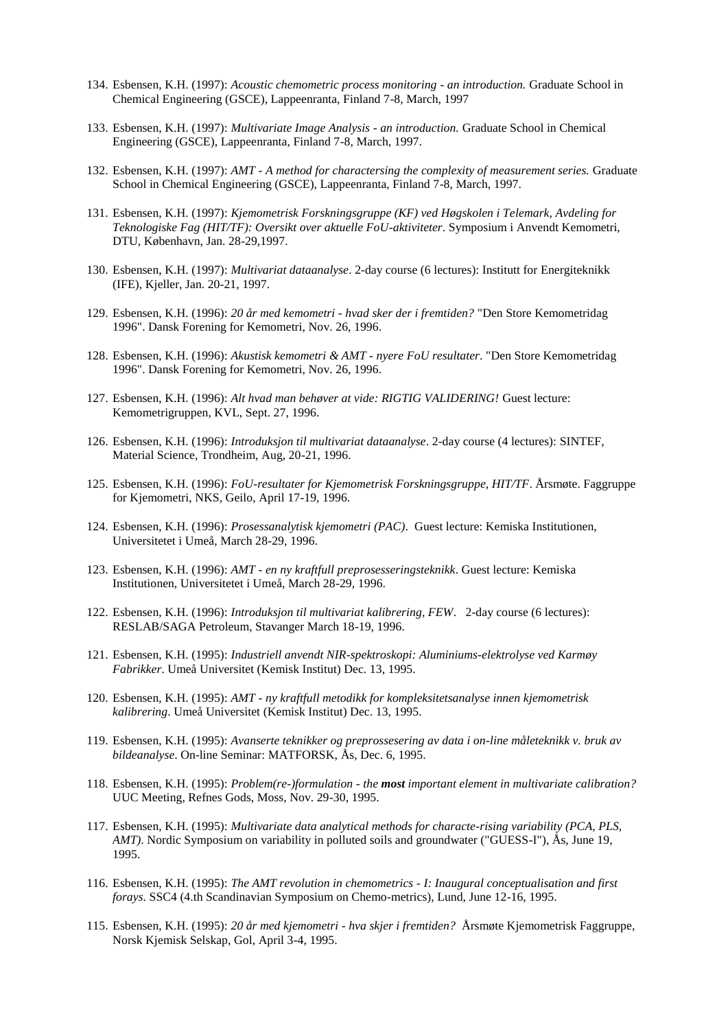134. Esbensen, K.H. (1997): *Acoustic chemometric process monitoring - an introduction.* Graduate School in Chemical Engineering (GSCE), Lappeenranta, Finland 7-8, March, 1997

133. Esbensen, K.H. (1997): *Multivariate Image Analysis - an introduction.* Graduate School in Chemical Engineering (GSCE), Lappeenranta, Finland 7-8, March, 1997.

132. Esbensen, K.H. (1997): *AMT - A method for charactersing the complexity of measurement series.* Graduate School in Chemical Engineering (GSCE), Lappeenranta, Finland 7-8, March, 1997.

131. Esbensen, K.H. (1997): *Kjemometrisk Forskningsgruppe (KF) ved Høgskolen i Telemark, Avdeling for Teknologiske Fag (HIT/TF): Oversikt over aktuelle FoU-aktiviteter*. Symposium i Anvendt Kemometri, DTU, København, Jan. 28-29,1997.

130. Esbensen, K.H. (1997): *Multivariat dataanalyse*. 2-day course (6 lectures): Institutt for Energiteknikk (IFE), Kjeller, Jan. 20-21, 1997.

129. Esbensen, K.H. (1996): *20 år med kemometri - hvad sker der i fremtiden?* "Den Store Kemometridag 1996". Dansk Forening for Kemometri, Nov. 26, 1996.

128. Esbensen, K.H. (1996): *Akustisk kemometri & AMT - nyere FoU resultater*. "Den Store Kemometridag 1996". Dansk Forening for Kemometri, Nov. 26, 1996.

127. Esbensen, K.H. (1996): *Alt hvad man behøver at vide: RIGTIG VALIDERING!* Guest lecture: Kemometrigruppen, KVL, Sept. 27, 1996.

126. Esbensen, K.H. (1996): *Introduksjon til multivariat dataanalyse*. 2-day course (4 lectures): SINTEF, Material Science, Trondheim, Aug, 20-21, 1996.

125. Esbensen, K.H. (1996): *FoU-resultater for Kjemometrisk Forskningsgruppe, HIT/TF*. Årsmøte. Faggruppe for Kjemometri, NKS, Geilo, April 17-19, 1996.

124. Esbensen, K.H. (1996): *Prosessanalytisk kjemometri (PAC)*. Guest lecture: Kemiska Institutionen, Universitetet i Umeå, March 28-29, 1996.

123. Esbensen, K.H. (1996): *AMT - en ny kraftfull preprosesseringsteknikk*. Guest lecture: Kemiska Institutionen, Universitetet i Umeå, March 28-29, 1996.

122. Esbensen, K.H. (1996): *Introduksjon til multivariat kalibrering, FEW*. 2-day course (6 lectures): RESLAB/SAGA Petroleum, Stavanger March 18-19, 1996.

121. Esbensen, K.H. (1995): *Industriell anvendt NIR-spektroskopi: Aluminiums-elektrolyse ved Karmøy Fabrikker*. Umeå Universitet (Kemisk Institut) Dec. 13, 1995.

120. Esbensen, K.H. (1995): *AMT - ny kraftfull metodikk for kompleksitetsanalyse innen kjemometrisk kalibrering*. Umeå Universitet (Kemisk Institut) Dec. 13, 1995.

119. Esbensen, K.H. (1995): *Avanserte teknikker og preprossesering av data i on-line måleteknikk v. bruk av bildeanalyse*. On-line Seminar: MATFORSK, Ås, Dec. 6, 1995.

118. Esbensen, K.H. (1995): *Problem(re-)formulation - the* ***most*** *important element in multivariate calibration?* UUC Meeting, Refnes Gods, Moss, Nov. 29-30, 1995.

117. Esbensen, K.H. (1995): *Multivariate data analytical methods for characte-rising variability (PCA, PLS, AMT)*. Nordic Symposium on variability in polluted soils and groundwater ("GUESS-I"), Ås, June 19, 1995.

116. Esbensen, K.H. (1995): *The AMT revolution in chemometrics - I: Inaugural conceptualisation and first forays*. SSC4 (4.th Scandinavian Symposium on Chemo-metrics), Lund, June 12-16, 1995.

115. Esbensen, K.H. (1995): *20 år med kjemometri - hva skjer i fremtiden?* Årsmøte Kjemometrisk Faggruppe, Norsk Kjemisk Selskap, Gol, April 3-4, 1995.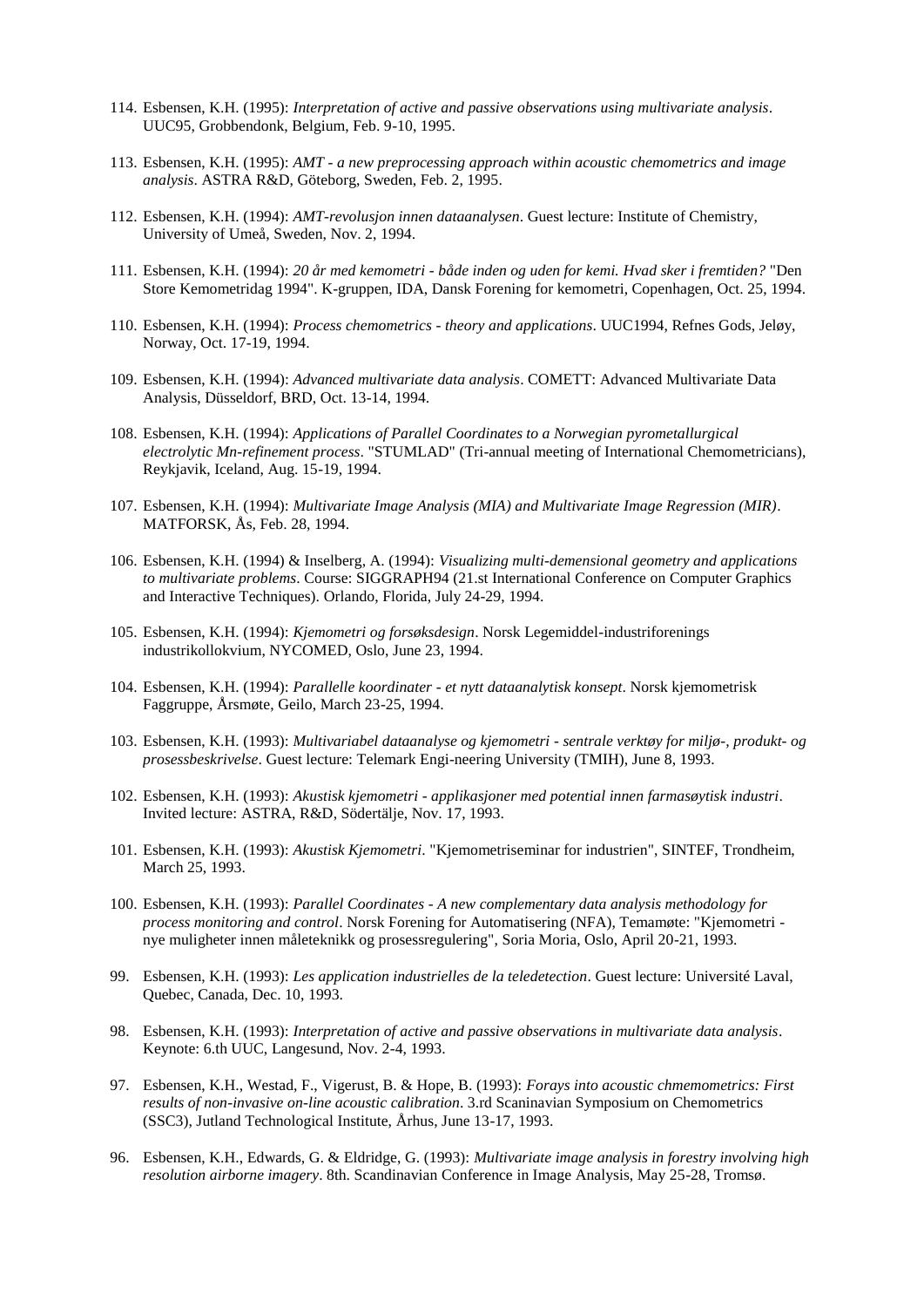114. Esbensen, K.H. (1995): *Interpretation of active and passive observations using multivariate analysis*. UUC95, Grobbendonk, Belgium, Feb. 9-10, 1995.

113. Esbensen, K.H. (1995): *AMT - a new preprocessing approach within acoustic chemometrics and image analysis*. ASTRA R&D, Göteborg, Sweden, Feb. 2, 1995.

112. Esbensen, K.H. (1994): *AMT-revolusjon innen dataanalysen*. Guest lecture: Institute of Chemistry, University of Umeå, Sweden, Nov. 2, 1994.

111. Esbensen, K.H. (1994): *20 år med kemometri - både inden og uden for kemi. Hvad sker i fremtiden?* "Den Store Kemometridag 1994". K-gruppen, IDA, Dansk Forening for kemometri, Copenhagen, Oct. 25, 1994.

110. Esbensen, K.H. (1994): *Process chemometrics - theory and applications*. UUC1994, Refnes Gods, Jeløy, Norway, Oct. 17-19, 1994.

109. Esbensen, K.H. (1994): *Advanced multivariate data analysis*. COMETT: Advanced Multivariate Data Analysis, Düsseldorf, BRD, Oct. 13-14, 1994.

108. Esbensen, K.H. (1994): *Applications of Parallel Coordinates to a Norwegian pyrometallurgical electrolytic Mn-refinement process*. "STUMLAD" (Tri-annual meeting of International Chemometricians), Reykjavik, Iceland, Aug. 15-19, 1994.

107. Esbensen, K.H. (1994): *Multivariate Image Analysis (MIA) and Multivariate Image Regression (MIR)*. MATFORSK, Ås, Feb. 28, 1994.

106. Esbensen, K.H. (1994) & Inselberg, A. (1994): *Visualizing multi-demensional geometry and applications to multivariate problems*. Course: SIGGRAPH94 (21.st International Conference on Computer Graphics and Interactive Techniques). Orlando, Florida, July 24-29, 1994.

105. Esbensen, K.H. (1994): *Kjemometri og forsøksdesign*. Norsk Legemiddel-industriforenings industrikollokvium, NYCOMED, Oslo, June 23, 1994.

104. Esbensen, K.H. (1994): *Parallelle koordinater - et nytt dataanalytisk konsept*. Norsk kjemometrisk Faggruppe, Årsmøte, Geilo, March 23-25, 1994.

103. Esbensen, K.H. (1993): *Multivariabel dataanalyse og kjemometri - sentrale verktøy for miljø-, produkt- og prosessbeskrivelse*. Guest lecture: Telemark Engi-neering University (TMIH), June 8, 1993.

102. Esbensen, K.H. (1993): *Akustisk kjemometri - applikasjoner med potential innen farmasøytisk industri*. Invited lecture: ASTRA, R&D, Södertälje, Nov. 17, 1993.

101. Esbensen, K.H. (1993): *Akustisk Kjemometri*. "Kjemometriseminar for industrien", SINTEF, Trondheim, March 25, 1993.

100. Esbensen, K.H. (1993): *Parallel Coordinates - A new complementary data analysis methodology for process monitoring and control*. Norsk Forening for Automatisering (NFA), Temamøte: "Kjemometri - nye muligheter innen måleteknikk og prosessregulering", Soria Moria, Oslo, April 20-21, 1993.

99. Esbensen, K.H. (1993): *Les application industrielles de la teledetection*. Guest lecture: Université Laval, Quebec, Canada, Dec. 10, 1993.

98. Esbensen, K.H. (1993): *Interpretation of active and passive observations in multivariate data analysis*. Keynote: 6.th UUC, Langesund, Nov. 2-4, 1993.

97. Esbensen, K.H., Westad, F., Vigerust, B. & Hope, B. (1993): *Forays into acoustic chmemometrics: First results of non-invasive on-line acoustic calibration*. 3.rd Scaninavian Symposium on Chemometrics (SSC3), Jutland Technological Institute, Århus, June 13-17, 1993.

96. Esbensen, K.H., Edwards, G. & Eldridge, G. (1993): *Multivariate image analysis in forestry involving high resolution airborne imagery*. 8th. Scandinavian Conference in Image Analysis, May 25-28, Tromsø.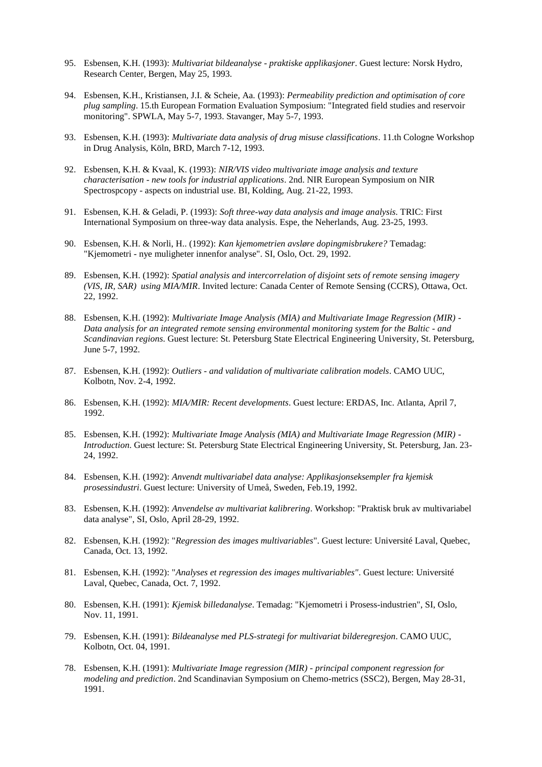95. Esbensen, K.H. (1993): *Multivariat bildeanalyse - praktiske applikasjoner*. Guest lecture: Norsk Hydro, Research Center, Bergen, May 25, 1993.

94. Esbensen, K.H., Kristiansen, J.I. & Scheie, Aa. (1993): *Permeability prediction and optimisation of core plug sampling*. 15.th European Formation Evaluation Symposium: "Integrated field studies and reservoir monitoring". SPWLA, May 5-7, 1993. Stavanger, May 5-7, 1993.

93. Esbensen, K.H. (1993): *Multivariate data analysis of drug misuse classifications*. 11.th Cologne Workshop in Drug Analysis, Köln, BRD, March 7-12, 1993.

92. Esbensen, K.H. & Kvaal, K. (1993): *NIR/VIS video multivariate image analysis and texture characterisation - new tools for industrial applications*. 2nd. NIR European Symposium on NIR Spectrospcopy - aspects on industrial use. BI, Kolding, Aug. 21-22, 1993.

91. Esbensen, K.H. & Geladi, P. (1993): *Soft three-way data analysis and image analysis.* TRIC: First International Symposium on three-way data analysis. Espe, the Neherlands, Aug. 23-25, 1993.

90. Esbensen, K.H. & Norli, H.. (1992): *Kan kjemometrien avsløre dopingmisbrukere?* Temadag: "Kjemometri - nye muligheter innenfor analyse". SI, Oslo, Oct. 29, 1992.

89. Esbensen, K.H. (1992): *Spatial analysis and intercorrelation of disjoint sets of remote sensing imagery (VIS, IR, SAR) using MIA/MIR*. Invited lecture: Canada Center of Remote Sensing (CCRS), Ottawa, Oct. 22, 1992.

88. Esbensen, K.H. (1992): *Multivariate Image Analysis (MIA) and Multivariate Image Regression (MIR) - Data analysis for an integrated remote sensing environmental monitoring system for the Baltic - and Scandinavian regions*. Guest lecture: St. Petersburg State Electrical Engineering University, St. Petersburg, June 5-7, 1992.

87. Esbensen, K.H. (1992): *Outliers - and validation of multivariate calibration models*. CAMO UUC, Kolbotn, Nov. 2-4, 1992.

86. Esbensen, K.H. (1992): *MIA/MIR: Recent developments*. Guest lecture: ERDAS, Inc. Atlanta, April 7, 1992.

85. Esbensen, K.H. (1992): *Multivariate Image Analysis (MIA) and Multivariate Image Regression (MIR) - Introduction*. Guest lecture: St. Petersburg State Electrical Engineering University, St. Petersburg, Jan. 23-24, 1992.

84. Esbensen, K.H. (1992): *Anvendt multivariabel data analyse: Applikasjonseksempler fra kjemisk prosessindustri*. Guest lecture: University of Umeå, Sweden, Feb.19, 1992.

83. Esbensen, K.H. (1992): *Anvendelse av multivariat kalibrering*. Workshop: "Praktisk bruk av multivariabel data analyse", SI, Oslo, April 28-29, 1992.

82. Esbensen, K.H. (1992): "*Regression des images multivariables*". Guest lecture: Université Laval, Quebec, Canada, Oct. 13, 1992.

81. Esbensen, K.H. (1992): "*Analyses et regression des images multivariables"*. Guest lecture: Université Laval, Quebec, Canada, Oct. 7, 1992.

80. Esbensen, K.H. (1991): *Kjemisk billedanalyse*. Temadag: "Kjemometri i Prosess-industrien", SI, Oslo, Nov. 11, 1991.

79. Esbensen, K.H. (1991): *Bildeanalyse med PLS-strategi for multivariat bilderegresjon*. CAMO UUC, Kolbotn, Oct. 04, 1991.

78. Esbensen, K.H. (1991): *Multivariate Image regression (MIR) - principal component regression for modeling and prediction*. 2nd Scandinavian Symposium on Chemo-metrics (SSC2), Bergen, May 28-31, 1991.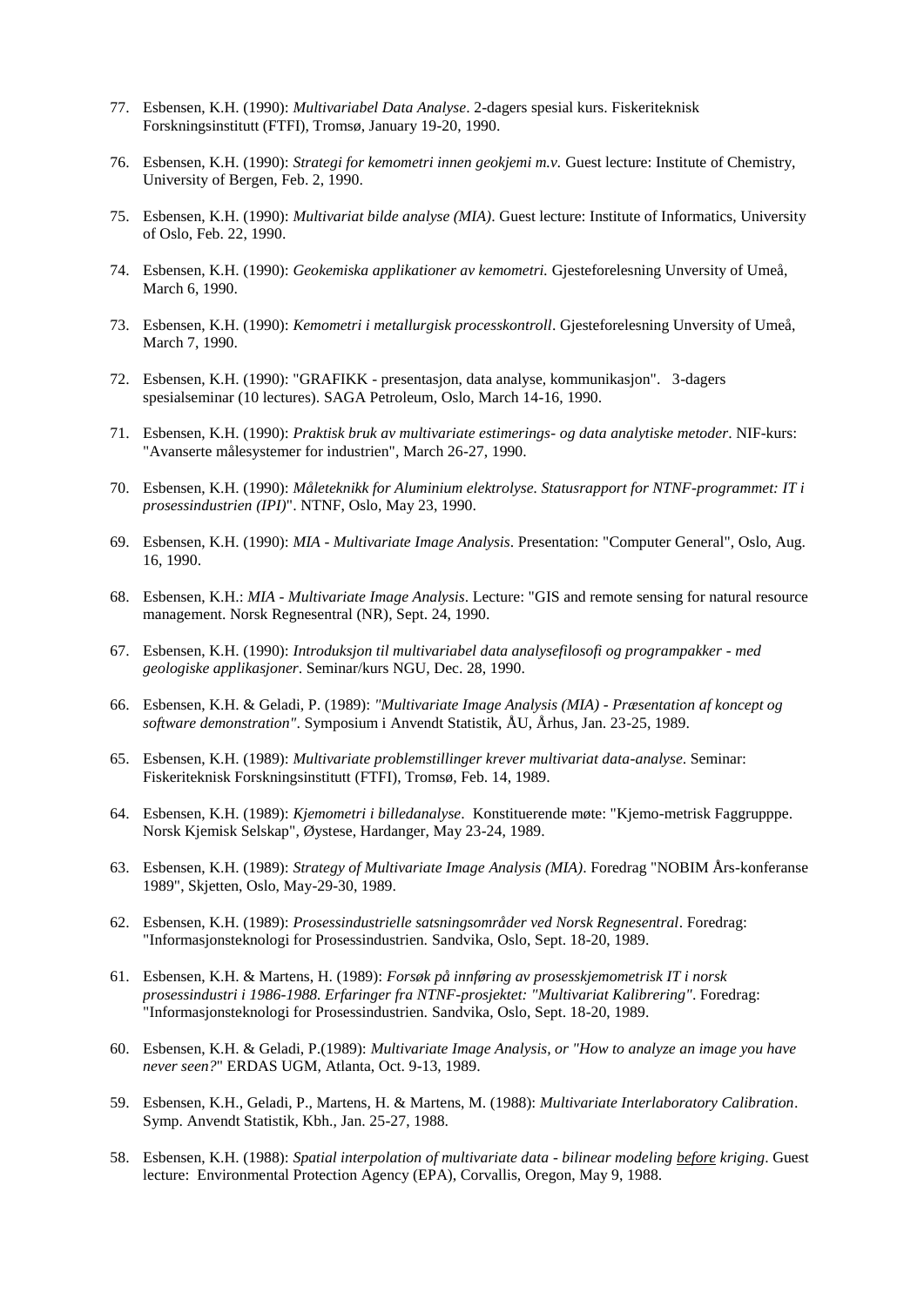77. Esbensen, K.H. (1990): *Multivariabel Data Analyse*. 2-dagers spesial kurs. Fiskeriteknisk Forskningsinstitutt (FTFI), Tromsø, January 19-20, 1990.

76. Esbensen, K.H. (1990): *Strategi for kemometri innen geokjemi m.v.* Guest lecture: Institute of Chemistry, University of Bergen, Feb. 2, 1990.

75. Esbensen, K.H. (1990): *Multivariat bilde analyse (MIA)*. Guest lecture: Institute of Informatics, University of Oslo, Feb. 22, 1990.

74. Esbensen, K.H. (1990): *Geokemiska applikationer av kemometri.* Gjesteforelesning Unversity of Umeå, March 6, 1990.

73. Esbensen, K.H. (1990): *Kemometri i metallurgisk processkontroll*. Gjesteforelesning Unversity of Umeå, March 7, 1990.

72. Esbensen, K.H. (1990): "GRAFIKK - presentasjon, data analyse, kommunikasjon". 3-dagers spesialseminar (10 lectures). SAGA Petroleum, Oslo, March 14-16, 1990.

71. Esbensen, K.H. (1990): *Praktisk bruk av multivariate estimerings- og data analytiske metoder*. NIF-kurs: "Avanserte målesystemer for industrien", March 26-27, 1990.

70. Esbensen, K.H. (1990): *Måleteknikk for Aluminium elektrolyse. Statusrapport for NTNF-programmet: IT i prosessindustrien (IPI)*". NTNF, Oslo, May 23, 1990.

69. Esbensen, K.H. (1990): *MIA - Multivariate Image Analysis*. Presentation: "Computer General", Oslo, Aug. 16, 1990.

68. Esbensen, K.H.: *MIA - Multivariate Image Analysis*. Lecture: "GIS and remote sensing for natural resource management. Norsk Regnesentral (NR), Sept. 24, 1990.

67. Esbensen, K.H. (1990): *Introduksjon til multivariabel data analysefilosofi og programpakker - med geologiske applikasjoner*. Seminar/kurs NGU, Dec. 28, 1990.

66. Esbensen, K.H. & Geladi, P. (1989): *"Multivariate Image Analysis (MIA) - Præsentation af koncept og software demonstration"*. Symposium i Anvendt Statistik, ÅU, Århus, Jan. 23-25, 1989.

65. Esbensen, K.H. (1989): *Multivariate problemstillinger krever multivariat data-analyse*. Seminar: Fiskeriteknisk Forskningsinstitutt (FTFI), Tromsø, Feb. 14, 1989.

64. Esbensen, K.H. (1989): *Kjemometri i billedanalyse*. Konstituerende møte: "Kjemo-metrisk Faggrupppe. Norsk Kjemisk Selskap", Øystese, Hardanger, May 23-24, 1989.

63. Esbensen, K.H. (1989): *Strategy of Multivariate Image Analysis (MIA)*. Foredrag "NOBIM Års-konferanse 1989", Skjetten, Oslo, May-29-30, 1989.

62. Esbensen, K.H. (1989): *Prosessindustrielle satsningsområder ved Norsk Regnesentral*. Foredrag: "Informasjonsteknologi for Prosessindustrien. Sandvika, Oslo, Sept. 18-20, 1989.

61. Esbensen, K.H. & Martens, H. (1989): *Forsøk på innføring av prosesskjemometrisk IT i norsk prosessindustri i 1986-1988. Erfaringer fra NTNF-prosjektet: "Multivariat Kalibrering"*. Foredrag: "Informasjonsteknologi for Prosessindustrien. Sandvika, Oslo, Sept. 18-20, 1989.

60. Esbensen, K.H. & Geladi, P.(1989): *Multivariate Image Analysis, or "How to analyze an image you have never seen?*" ERDAS UGM, Atlanta, Oct. 9-13, 1989.

59. Esbensen, K.H., Geladi, P., Martens, H. & Martens, M. (1988): *Multivariate Interlaboratory Calibration*. Symp. Anvendt Statistik, Kbh., Jan. 25-27, 1988.

58. Esbensen, K.H. (1988): *Spatial interpolation of multivariate data - bilinear modeling <u>before</u> kriging*. Guest lecture: Environmental Protection Agency (EPA), Corvallis, Oregon, May 9, 1988.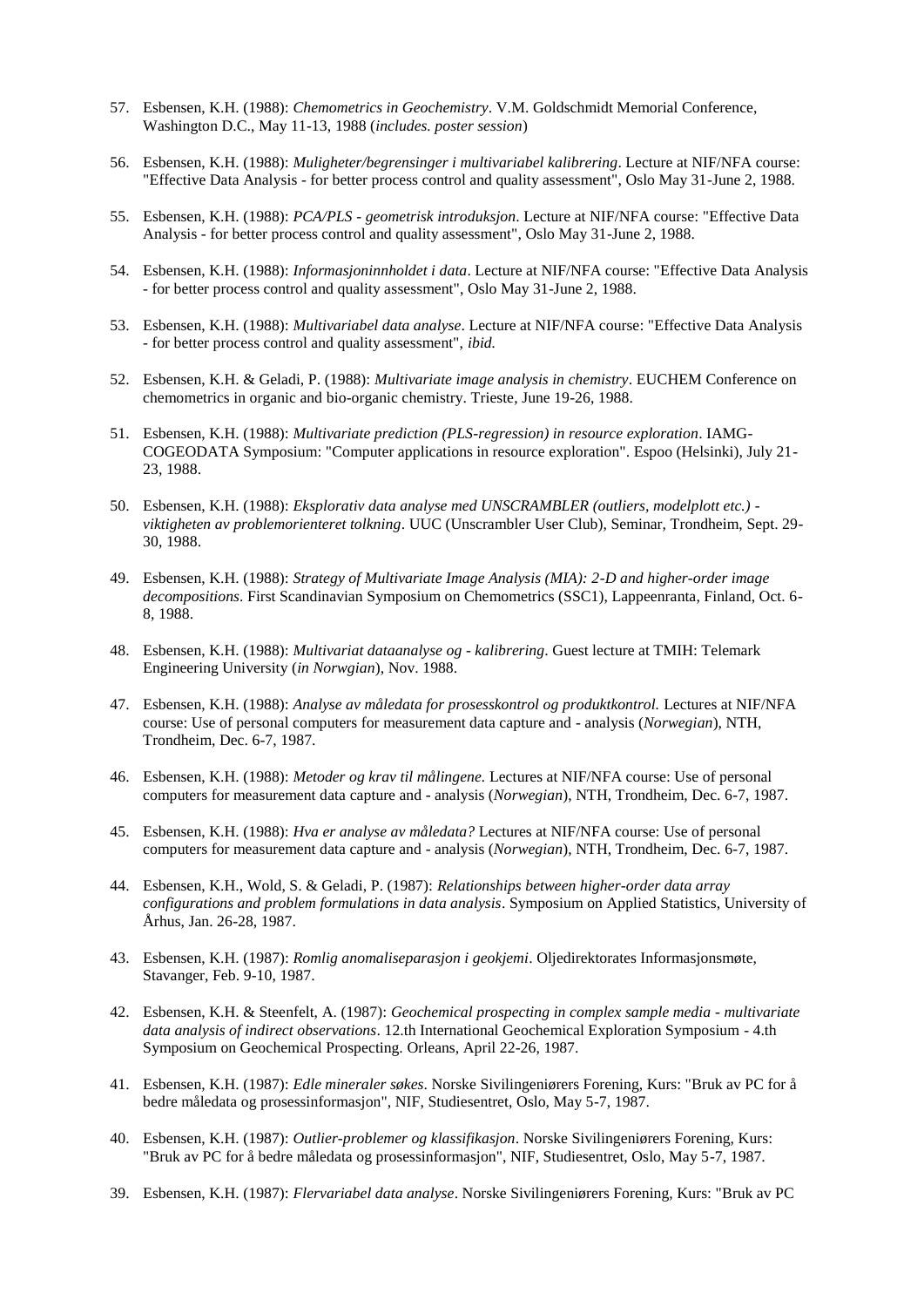57. Esbensen, K.H. (1988): *Chemometrics in Geochemistry*. V.M. Goldschmidt Memorial Conference, Washington D.C., May 11-13, 1988 (*includes. poster session*)

56. Esbensen, K.H. (1988): *Muligheter/begrensinger i multivariabel kalibrering*. Lecture at NIF/NFA course: "Effective Data Analysis - for better process control and quality assessment", Oslo May 31-June 2, 1988.

55. Esbensen, K.H. (1988): *PCA/PLS - geometrisk introduksjon*. Lecture at NIF/NFA course: "Effective Data Analysis - for better process control and quality assessment", Oslo May 31-June 2, 1988.

54. Esbensen, K.H. (1988): *Informasjoninnholdet i data*. Lecture at NIF/NFA course: "Effective Data Analysis - for better process control and quality assessment", Oslo May 31-June 2, 1988.

53. Esbensen, K.H. (1988): *Multivariabel data analyse*. Lecture at NIF/NFA course: "Effective Data Analysis - for better process control and quality assessment", *ibid.*

52. Esbensen, K.H. & Geladi, P. (1988): *Multivariate image analysis in chemistry*. EUCHEM Conference on chemometrics in organic and bio-organic chemistry. Trieste, June 19-26, 1988.

51. Esbensen, K.H. (1988): *Multivariate prediction (PLS-regression) in resource exploration*. IAMG-COGEODATA Symposium: "Computer applications in resource exploration". Espoo (Helsinki), July 21-23, 1988.

50. Esbensen, K.H. (1988): *Eksplorativ data analyse med UNSCRAMBLER (outliers, modelplott etc.) - viktigheten av problemorienteret tolkning*. UUC (Unscrambler User Club), Seminar, Trondheim, Sept. 29-30, 1988.

49. Esbensen, K.H. (1988): *Strategy of Multivariate Image Analysis (MIA): 2-D and higher-order image decompositions*. First Scandinavian Symposium on Chemometrics (SSC1), Lappeenranta, Finland, Oct. 6-8, 1988.

48. Esbensen, K.H. (1988): *Multivariat dataanalyse og - kalibrering*. Guest lecture at TMIH: Telemark Engineering University (*in Norwgian*), Nov. 1988.

47. Esbensen, K.H. (1988): *Analyse av måledata for prosesskontrol og produktkontrol.* Lectures at NIF/NFA course: Use of personal computers for measurement data capture and - analysis (*Norwegian*), NTH, Trondheim, Dec. 6-7, 1987.

46. Esbensen, K.H. (1988): *Metoder og krav til målingene.* Lectures at NIF/NFA course: Use of personal computers for measurement data capture and - analysis (*Norwegian*), NTH, Trondheim, Dec. 6-7, 1987.

45. Esbensen, K.H. (1988): *Hva er analyse av måledata?* Lectures at NIF/NFA course: Use of personal computers for measurement data capture and - analysis (*Norwegian*), NTH, Trondheim, Dec. 6-7, 1987.

44. Esbensen, K.H., Wold, S. & Geladi, P. (1987): *Relationships between higher-order data array configurations and problem formulations in data analysis*. Symposium on Applied Statistics, University of Århus, Jan. 26-28, 1987.

43. Esbensen, K.H. (1987): *Romlig anomaliseparasjon i geokjemi*. Oljedirektorates Informasjonsmøte, Stavanger, Feb. 9-10, 1987.

42. Esbensen, K.H. & Steenfelt, A. (1987): *Geochemical prospecting in complex sample media - multivariate data analysis of indirect observations*. 12.th International Geochemical Exploration Symposium - 4.th Symposium on Geochemical Prospecting. Orleans, April 22-26, 1987.

41. Esbensen, K.H. (1987): *Edle mineraler søkes*. Norske Sivilingeniørers Forening, Kurs: "Bruk av PC for å bedre måledata og prosessinformasjon", NIF, Studiesentret, Oslo, May 5-7, 1987.

40. Esbensen, K.H. (1987): *Outlier-problemer og klassifikasjon*. Norske Sivilingeniørers Forening, Kurs: "Bruk av PC for å bedre måledata og prosessinformasjon", NIF, Studiesentret, Oslo, May 5-7, 1987.

39. Esbensen, K.H. (1987): *Flervariabel data analyse*. Norske Sivilingeniørers Forening, Kurs: "Bruk av PC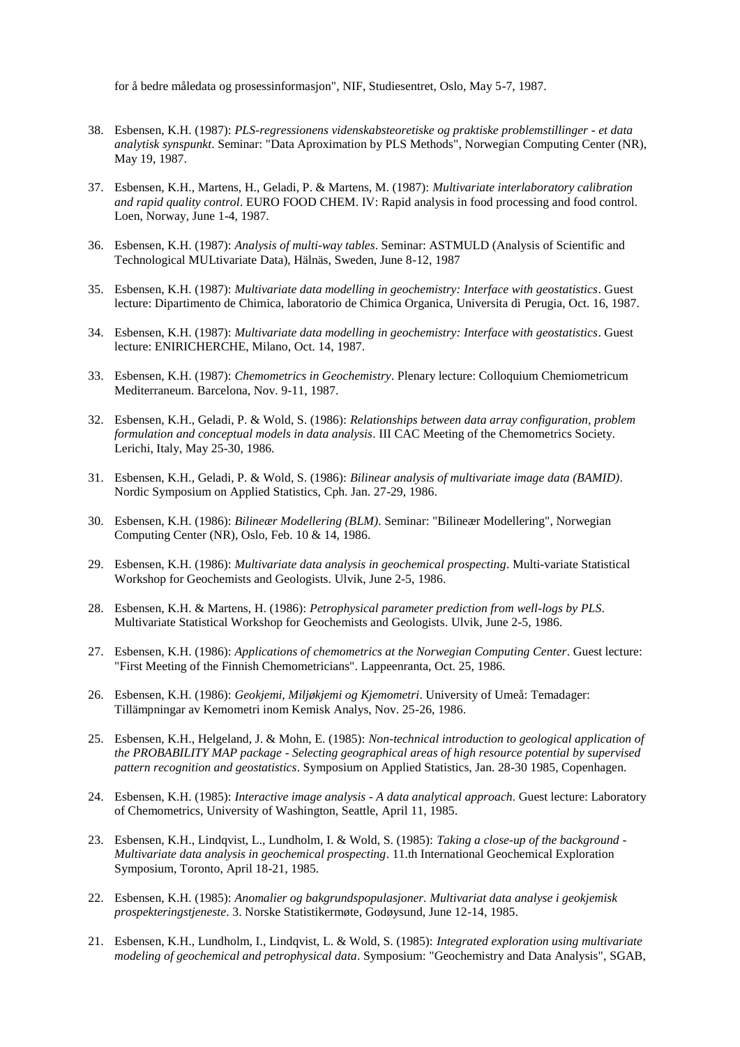for å bedre måledata og prosessinformasjon", NIF, Studiesentret, Oslo, May 5-7, 1987.

38. Esbensen, K.H. (1987): *PLS-regressionens videnskabsteoretiske og praktiske problemstillinger - et data analytisk synspunkt*. Seminar: "Data Aproximation by PLS Methods", Norwegian Computing Center (NR), May 19, 1987.

37. Esbensen, K.H., Martens, H., Geladi, P. & Martens, M. (1987): *Multivariate interlaboratory calibration and rapid quality control*. EURO FOOD CHEM. IV: Rapid analysis in food processing and food control. Loen, Norway, June 1-4, 1987.

36. Esbensen, K.H. (1987): *Analysis of multi-way tables*. Seminar: ASTMULD (Analysis of Scientific and Technological MULtivariate Data), Hälnäs, Sweden, June 8-12, 1987

35. Esbensen, K.H. (1987): *Multivariate data modelling in geochemistry: Interface with geostatistics*. Guest lecture: Dipartimento de Chimica, laboratorio de Chimica Organica, Universita di Perugia, Oct. 16, 1987.

34. Esbensen, K.H. (1987): *Multivariate data modelling in geochemistry: Interface with geostatistics*. Guest lecture: ENIRICHERCHE, Milano, Oct. 14, 1987.

33. Esbensen, K.H. (1987): *Chemometrics in Geochemistry*. Plenary lecture: Colloquium Chemiometricum Mediterraneum. Barcelona, Nov. 9-11, 1987.

32. Esbensen, K.H., Geladi, P. & Wold, S. (1986): *Relationships between data array configuration, problem formulation and conceptual models in data analysis*. III CAC Meeting of the Chemometrics Society. Lerichi, Italy, May 25-30, 1986.

31. Esbensen, K.H., Geladi, P. & Wold, S. (1986): *Bilinear analysis of multivariate image data (BAMID)*. Nordic Symposium on Applied Statistics, Cph. Jan. 27-29, 1986.

30. Esbensen, K.H. (1986): *Bilineær Modellering (BLM)*. Seminar: "Bilineær Modellering", Norwegian Computing Center (NR), Oslo, Feb. 10 & 14, 1986.

29. Esbensen, K.H. (1986): *Multivariate data analysis in geochemical prospecting*. Multi-variate Statistical Workshop for Geochemists and Geologists. Ulvik, June 2-5, 1986.

28. Esbensen, K.H. & Martens, H. (1986): *Petrophysical parameter prediction from well-logs by PLS*. Multivariate Statistical Workshop for Geochemists and Geologists. Ulvik, June 2-5, 1986.

27. Esbensen, K.H. (1986): *Applications of chemometrics at the Norwegian Computing Center*. Guest lecture: "First Meeting of the Finnish Chemometricians". Lappeenranta, Oct. 25, 1986.

26. Esbensen, K.H. (1986): *Geokjemi, Miljøkjemi og Kjemometri*. University of Umeå: Temadager: Tillämpningar av Kemometri inom Kemisk Analys, Nov. 25-26, 1986.

25. Esbensen, K.H., Helgeland, J. & Mohn, E. (1985): *Non-technical introduction to geological application of the PROBABILITY MAP package - Selecting geographical areas of high resource potential by supervised pattern recognition and geostatistics*. Symposium on Applied Statistics, Jan. 28-30 1985, Copenhagen.

24. Esbensen, K.H. (1985): *Interactive image analysis - A data analytical approach*. Guest lecture: Laboratory of Chemometrics, University of Washington, Seattle, April 11, 1985.

23. Esbensen, K.H., Lindqvist, L., Lundholm, I. & Wold, S. (1985): *Taking a close-up of the background - Multivariate data analysis in geochemical prospecting*. 11.th International Geochemical Exploration Symposium, Toronto, April 18-21, 1985.

22. Esbensen, K.H. (1985): *Anomalier og bakgrundspopulasjoner. Multivariat data analyse i geokjemisk prospekteringstjeneste*. 3. Norske Statistikermøte, Godøysund, June 12-14, 1985.

21. Esbensen, K.H., Lundholm, I., Lindqvist, L. & Wold, S. (1985): *Integrated exploration using multivariate modeling of geochemical and petrophysical data*. Symposium: "Geochemistry and Data Analysis", SGAB,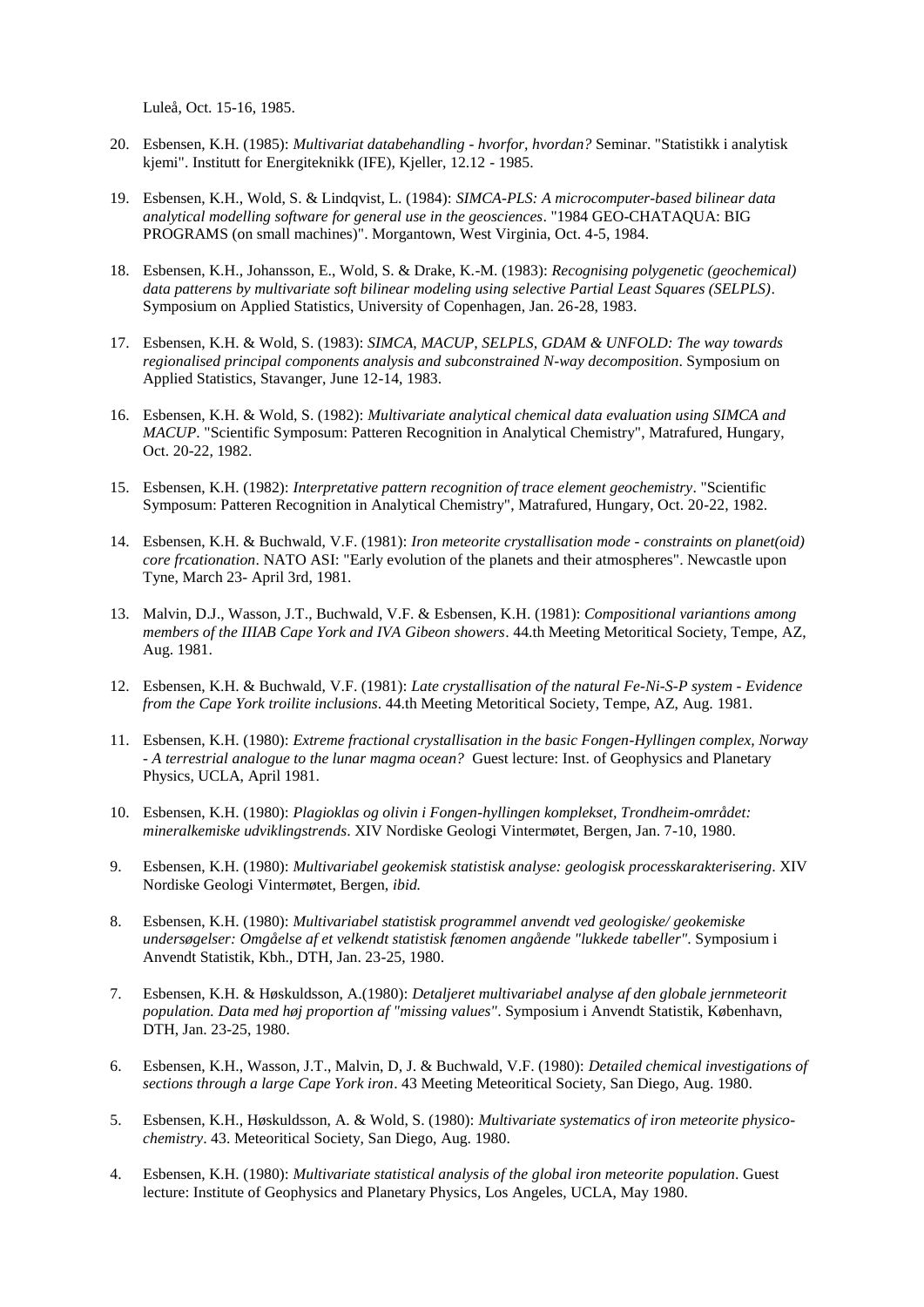Luleå, Oct. 15-16, 1985.

20. Esbensen, K.H. (1985): *Multivariat databehandling - hvorfor, hvordan?* Seminar. "Statistikk i analytisk kjemi". Institutt for Energiteknikk (IFE), Kjeller, 12.12 - 1985.

19. Esbensen, K.H., Wold, S. & Lindqvist, L. (1984): *SIMCA-PLS: A microcomputer-based bilinear data analytical modelling software for general use in the geosciences*. "1984 GEO-CHATAQUA: BIG PROGRAMS (on small machines)". Morgantown, West Virginia, Oct. 4-5, 1984.

18. Esbensen, K.H., Johansson, E., Wold, S. & Drake, K.-M. (1983): *Recognising polygenetic (geochemical) data patterens by multivariate soft bilinear modeling using selective Partial Least Squares (SELPLS)*. Symposium on Applied Statistics, University of Copenhagen, Jan. 26-28, 1983.

17. Esbensen, K.H. & Wold, S. (1983): *SIMCA, MACUP, SELPLS, GDAM & UNFOLD: The way towards regionalised principal components analysis and subconstrained N-way decomposition*. Symposium on Applied Statistics, Stavanger, June 12-14, 1983.

16. Esbensen, K.H. & Wold, S. (1982): *Multivariate analytical chemical data evaluation using SIMCA and MACUP*. "Scientific Symposum: Patteren Recognition in Analytical Chemistry", Matrafured, Hungary, Oct. 20-22, 1982.

15. Esbensen, K.H. (1982): *Interpretative pattern recognition of trace element geochemistry*. "Scientific Symposum: Patteren Recognition in Analytical Chemistry", Matrafured, Hungary, Oct. 20-22, 1982.

14. Esbensen, K.H. & Buchwald, V.F. (1981): *Iron meteorite crystallisation mode - constraints on planet(oid) core frcationation*. NATO ASI: "Early evolution of the planets and their atmospheres". Newcastle upon Tyne, March 23- April 3rd, 1981.

13. Malvin, D.J., Wasson, J.T., Buchwald, V.F. & Esbensen, K.H. (1981): *Compositional variantions among members of the IIIAB Cape York and IVA Gibeon showers*. 44.th Meeting Metoritical Society, Tempe, AZ, Aug. 1981.

12. Esbensen, K.H. & Buchwald, V.F. (1981): *Late crystallisation of the natural Fe-Ni-S-P system - Evidence from the Cape York troilite inclusions*. 44.th Meeting Metoritical Society, Tempe, AZ, Aug. 1981.

11. Esbensen, K.H. (1980): *Extreme fractional crystallisation in the basic Fongen-Hyllingen complex, Norway - A terrestrial analogue to the lunar magma ocean?* Guest lecture: Inst. of Geophysics and Planetary Physics, UCLA, April 1981.

10. Esbensen, K.H. (1980): *Plagioklas og olivin i Fongen-hyllingen komplekset, Trondheim-området: mineralkemiske udviklingstrends*. XIV Nordiske Geologi Vintermøtet, Bergen, Jan. 7-10, 1980.

9. Esbensen, K.H. (1980): *Multivariabel geokemisk statistisk analyse: geologisk processkarakterisering*. XIV Nordiske Geologi Vintermøtet, Bergen, *ibid.*

8. Esbensen, K.H. (1980): *Multivariabel statistisk programmel anvendt ved geologiske/ geokemiske undersøgelser: Omgåelse af et velkendt statistisk fænomen angående "lukkede tabeller"*. Symposium i Anvendt Statistik, Kbh., DTH, Jan. 23-25, 1980.

7. Esbensen, K.H. & Høskuldsson, A.(1980): *Detaljeret multivariabel analyse af den globale jernmeteorit population. Data med høj proportion af "missing values"*. Symposium i Anvendt Statistik, København, DTH, Jan. 23-25, 1980.

6. Esbensen, K.H., Wasson, J.T., Malvin, D, J. & Buchwald, V.F. (1980): *Detailed chemical investigations of sections through a large Cape York iron*. 43 Meeting Meteoritical Society, San Diego, Aug. 1980.

5. Esbensen, K.H., Høskuldsson, A. & Wold, S. (1980): *Multivariate systematics of iron meteorite physico-chemistry*. 43. Meteoritical Society, San Diego, Aug. 1980.

4. Esbensen, K.H. (1980): *Multivariate statistical analysis of the global iron meteorite population*. Guest lecture: Institute of Geophysics and Planetary Physics, Los Angeles, UCLA, May 1980.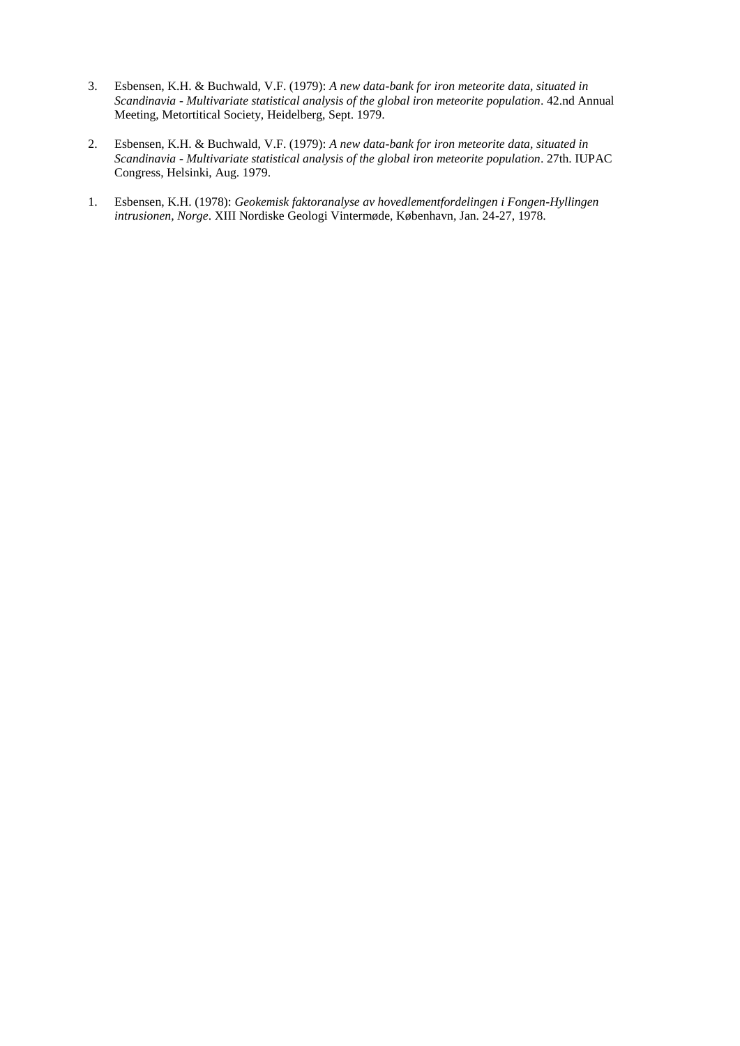3. Esbensen, K.H. & Buchwald, V.F. (1979): *A new data-bank for iron meteorite data, situated in Scandinavia - Multivariate statistical analysis of the global iron meteorite population*. 42.nd Annual Meeting, Metortitical Society, Heidelberg, Sept. 1979.

2. Esbensen, K.H. & Buchwald, V.F. (1979): *A new data-bank for iron meteorite data, situated in Scandinavia - Multivariate statistical analysis of the global iron meteorite population*. 27th. IUPAC Congress, Helsinki, Aug. 1979.

1. Esbensen, K.H. (1978): *Geokemisk faktoranalyse av hovedlementfordelingen i Fongen-Hyllingen intrusionen, Norge*. XIII Nordiske Geologi Vintermøde, København, Jan. 24-27, 1978.